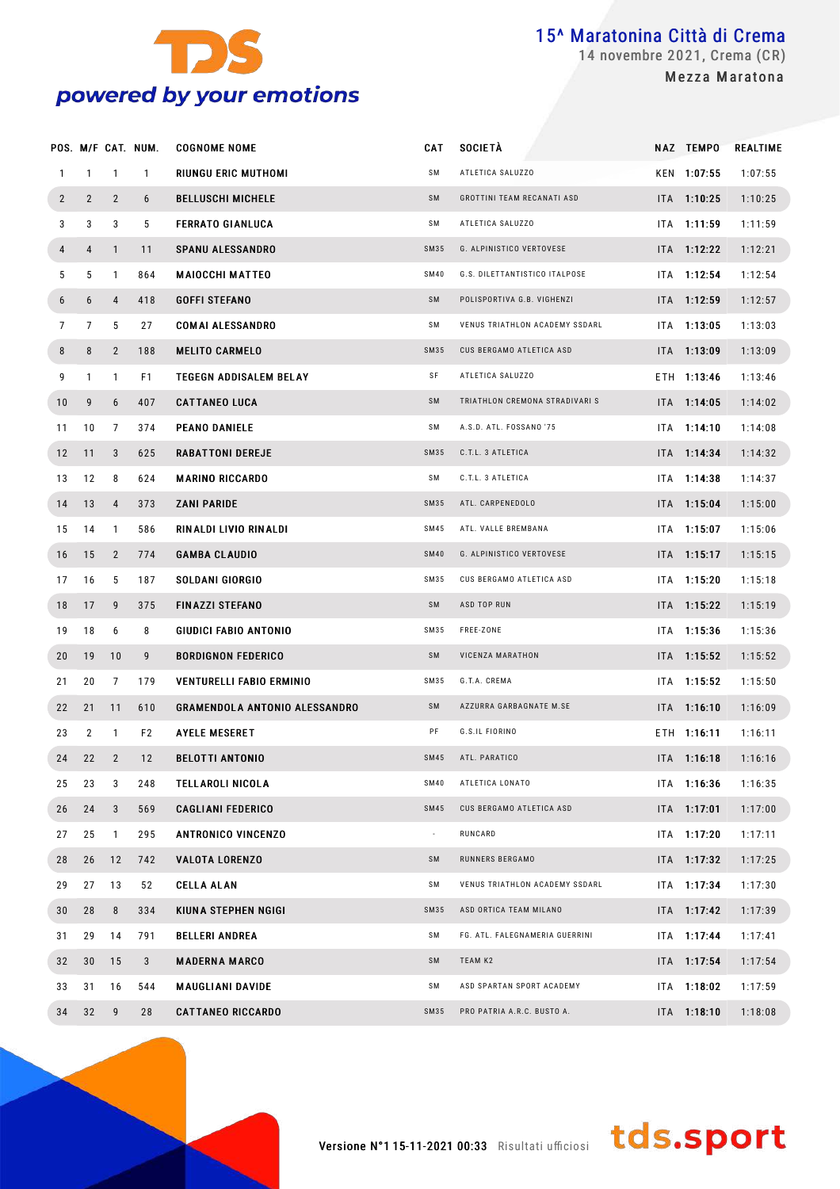# 15^ Maratonina Città di Crema

14 novembre 2021, Crema (CR)

Mezza Maratona

| POS. | M/F | CAT. | NUM. | COGNOME NOME | CAT | SOCIETÀ | NAZ | TEMPO | REALTIME |
|---|---|---|---|---|---|---|---|---|---|
| 1 | 1 | 1 | 1 | RIUNGU ERIC MUTHOMI | SM | ATLETICA SALUZZO | KEN | 1:07:55 | 1:07:55 |
| 2 | 2 | 2 | 6 | BELLUSCHI MICHELE | SM | GROTTINI TEAM RECANATI ASD | ITA | 1:10:25 | 1:10:25 |
| 3 | 3 | 3 | 5 | FERRATO GIANLUCA | SM | ATLETICA SALUZZO | ITA | 1:11:59 | 1:11:59 |
| 4 | 4 | 1 | 11 | SPANU ALESSANDRO | SM35 | G. ALPINISTICO VERTOVESE | ITA | 1:12:22 | 1:12:21 |
| 5 | 5 | 1 | 864 | MAIOCCHI MATTEO | SM40 | G.S. DILETTANTISTICO ITALPOSE | ITA | 1:12:54 | 1:12:54 |
| 6 | 6 | 4 | 418 | GOFFI STEFANO | SM | POLISPORTIVA G.B. VIGHENZI | ITA | 1:12:59 | 1:12:57 |
| 7 | 7 | 5 | 27 | COMAI ALESSANDRO | SM | VENUS TRIATHLON ACADEMY SSDARL | ITA | 1:13:05 | 1:13:03 |
| 8 | 8 | 2 | 188 | MELITO CARMELO | SM35 | CUS BERGAMO ATLETICA ASD | ITA | 1:13:09 | 1:13:09 |
| 9 | 1 | 1 | F1 | TEGEGN ADDISALEM BELAY | SF | ATLETICA SALUZZO | ETH | 1:13:46 | 1:13:46 |
| 10 | 9 | 6 | 407 | CATTANEO LUCA | SM | TRIATHLON CREMONA STRADIVARI S | ITA | 1:14:05 | 1:14:02 |
| 11 | 10 | 7 | 374 | PEANO DANIELE | SM | A.S.D. ATL. FOSSANO '75 | ITA | 1:14:10 | 1:14:08 |
| 12 | 11 | 3 | 625 | RABATTONI DEREJE | SM35 | C.T.L. 3 ATLETICA | ITA | 1:14:34 | 1:14:32 |
| 13 | 12 | 8 | 624 | MARINO RICCARDO | SM | C.T.L. 3 ATLETICA | ITA | 1:14:38 | 1:14:37 |
| 14 | 13 | 4 | 373 | ZANI PARIDE | SM35 | ATL. CARPENEDOLO | ITA | 1:15:04 | 1:15:00 |
| 15 | 14 | 1 | 586 | RINALDI LIVIO RINALDI | SM45 | ATL. VALLE BREMBANA | ITA | 1:15:07 | 1:15:06 |
| 16 | 15 | 2 | 774 | GAMBA CLAUDIO | SM40 | G. ALPINISTICO VERTOVESE | ITA | 1:15:17 | 1:15:15 |
| 17 | 16 | 5 | 187 | SOLDANI GIORGIO | SM35 | CUS BERGAMO ATLETICA ASD | ITA | 1:15:20 | 1:15:18 |
| 18 | 17 | 9 | 375 | FINAZZI STEFANO | SM | ASD TOP RUN | ITA | 1:15:22 | 1:15:19 |
| 19 | 18 | 6 | 8 | GIUDICI FABIO ANTONIO | SM35 | FREE-ZONE | ITA | 1:15:36 | 1:15:36 |
| 20 | 19 | 10 | 9 | BORDIGNON FEDERICO | SM | VICENZA MARATHON | ITA | 1:15:52 | 1:15:52 |
| 21 | 20 | 7 | 179 | VENTURELLI FABIO ERMINIO | SM35 | G.T.A. CREMA | ITA | 1:15:52 | 1:15:50 |
| 22 | 21 | 11 | 610 | GRAMENDOLA ANTONIO ALESSANDRO | SM | AZZURRA GARBAGNATE M.SE | ITA | 1:16:10 | 1:16:09 |
| 23 | 2 | 1 | F2 | AYELE MESERET | PF | G.S.IL FIORINO | ETH | 1:16:11 | 1:16:11 |
| 24 | 22 | 2 | 12 | BELOTTI ANTONIO | SM45 | ATL. PARATICO | ITA | 1:16:18 | 1:16:16 |
| 25 | 23 | 3 | 248 | TELLAROLI NICOLA | SM40 | ATLETICA LONATO | ITA | 1:16:36 | 1:16:35 |
| 26 | 24 | 3 | 569 | CAGLIANI FEDERICO | SM45 | CUS BERGAMO ATLETICA ASD | ITA | 1:17:01 | 1:17:00 |
| 27 | 25 | 1 | 295 | ANTRONICO VINCENZO | - | RUNCARD | ITA | 1:17:20 | 1:17:11 |
| 28 | 26 | 12 | 742 | VALOTA LORENZO | SM | RUNNERS BERGAMO | ITA | 1:17:32 | 1:17:25 |
| 29 | 27 | 13 | 52 | CELLA ALAN | SM | VENUS TRIATHLON ACADEMY SSDARL | ITA | 1:17:34 | 1:17:30 |
| 30 | 28 | 8 | 334 | KIUNA STEPHEN NGIGI | SM35 | ASD ORTICA TEAM MILANO | ITA | 1:17:42 | 1:17:39 |
| 31 | 29 | 14 | 791 | BELLERI ANDREA | SM | FG. ATL. FALEGNAMERIA GUERRINI | ITA | 1:17:44 | 1:17:41 |
| 32 | 30 | 15 | 3 | MADERNA MARCO | SM | TEAM K2 | ITA | 1:17:54 | 1:17:54 |
| 33 | 31 | 16 | 544 | MAUGLIANI DAVIDE | SM | ASD SPARTAN SPORT ACADEMY | ITA | 1:18:02 | 1:17:59 |
| 34 | 32 | 9 | 28 | CATTANEO RICCARDO | SM35 | PRO PATRIA A.R.C. BUSTO A. | ITA | 1:18:10 | 1:18:08 |

Versione N°1 15-11-2021 00:33 Risultati ufficiosi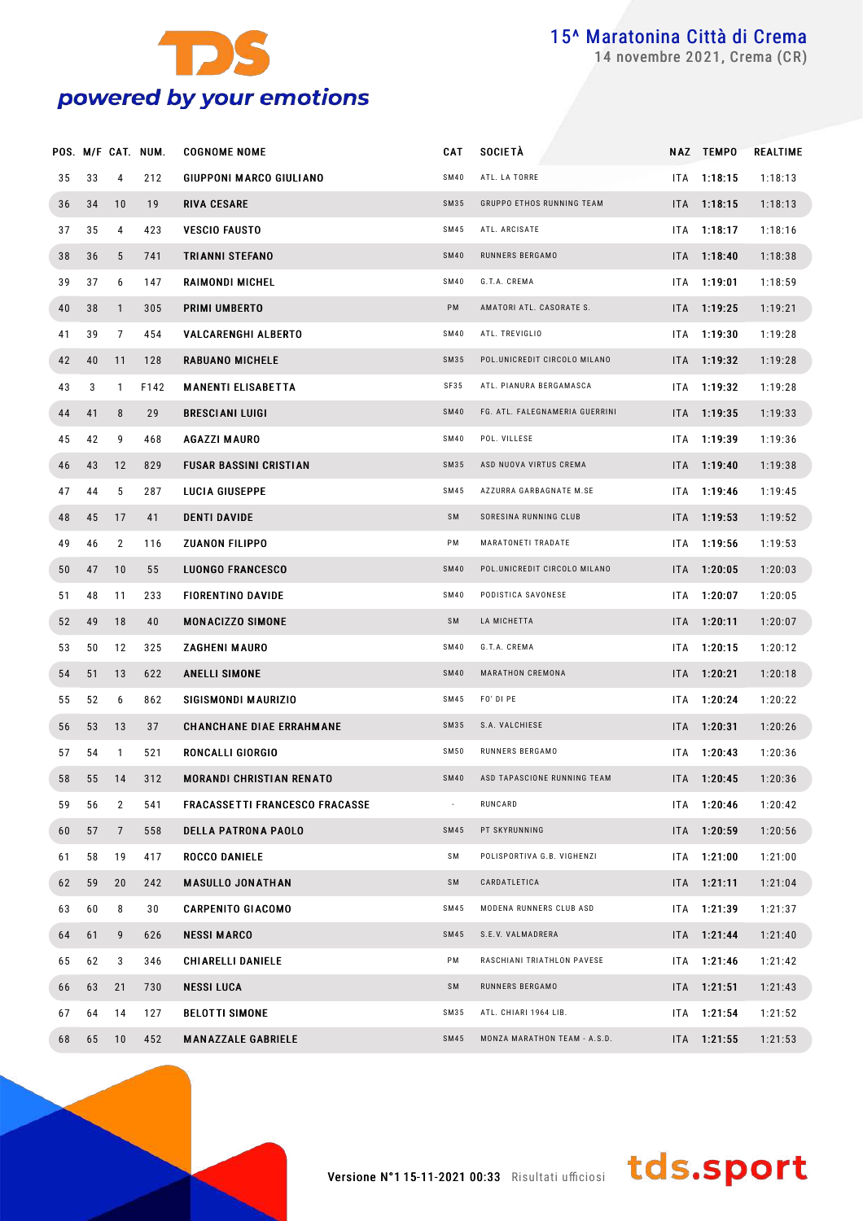# 15^ Maratonina Città di Crema

14 novembre 2021, Crema (CR)

| POS. | M/F | CAT. | NUM. | COGNOME NOME | CAT | SOCIETÀ | NAZ | TEMPO | REALTIME |
|---|---|---|---|---|---|---|---|---|---|
| 35 | 33 | 4 | 212 | GIUPPONI MARCO GIULIANO | SM40 | ATL. LA TORRE | ITA | 1:18:15 | 1:18:13 |
| 36 | 34 | 10 | 19 | RIVA CESARE | SM35 | GRUPPO ETHOS RUNNING TEAM | ITA | 1:18:15 | 1:18:13 |
| 37 | 35 | 4 | 423 | VESCIO FAUSTO | SM45 | ATL. ARCISATE | ITA | 1:18:17 | 1:18:16 |
| 38 | 36 | 5 | 741 | TRIANNI STEFANO | SM40 | RUNNERS BERGAMO | ITA | 1:18:40 | 1:18:38 |
| 39 | 37 | 6 | 147 | RAIMONDI MICHEL | SM40 | G.T.A. CREMA | ITA | 1:19:01 | 1:18:59 |
| 40 | 38 | 1 | 305 | PRIMI UMBERTO | PM | AMATORI ATL. CASORATE S. | ITA | 1:19:25 | 1:19:21 |
| 41 | 39 | 7 | 454 | VALCARENGHI ALBERTO | SM40 | ATL. TREVIGLIO | ITA | 1:19:30 | 1:19:28 |
| 42 | 40 | 11 | 128 | RABUANO MICHELE | SM35 | POL.UNICREDIT CIRCOLO MILANO | ITA | 1:19:32 | 1:19:28 |
| 43 | 3 | 1 | F142 | MANENTI ELISABETTA | SF35 | ATL. PIANURA BERGAMASCA | ITA | 1:19:32 | 1:19:28 |
| 44 | 41 | 8 | 29 | BRESCIANI LUIGI | SM40 | FG. ATL. FALEGNAMERIA GUERRINI | ITA | 1:19:35 | 1:19:33 |
| 45 | 42 | 9 | 468 | AGAZZI MAURO | SM40 | POL. VILLESE | ITA | 1:19:39 | 1:19:36 |
| 46 | 43 | 12 | 829 | FUSAR BASSINI CRISTIAN | SM35 | ASD NUOVA VIRTUS CREMA | ITA | 1:19:40 | 1:19:38 |
| 47 | 44 | 5 | 287 | LUCIA GIUSEPPE | SM45 | AZZURRA GARBAGNATE M.SE | ITA | 1:19:46 | 1:19:45 |
| 48 | 45 | 17 | 41 | DENTI DAVIDE | SM | SORESINA RUNNING CLUB | ITA | 1:19:53 | 1:19:52 |
| 49 | 46 | 2 | 116 | ZUANON FILIPPO | PM | MARATONETI TRADATE | ITA | 1:19:56 | 1:19:53 |
| 50 | 47 | 10 | 55 | LUONGO FRANCESCO | SM40 | POL.UNICREDIT CIRCOLO MILANO | ITA | 1:20:05 | 1:20:03 |
| 51 | 48 | 11 | 233 | FIORENTINO DAVIDE | SM40 | PODISTICA SAVONESE | ITA | 1:20:07 | 1:20:05 |
| 52 | 49 | 18 | 40 | MONACIZZO SIMONE | SM | LA MICHETTA | ITA | 1:20:11 | 1:20:07 |
| 53 | 50 | 12 | 325 | ZAGHENI MAURO | SM40 | G.T.A. CREMA | ITA | 1:20:15 | 1:20:12 |
| 54 | 51 | 13 | 622 | ANELLI SIMONE | SM40 | MARATHON CREMONA | ITA | 1:20:21 | 1:20:18 |
| 55 | 52 | 6 | 862 | SIGISMONDI MAURIZIO | SM45 | FO' DI PE | ITA | 1:20:24 | 1:20:22 |
| 56 | 53 | 13 | 37 | CHANCHANE DIAE ERRAHMANE | SM35 | S.A. VALCHIESE | ITA | 1:20:31 | 1:20:26 |
| 57 | 54 | 1 | 521 | RONCALLI GIORGIO | SM50 | RUNNERS BERGAMO | ITA | 1:20:43 | 1:20:36 |
| 58 | 55 | 14 | 312 | MORANDI CHRISTIAN RENATO | SM40 | ASD TAPASCIONE RUNNING TEAM | ITA | 1:20:45 | 1:20:36 |
| 59 | 56 | 2 | 541 | FRACASSETTI FRANCESCO FRACASSE | - | RUNCARD | ITA | 1:20:46 | 1:20:42 |
| 60 | 57 | 7 | 558 | DELLA PATRONA PAOLO | SM45 | PT SKYRUNNING | ITA | 1:20:59 | 1:20:56 |
| 61 | 58 | 19 | 417 | ROCCO DANIELE | SM | POLISPORTIVA G.B. VIGHENZI | ITA | 1:21:00 | 1:21:00 |
| 62 | 59 | 20 | 242 | MASULLO JONATHAN | SM | CARDATLETICA | ITA | 1:21:11 | 1:21:04 |
| 63 | 60 | 8 | 30 | CARPENITO GIACOMO | SM45 | MODENA RUNNERS CLUB ASD | ITA | 1:21:39 | 1:21:37 |
| 64 | 61 | 9 | 626 | NESSI MARCO | SM45 | S.E.V. VALMADRERA | ITA | 1:21:44 | 1:21:40 |
| 65 | 62 | 3 | 346 | CHIARELLI DANIELE | PM | RASCHIANI TRIATHLON PAVESE | ITA | 1:21:46 | 1:21:42 |
| 66 | 63 | 21 | 730 | NESSI LUCA | SM | RUNNERS BERGAMO | ITA | 1:21:51 | 1:21:43 |
| 67 | 64 | 14 | 127 | BELOTTI SIMONE | SM35 | ATL. CHIARI 1964 LIB. | ITA | 1:21:54 | 1:21:52 |
| 68 | 65 | 10 | 452 | MANAZZALE GABRIELE | SM45 | MONZA MARATHON TEAM - A.S.D. | ITA | 1:21:55 | 1:21:53 |

Versione N°1 15-11-2021 00:33 Risultati ufficiosi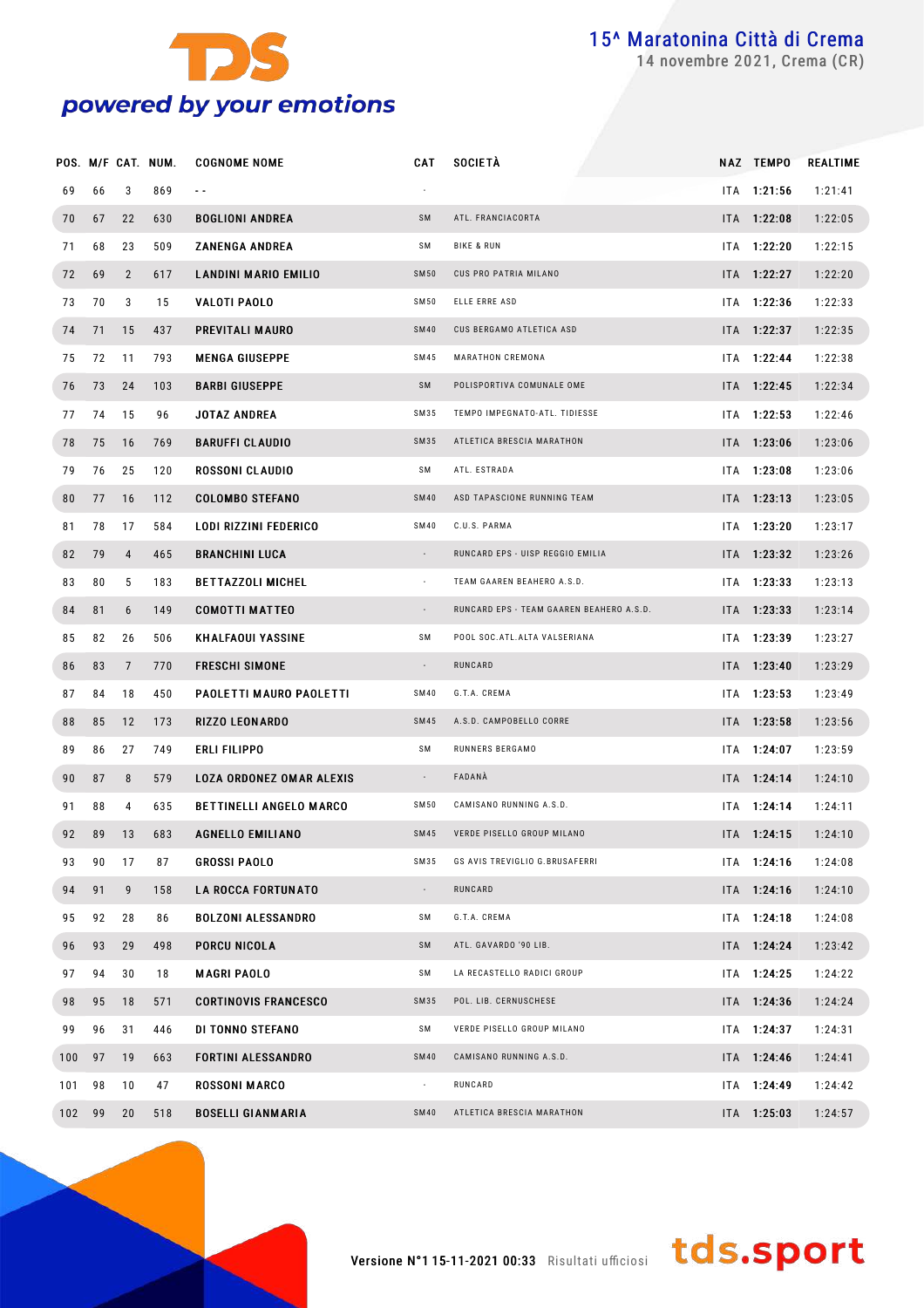# 15^ Maratonina Città di Crema

14 novembre 2021, Crema (CR)

| POS. | M/F | CAT. | NUM. | COGNOME NOME | CAT | SOCIETÀ | NAZ | TEMPO | REALTIME |
|---|---|---|---|---|---|---|---|---|---|
| 69 | 66 | 3 | 869 | - - | - | | ITA | **1:21:56** | 1:21:41 |
| 70 | 67 | 22 | 630 | **BOGLIONI ANDREA** | SM | ATL. FRANCIACORTA | ITA | **1:22:08** | 1:22:05 |
| 71 | 68 | 23 | 509 | **ZANENGA ANDREA** | SM | BIKE & RUN | ITA | **1:22:20** | 1:22:15 |
| 72 | 69 | 2 | 617 | **LANDINI MARIO EMILIO** | SM50 | CUS PRO PATRIA MILANO | ITA | **1:22:27** | 1:22:20 |
| 73 | 70 | 3 | 15 | **VALOTI PAOLO** | SM50 | ELLE ERRE ASD | ITA | **1:22:36** | 1:22:33 |
| 74 | 71 | 15 | 437 | **PREVITALI MAURO** | SM40 | CUS BERGAMO ATLETICA ASD | ITA | **1:22:37** | 1:22:35 |
| 75 | 72 | 11 | 793 | **MENGA GIUSEPPE** | SM45 | MARATHON CREMONA | ITA | **1:22:44** | 1:22:38 |
| 76 | 73 | 24 | 103 | **BARBI GIUSEPPE** | SM | POLISPORTIVA COMUNALE OME | ITA | **1:22:45** | 1:22:34 |
| 77 | 74 | 15 | 96 | **JOTAZ ANDREA** | SM35 | TEMPO IMPEGNATO-ATL. TIDIESSE | ITA | **1:22:53** | 1:22:46 |
| 78 | 75 | 16 | 769 | **BARUFFI CLAUDIO** | SM35 | ATLETICA BRESCIA MARATHON | ITA | **1:23:06** | 1:23:06 |
| 79 | 76 | 25 | 120 | **ROSSONI CLAUDIO** | SM | ATL. ESTRADA | ITA | **1:23:08** | 1:23:06 |
| 80 | 77 | 16 | 112 | **COLOMBO STEFANO** | SM40 | ASD TAPASCIONE RUNNING TEAM | ITA | **1:23:13** | 1:23:05 |
| 81 | 78 | 17 | 584 | **LODI RIZZINI FEDERICO** | SM40 | C.U.S. PARMA | ITA | **1:23:20** | 1:23:17 |
| 82 | 79 | 4 | 465 | **BRANCHINI LUCA** | - | RUNCARD EPS - UISP REGGIO EMILIA | ITA | **1:23:32** | 1:23:26 |
| 83 | 80 | 5 | 183 | **BETTAZZOLI MICHEL** | - | TEAM GAAREN BEAHERO A.S.D. | ITA | **1:23:33** | 1:23:13 |
| 84 | 81 | 6 | 149 | **COMOTTI MATTEO** | - | RUNCARD EPS - TEAM GAAREN BEAHERO A.S.D. | ITA | **1:23:33** | 1:23:14 |
| 85 | 82 | 26 | 506 | **KHALFAOUI YASSINE** | SM | POOL SOC.ATL.ALTA VALSERIANA | ITA | **1:23:39** | 1:23:27 |
| 86 | 83 | 7 | 770 | **FRESCHI SIMONE** | - | RUNCARD | ITA | **1:23:40** | 1:23:29 |
| 87 | 84 | 18 | 450 | **PAOLETTI MAURO PAOLETTI** | SM40 | G.T.A. CREMA | ITA | **1:23:53** | 1:23:49 |
| 88 | 85 | 12 | 173 | **RIZZO LEONARDO** | SM45 | A.S.D. CAMPOBELLO CORRE | ITA | **1:23:58** | 1:23:56 |
| 89 | 86 | 27 | 749 | **ERLI FILIPPO** | SM | RUNNERS BERGAMO | ITA | **1:24:07** | 1:23:59 |
| 90 | 87 | 8 | 579 | **LOZA ORDONEZ OMAR ALEXIS** | - | FADANÀ | ITA | **1:24:14** | 1:24:10 |
| 91 | 88 | 4 | 635 | **BETTINELLI ANGELO MARCO** | SM50 | CAMISANO RUNNING A.S.D. | ITA | **1:24:14** | 1:24:11 |
| 92 | 89 | 13 | 683 | **AGNELLO EMILIANO** | SM45 | VERDE PISELLO GROUP MILANO | ITA | **1:24:15** | 1:24:10 |
| 93 | 90 | 17 | 87 | **GROSSI PAOLO** | SM35 | GS AVIS TREVIGLIO G.BRUSAFERRI | ITA | **1:24:16** | 1:24:08 |
| 94 | 91 | 9 | 158 | **LA ROCCA FORTUNATO** | - | RUNCARD | ITA | **1:24:16** | 1:24:10 |
| 95 | 92 | 28 | 86 | **BOLZONI ALESSANDRO** | SM | G.T.A. CREMA | ITA | **1:24:18** | 1:24:08 |
| 96 | 93 | 29 | 498 | **PORCU NICOLA** | SM | ATL. GAVARDO '90 LIB. | ITA | **1:24:24** | 1:23:42 |
| 97 | 94 | 30 | 18 | **MAGRI PAOLO** | SM | LA RECASTELLO RADICI GROUP | ITA | **1:24:25** | 1:24:22 |
| 98 | 95 | 18 | 571 | **CORTINOVIS FRANCESCO** | SM35 | POL. LIB. CERNUSCHESE | ITA | **1:24:36** | 1:24:24 |
| 99 | 96 | 31 | 446 | **DI TONNO STEFANO** | SM | VERDE PISELLO GROUP MILANO | ITA | **1:24:37** | 1:24:31 |
| 100 | 97 | 19 | 663 | **FORTINI ALESSANDRO** | SM40 | CAMISANO RUNNING A.S.D. | ITA | **1:24:46** | 1:24:41 |
| 101 | 98 | 10 | 47 | **ROSSONI MARCO** | - | RUNCARD | ITA | **1:24:49** | 1:24:42 |
| 102 | 99 | 20 | 518 | **BOSELLI GIANMARIA** | SM40 | ATLETICA BRESCIA MARATHON | ITA | **1:25:03** | 1:24:57 |

**Versione N°1 15-11-2021 00:33** Risultati ufficiosi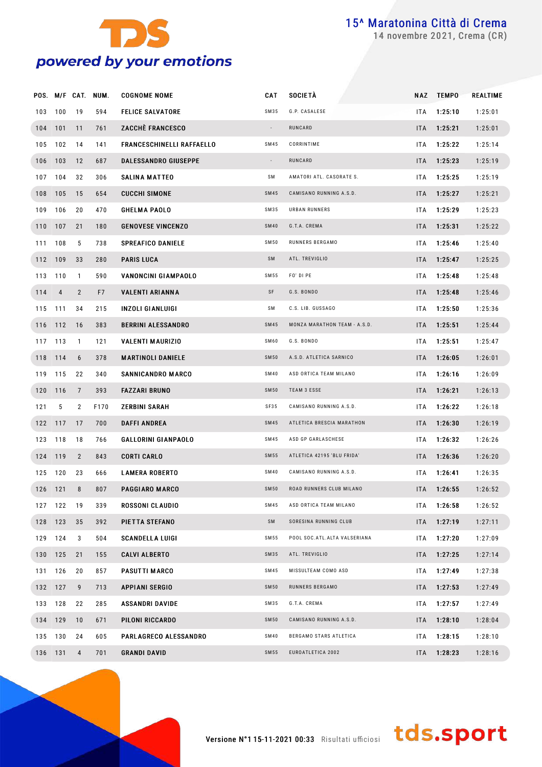# 15^ Maratonina Città di Crema

14 novembre 2021, Crema (CR)

| POS. | M/F | CAT. | NUM. | COGNOME NOME | CAT | SOCIETÀ | NAZ | TEMPO | REALTIME |
|---|---|---|---|---|---|---|---|---|---|
| 103 | 100 | 19 | 594 | FELICE SALVATORE | SM35 | G.P. CASALESE | ITA | 1:25:10 | 1:25:01 |
| 104 | 101 | 11 | 761 | ZACCHÈ FRANCESCO | - | RUNCARD | ITA | 1:25:21 | 1:25:01 |
| 105 | 102 | 14 | 141 | FRANCESCHINELLI RAFFAELLO | SM45 | CORRINTIME | ITA | 1:25:22 | 1:25:14 |
| 106 | 103 | 12 | 687 | DALESSANDRO GIUSEPPE | - | RUNCARD | ITA | 1:25:23 | 1:25:19 |
| 107 | 104 | 32 | 306 | SALINA MATTEO | SM | AMATORI ATL. CASORATE S. | ITA | 1:25:25 | 1:25:19 |
| 108 | 105 | 15 | 654 | CUCCHI SIMONE | SM45 | CAMISANO RUNNING A.S.D. | ITA | 1:25:27 | 1:25:21 |
| 109 | 106 | 20 | 470 | GHELMA PAOLO | SM35 | URBAN RUNNERS | ITA | 1:25:29 | 1:25:23 |
| 110 | 107 | 21 | 180 | GENOVESE VINCENZO | SM40 | G.T.A. CREMA | ITA | 1:25:31 | 1:25:22 |
| 111 | 108 | 5 | 738 | SPREAFICO DANIELE | SM50 | RUNNERS BERGAMO | ITA | 1:25:46 | 1:25:40 |
| 112 | 109 | 33 | 280 | PARIS LUCA | SM | ATL. TREVIGLIO | ITA | 1:25:47 | 1:25:25 |
| 113 | 110 | 1 | 590 | VANONCINI GIAMPAOLO | SM55 | FO' DI PE | ITA | 1:25:48 | 1:25:48 |
| 114 | 4 | 2 | F7 | VALENTI ARIANNA | SF | G.S. BONDO | ITA | 1:25:48 | 1:25:46 |
| 115 | 111 | 34 | 215 | INZOLI GIANLUIGI | SM | C.S. LIB. GUSSAGO | ITA | 1:25:50 | 1:25:36 |
| 116 | 112 | 16 | 383 | BERRINI ALESSANDRO | SM45 | MONZA MARATHON TEAM - A.S.D. | ITA | 1:25:51 | 1:25:44 |
| 117 | 113 | 1 | 121 | VALENTI MAURIZIO | SM60 | G.S. BONDO | ITA | 1:25:51 | 1:25:47 |
| 118 | 114 | 6 | 378 | MARTINOLI DANIELE | SM50 | A.S.D. ATLETICA SARNICO | ITA | 1:26:05 | 1:26:01 |
| 119 | 115 | 22 | 340 | SANNICANDRO MARCO | SM40 | ASD ORTICA TEAM MILANO | ITA | 1:26:16 | 1:26:09 |
| 120 | 116 | 7 | 393 | FAZZARI BRUNO | SM50 | TEAM 3 ESSE | ITA | 1:26:21 | 1:26:13 |
| 121 | 5 | 2 | F170 | ZERBINI SARAH | SF35 | CAMISANO RUNNING A.S.D. | ITA | 1:26:22 | 1:26:18 |
| 122 | 117 | 17 | 700 | DAFFI ANDREA | SM45 | ATLETICA BRESCIA MARATHON | ITA | 1:26:30 | 1:26:19 |
| 123 | 118 | 18 | 766 | GALLORINI GIANPAOLO | SM45 | ASD GP GARLASCHESE | ITA | 1:26:32 | 1:26:26 |
| 124 | 119 | 2 | 843 | CORTI CARLO | SM55 | ATLETICA 42195 'BLU FRIDA' | ITA | 1:26:36 | 1:26:20 |
| 125 | 120 | 23 | 666 | LAMERA ROBERTO | SM40 | CAMISANO RUNNING A.S.D. | ITA | 1:26:41 | 1:26:35 |
| 126 | 121 | 8 | 807 | PAGGIARO MARCO | SM50 | ROAD RUNNERS CLUB MILANO | ITA | 1:26:55 | 1:26:52 |
| 127 | 122 | 19 | 339 | ROSSONI CLAUDIO | SM45 | ASD ORTICA TEAM MILANO | ITA | 1:26:58 | 1:26:52 |
| 128 | 123 | 35 | 392 | PIETTA STEFANO | SM | SORESINA RUNNING CLUB | ITA | 1:27:19 | 1:27:11 |
| 129 | 124 | 3 | 504 | SCANDELLA LUIGI | SM55 | POOL SOC.ATL.ALTA VALSERIANA | ITA | 1:27:20 | 1:27:09 |
| 130 | 125 | 21 | 155 | CALVI ALBERTO | SM35 | ATL. TREVIGLIO | ITA | 1:27:25 | 1:27:14 |
| 131 | 126 | 20 | 857 | PASUTTI MARCO | SM45 | MISSULTEAM COMO ASD | ITA | 1:27:49 | 1:27:38 |
| 132 | 127 | 9 | 713 | APPIANI SERGIO | SM50 | RUNNERS BERGAMO | ITA | 1:27:53 | 1:27:49 |
| 133 | 128 | 22 | 285 | ASSANDRI DAVIDE | SM35 | G.T.A. CREMA | ITA | 1:27:57 | 1:27:49 |
| 134 | 129 | 10 | 671 | PILONI RICCARDO | SM50 | CAMISANO RUNNING A.S.D. | ITA | 1:28:10 | 1:28:04 |
| 135 | 130 | 24 | 605 | PARLAGRECO ALESSANDRO | SM40 | BERGAMO STARS ATLETICA | ITA | 1:28:15 | 1:28:10 |
| 136 | 131 | 4 | 701 | GRANDI DAVID | SM55 | EUROATLETICA 2002 | ITA | 1:28:23 | 1:28:16 |

Versione N°1 15-11-2021 00:33 Risultati ufficiosi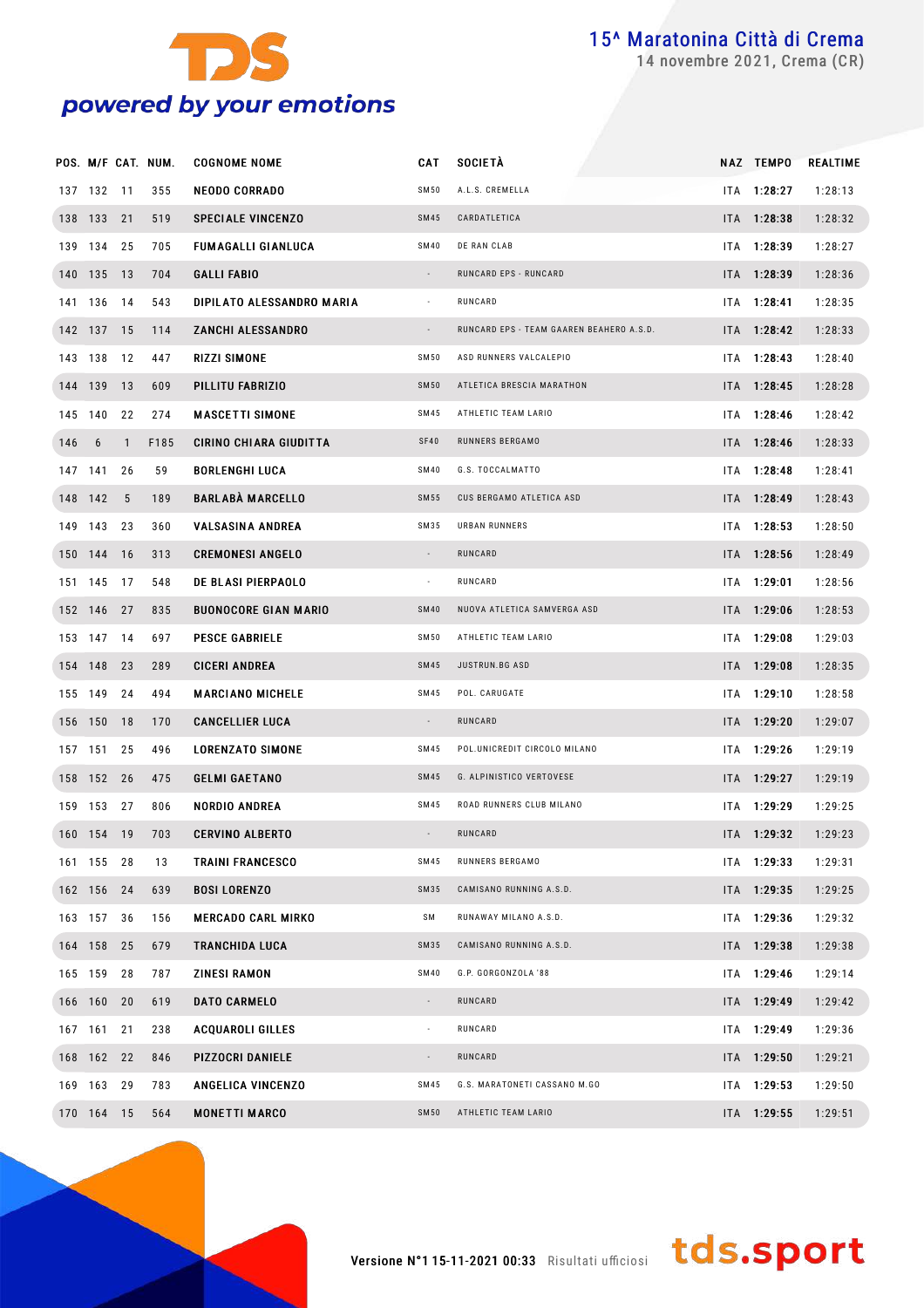# 15^ Maratonina Città di Crema

14 novembre 2021, Crema (CR)

| POS. | M/F | CAT. | NUM. | COGNOME NOME | CAT | SOCIETÀ | NAZ | TEMPO | REALTIME |
|---|---|---|---|---|---|---|---|---|---|
| 137 | 132 | 11 | 355 | NEODO CORRADO | SM50 | A.L.S. CREMELLA | ITA | **1:28:27** | 1:28:13 |
| 138 | 133 | 21 | 519 | SPECIALE VINCENZO | SM45 | CARDATLETICA | ITA | **1:28:38** | 1:28:32 |
| 139 | 134 | 25 | 705 | FUMAGALLI GIANLUCA | SM40 | DE RAN CLAB | ITA | **1:28:39** | 1:28:27 |
| 140 | 135 | 13 | 704 | GALLI FABIO | - | RUNCARD EPS - RUNCARD | ITA | **1:28:39** | 1:28:36 |
| 141 | 136 | 14 | 543 | DIPILATO ALESSANDRO MARIA | - | RUNCARD | ITA | **1:28:41** | 1:28:35 |
| 142 | 137 | 15 | 114 | ZANCHI ALESSANDRO | - | RUNCARD EPS - TEAM GAAREN BEAHERO A.S.D. | ITA | **1:28:42** | 1:28:33 |
| 143 | 138 | 12 | 447 | RIZZI SIMONE | SM50 | ASD RUNNERS VALCALEPIO | ITA | **1:28:43** | 1:28:40 |
| 144 | 139 | 13 | 609 | PILLITU FABRIZIO | SM50 | ATLETICA BRESCIA MARATHON | ITA | **1:28:45** | 1:28:28 |
| 145 | 140 | 22 | 274 | MASCETTI SIMONE | SM45 | ATHLETIC TEAM LARIO | ITA | **1:28:46** | 1:28:42 |
| 146 | 6 | 1 | F185 | CIRINO CHIARA GIUDITTA | SF40 | RUNNERS BERGAMO | ITA | **1:28:46** | 1:28:33 |
| 147 | 141 | 26 | 59 | BORLENGHI LUCA | SM40 | G.S. TOCCALMATTO | ITA | **1:28:48** | 1:28:41 |
| 148 | 142 | 5 | 189 | BARLABÀ MARCELLO | SM55 | CUS BERGAMO ATLETICA ASD | ITA | **1:28:49** | 1:28:43 |
| 149 | 143 | 23 | 360 | VALSASINA ANDREA | SM35 | URBAN RUNNERS | ITA | **1:28:53** | 1:28:50 |
| 150 | 144 | 16 | 313 | CREMONESI ANGELO | - | RUNCARD | ITA | **1:28:56** | 1:28:49 |
| 151 | 145 | 17 | 548 | DE BLASI PIERPAOLO | - | RUNCARD | ITA | **1:29:01** | 1:28:56 |
| 152 | 146 | 27 | 835 | BUONOCORE GIAN MARIO | SM40 | NUOVA ATLETICA SAMVERGA ASD | ITA | **1:29:06** | 1:28:53 |
| 153 | 147 | 14 | 697 | PESCE GABRIELE | SM50 | ATHLETIC TEAM LARIO | ITA | **1:29:08** | 1:29:03 |
| 154 | 148 | 23 | 289 | CICERI ANDREA | SM45 | JUSTRUN.BG ASD | ITA | **1:29:08** | 1:28:35 |
| 155 | 149 | 24 | 494 | MARCIANO MICHELE | SM45 | POL. CARUGATE | ITA | **1:29:10** | 1:28:58 |
| 156 | 150 | 18 | 170 | CANCELLIER LUCA | - | RUNCARD | ITA | **1:29:20** | 1:29:07 |
| 157 | 151 | 25 | 496 | LORENZATO SIMONE | SM45 | POL.UNICREDIT CIRCOLO MILANO | ITA | **1:29:26** | 1:29:19 |
| 158 | 152 | 26 | 475 | GELMI GAETANO | SM45 | G. ALPINISTICO VERTOVESE | ITA | **1:29:27** | 1:29:19 |
| 159 | 153 | 27 | 806 | NORDIO ANDREA | SM45 | ROAD RUNNERS CLUB MILANO | ITA | **1:29:29** | 1:29:25 |
| 160 | 154 | 19 | 703 | CERVINO ALBERTO | - | RUNCARD | ITA | **1:29:32** | 1:29:23 |
| 161 | 155 | 28 | 13 | TRAINI FRANCESCO | SM45 | RUNNERS BERGAMO | ITA | **1:29:33** | 1:29:31 |
| 162 | 156 | 24 | 639 | BOSI LORENZO | SM35 | CAMISANO RUNNING A.S.D. | ITA | **1:29:35** | 1:29:25 |
| 163 | 157 | 36 | 156 | MERCADO CARL MIRKO | SM | RUNAWAY MILANO A.S.D. | ITA | **1:29:36** | 1:29:32 |
| 164 | 158 | 25 | 679 | TRANCHIDA LUCA | SM35 | CAMISANO RUNNING A.S.D. | ITA | **1:29:38** | 1:29:38 |
| 165 | 159 | 28 | 787 | ZINESI RAMON | SM40 | G.P. GORGONZOLA '88 | ITA | **1:29:46** | 1:29:14 |
| 166 | 160 | 20 | 619 | DATO CARMELO | - | RUNCARD | ITA | **1:29:49** | 1:29:42 |
| 167 | 161 | 21 | 238 | ACQUAROLI GILLES | - | RUNCARD | ITA | **1:29:49** | 1:29:36 |
| 168 | 162 | 22 | 846 | PIZZOCRI DANIELE | - | RUNCARD | ITA | **1:29:50** | 1:29:21 |
| 169 | 163 | 29 | 783 | ANGELICA VINCENZO | SM45 | G.S. MARATONETI CASSANO M.GO | ITA | **1:29:53** | 1:29:50 |
| 170 | 164 | 15 | 564 | MONETTI MARCO | SM50 | ATHLETIC TEAM LARIO | ITA | **1:29:55** | 1:29:51 |

Versione N°1 15-11-2021 00:33 Risultati ufficiosi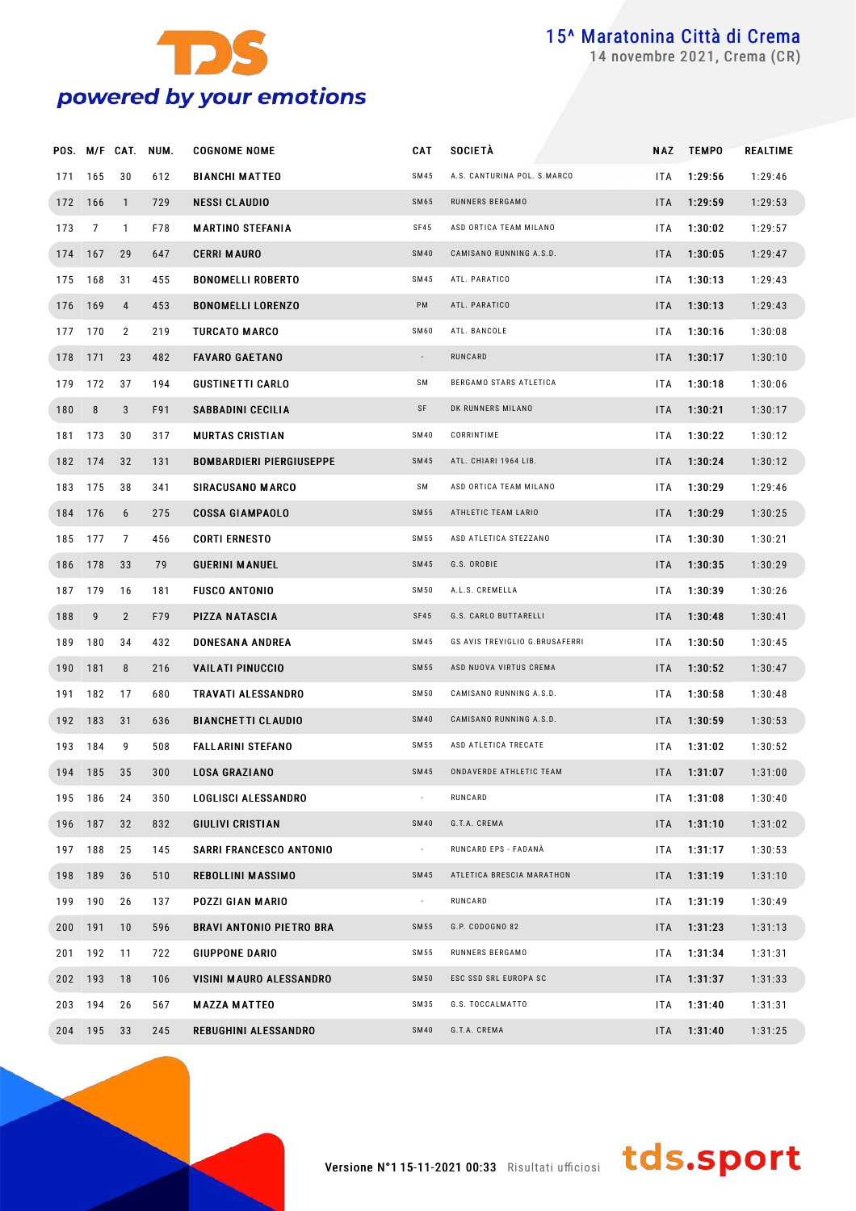# 15^ Maratonina Città di Crema

14 novembre 2021, Crema (CR)

| POS. | M/F | CAT. | NUM. | COGNOME NOME | CAT | SOCIETÀ | NAZ | TEMPO | REALTIME |
|---|---|---|---|---|---|---|---|---|---|
| 171 | 165 | 30 | 612 | BIANCHI MATTEO | SM45 | A.S. CANTURINA POL. S.MARCO | ITA | 1:29:56 | 1:29:46 |
| 172 | 166 | 1 | 729 | NESSI CLAUDIO | SM65 | RUNNERS BERGAMO | ITA | 1:29:59 | 1:29:53 |
| 173 | 7 | 1 | F78 | MARTINO STEFANIA | SF45 | ASD ORTICA TEAM MILANO | ITA | 1:30:02 | 1:29:57 |
| 174 | 167 | 29 | 647 | CERRI MAURO | SM40 | CAMISANO RUNNING A.S.D. | ITA | 1:30:05 | 1:29:47 |
| 175 | 168 | 31 | 455 | BONOMELLI ROBERTO | SM45 | ATL. PARATICO | ITA | 1:30:13 | 1:29:43 |
| 176 | 169 | 4 | 453 | BONOMELLI LORENZO | PM | ATL. PARATICO | ITA | 1:30:13 | 1:29:43 |
| 177 | 170 | 2 | 219 | TURCATO MARCO | SM60 | ATL. BANCOLE | ITA | 1:30:16 | 1:30:08 |
| 178 | 171 | 23 | 482 | FAVARO GAETANO | - | RUNCARD | ITA | 1:30:17 | 1:30:10 |
| 179 | 172 | 37 | 194 | GUSTINETTI CARLO | SM | BERGAMO STARS ATLETICA | ITA | 1:30:18 | 1:30:06 |
| 180 | 8 | 3 | F91 | SABBADINI CECILIA | SF | DK RUNNERS MILANO | ITA | 1:30:21 | 1:30:17 |
| 181 | 173 | 30 | 317 | MURTAS CRISTIAN | SM40 | CORRINTIME | ITA | 1:30:22 | 1:30:12 |
| 182 | 174 | 32 | 131 | BOMBARDIERI PIERGIUSEPPE | SM45 | ATL. CHIARI 1964 LIB. | ITA | 1:30:24 | 1:30:12 |
| 183 | 175 | 38 | 341 | SIRACUSANO MARCO | SM | ASD ORTICA TEAM MILANO | ITA | 1:30:29 | 1:29:46 |
| 184 | 176 | 6 | 275 | COSSA GIAMPAOLO | SM55 | ATHLETIC TEAM LARIO | ITA | 1:30:29 | 1:30:25 |
| 185 | 177 | 7 | 456 | CORTI ERNESTO | SM55 | ASD ATLETICA STEZZANO | ITA | 1:30:30 | 1:30:21 |
| 186 | 178 | 33 | 79 | GUERINI MANUEL | SM45 | G.S. OROBIE | ITA | 1:30:35 | 1:30:29 |
| 187 | 179 | 16 | 181 | FUSCO ANTONIO | SM50 | A.L.S. CREMELLA | ITA | 1:30:39 | 1:30:26 |
| 188 | 9 | 2 | F79 | PIZZA NATASCIA | SF45 | G.S. CARLO BUTTARELLI | ITA | 1:30:48 | 1:30:41 |
| 189 | 180 | 34 | 432 | DONESANA ANDREA | SM45 | GS AVIS TREVIGLIO G.BRUSAFERRI | ITA | 1:30:50 | 1:30:45 |
| 190 | 181 | 8 | 216 | VAILATI PINUCCIO | SM55 | ASD NUOVA VIRTUS CREMA | ITA | 1:30:52 | 1:30:47 |
| 191 | 182 | 17 | 680 | TRAVATI ALESSANDRO | SM50 | CAMISANO RUNNING A.S.D. | ITA | 1:30:58 | 1:30:48 |
| 192 | 183 | 31 | 636 | BIANCHETTI CLAUDIO | SM40 | CAMISANO RUNNING A.S.D. | ITA | 1:30:59 | 1:30:53 |
| 193 | 184 | 9 | 508 | FALLARINI STEFANO | SM55 | ASD ATLETICA TRECATE | ITA | 1:31:02 | 1:30:52 |
| 194 | 185 | 35 | 300 | LOSA GRAZIANO | SM45 | ONDAVERDE ATHLETIC TEAM | ITA | 1:31:07 | 1:31:00 |
| 195 | 186 | 24 | 350 | LOGLISCI ALESSANDRO | - | RUNCARD | ITA | 1:31:08 | 1:30:40 |
| 196 | 187 | 32 | 832 | GIULIVI CRISTIAN | SM40 | G.T.A. CREMA | ITA | 1:31:10 | 1:31:02 |
| 197 | 188 | 25 | 145 | SARRI FRANCESCO ANTONIO | - | RUNCARD EPS - FADANÀ | ITA | 1:31:17 | 1:30:53 |
| 198 | 189 | 36 | 510 | REBOLLINI MASSIMO | SM45 | ATLETICA BRESCIA MARATHON | ITA | 1:31:19 | 1:31:10 |
| 199 | 190 | 26 | 137 | POZZI GIAN MARIO | - | RUNCARD | ITA | 1:31:19 | 1:30:49 |
| 200 | 191 | 10 | 596 | BRAVI ANTONIO PIETRO BRA | SM55 | G.P. CODOGNO 82 | ITA | 1:31:23 | 1:31:13 |
| 201 | 192 | 11 | 722 | GIUPPONE DARIO | SM55 | RUNNERS BERGAMO | ITA | 1:31:34 | 1:31:31 |
| 202 | 193 | 18 | 106 | VISINI MAURO ALESSANDRO | SM50 | ESC SSD SRL EUROPA SC | ITA | 1:31:37 | 1:31:33 |
| 203 | 194 | 26 | 567 | MAZZA MATTEO | SM35 | G.S. TOCCALMATTO | ITA | 1:31:40 | 1:31:31 |
| 204 | 195 | 33 | 245 | REBUGHINI ALESSANDRO | SM40 | G.T.A. CREMA | ITA | 1:31:40 | 1:31:25 |

Versione N°1 15-11-2021 00:33 Risultati ufficiosi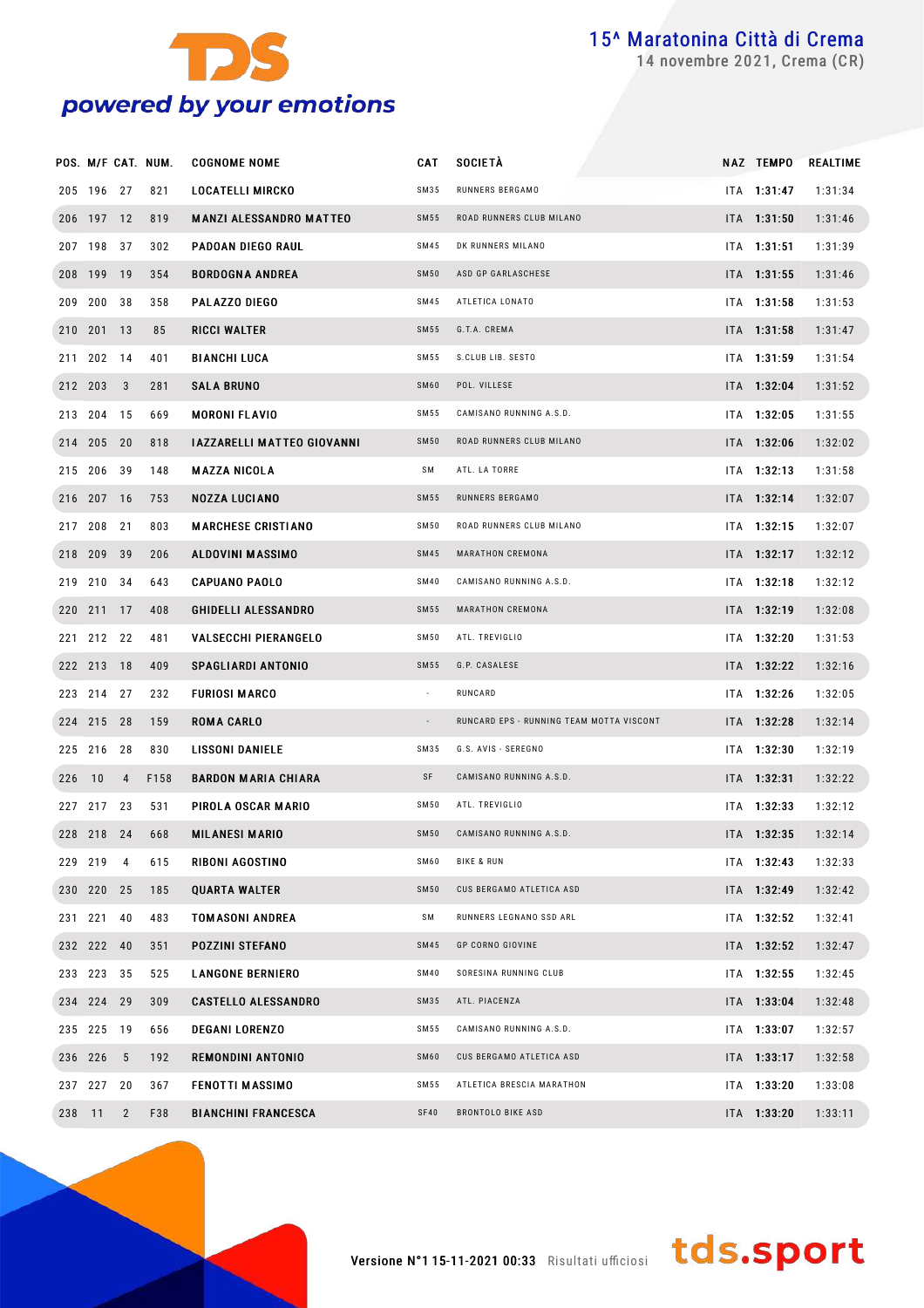# 15^ Maratonina Città di Crema

14 novembre 2021, Crema (CR)

| POS. | M/F | CAT. | NUM. | COGNOME NOME | CAT | SOCIETÀ | NAZ | TEMPO | REALTIME |
|---|---|---|---|---|---|---|---|---|---|
| 205 | 196 | 27 | 821 | LOCATELLI MIRCKO | SM35 | RUNNERS BERGAMO | ITA | 1:31:47 | 1:31:34 |
| 206 | 197 | 12 | 819 | MANZI ALESSANDRO MATTEO | SM55 | ROAD RUNNERS CLUB MILANO | ITA | 1:31:50 | 1:31:46 |
| 207 | 198 | 37 | 302 | PADOAN DIEGO RAUL | SM45 | DK RUNNERS MILANO | ITA | 1:31:51 | 1:31:39 |
| 208 | 199 | 19 | 354 | BORDOGNA ANDREA | SM50 | ASD GP GARLASCHESE | ITA | 1:31:55 | 1:31:46 |
| 209 | 200 | 38 | 358 | PALAZZO DIEGO | SM45 | ATLETICA LONATO | ITA | 1:31:58 | 1:31:53 |
| 210 | 201 | 13 | 85 | RICCI WALTER | SM55 | G.T.A. CREMA | ITA | 1:31:58 | 1:31:47 |
| 211 | 202 | 14 | 401 | BIANCHI LUCA | SM55 | S.CLUB LIB. SESTO | ITA | 1:31:59 | 1:31:54 |
| 212 | 203 | 3 | 281 | SALA BRUNO | SM60 | POL. VILLESE | ITA | 1:32:04 | 1:31:52 |
| 213 | 204 | 15 | 669 | MORONI FLAVIO | SM55 | CAMISANO RUNNING A.S.D. | ITA | 1:32:05 | 1:31:55 |
| 214 | 205 | 20 | 818 | IAZZARELLI MATTEO GIOVANNI | SM50 | ROAD RUNNERS CLUB MILANO | ITA | 1:32:06 | 1:32:02 |
| 215 | 206 | 39 | 148 | MAZZA NICOLA | SM | ATL. LA TORRE | ITA | 1:32:13 | 1:31:58 |
| 216 | 207 | 16 | 753 | NOZZA LUCIANO | SM55 | RUNNERS BERGAMO | ITA | 1:32:14 | 1:32:07 |
| 217 | 208 | 21 | 803 | MARCHESE CRISTIANO | SM50 | ROAD RUNNERS CLUB MILANO | ITA | 1:32:15 | 1:32:07 |
| 218 | 209 | 39 | 206 | ALDOVINI MASSIMO | SM45 | MARATHON CREMONA | ITA | 1:32:17 | 1:32:12 |
| 219 | 210 | 34 | 643 | CAPUANO PAOLO | SM40 | CAMISANO RUNNING A.S.D. | ITA | 1:32:18 | 1:32:12 |
| 220 | 211 | 17 | 408 | GHIDELLI ALESSANDRO | SM55 | MARATHON CREMONA | ITA | 1:32:19 | 1:32:08 |
| 221 | 212 | 22 | 481 | VALSECCHI PIERANGELO | SM50 | ATL. TREVIGLIO | ITA | 1:32:20 | 1:31:53 |
| 222 | 213 | 18 | 409 | SPAGLIARDI ANTONIO | SM55 | G.P. CASALESE | ITA | 1:32:22 | 1:32:16 |
| 223 | 214 | 27 | 232 | FURIOSI MARCO | - | RUNCARD | ITA | 1:32:26 | 1:32:05 |
| 224 | 215 | 28 | 159 | ROMA CARLO | - | RUNCARD EPS - RUNNING TEAM MOTTA VISCONT | ITA | 1:32:28 | 1:32:14 |
| 225 | 216 | 28 | 830 | LISSONI DANIELE | SM35 | G.S. AVIS - SEREGNO | ITA | 1:32:30 | 1:32:19 |
| 226 | 10 | 4 | F158 | BARDON MARIA CHIARA | SF | CAMISANO RUNNING A.S.D. | ITA | 1:32:31 | 1:32:22 |
| 227 | 217 | 23 | 531 | PIROLA OSCAR MARIO | SM50 | ATL. TREVIGLIO | ITA | 1:32:33 | 1:32:12 |
| 228 | 218 | 24 | 668 | MILANESI MARIO | SM50 | CAMISANO RUNNING A.S.D. | ITA | 1:32:35 | 1:32:14 |
| 229 | 219 | 4 | 615 | RIBONI AGOSTINO | SM60 | BIKE & RUN | ITA | 1:32:43 | 1:32:33 |
| 230 | 220 | 25 | 185 | QUARTA WALTER | SM50 | CUS BERGAMO ATLETICA ASD | ITA | 1:32:49 | 1:32:42 |
| 231 | 221 | 40 | 483 | TOMASONI ANDREA | SM | RUNNERS LEGNANO SSD ARL | ITA | 1:32:52 | 1:32:41 |
| 232 | 222 | 40 | 351 | POZZINI STEFANO | SM45 | GP CORNO GIOVINE | ITA | 1:32:52 | 1:32:47 |
| 233 | 223 | 35 | 525 | LANGONE BERNIERO | SM40 | SORESINA RUNNING CLUB | ITA | 1:32:55 | 1:32:45 |
| 234 | 224 | 29 | 309 | CASTELLO ALESSANDRO | SM35 | ATL. PIACENZA | ITA | 1:33:04 | 1:32:48 |
| 235 | 225 | 19 | 656 | DEGANI LORENZO | SM55 | CAMISANO RUNNING A.S.D. | ITA | 1:33:07 | 1:32:57 |
| 236 | 226 | 5 | 192 | REMONDINI ANTONIO | SM60 | CUS BERGAMO ATLETICA ASD | ITA | 1:33:17 | 1:32:58 |
| 237 | 227 | 20 | 367 | FENOTTI MASSIMO | SM55 | ATLETICA BRESCIA MARATHON | ITA | 1:33:20 | 1:33:08 |
| 238 | 11 | 2 | F38 | BIANCHINI FRANCESCA | SF40 | BRONTOLO BIKE ASD | ITA | 1:33:20 | 1:33:11 |

Versione N°1 15-11-2021 00:33 Risultati ufficiosi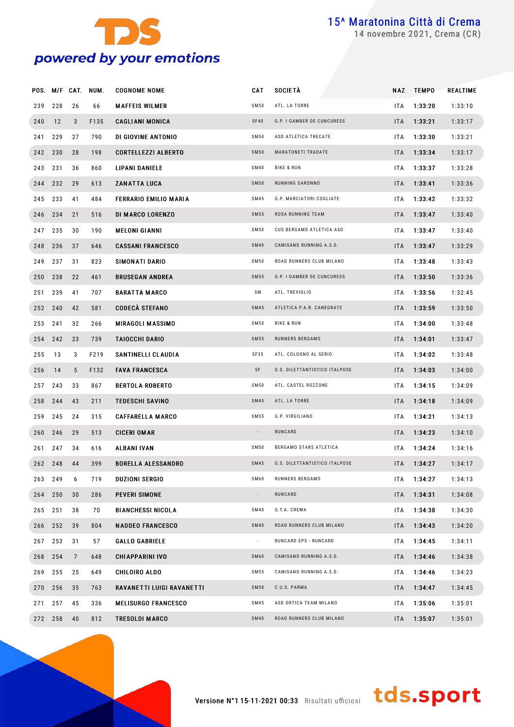# 15^ Maratonina Città di Crema

14 novembre 2021, Crema (CR)

| POS. | M/F | CAT. | NUM. | COGNOME NOME | CAT | SOCIETÀ | NAZ | TEMPO | REALTIME |
|---|---|---|---|---|---|---|---|---|---|
| 239 | 228 | 26 | 66 | MAFFEIS WILMER | SM50 | ATL. LA TORRE | ITA | 1:33:20 | 1:33:10 |
| 240 | 12 | 3 | F135 | CAGLIANI MONICA | SF40 | G.P. I GAMBER DE CUNCURESS | ITA | 1:33:21 | 1:33:17 |
| 241 | 229 | 27 | 790 | DI GIOVINE ANTONIO | SM50 | ASD ATLETICA TRECATE | ITA | 1:33:30 | 1:33:21 |
| 242 | 230 | 28 | 198 | CORTELLEZZI ALBERTO | SM50 | MARATONETI TRADATE | ITA | 1:33:34 | 1:33:17 |
| 243 | 231 | 36 | 860 | LIPANI DANIELE | SM40 | BIKE & RUN | ITA | 1:33:37 | 1:33:28 |
| 244 | 232 | 29 | 613 | ZANATTA LUCA | SM50 | RUNNING SARONNO | ITA | 1:33:41 | 1:33:36 |
| 245 | 233 | 41 | 484 | FERRARIO EMILIO MARIA | SM45 | G.P. MARCIATORI COGLIATE | ITA | 1:33:42 | 1:33:32 |
| 246 | 234 | 21 | 516 | DI MARCO LORENZO | SM55 | ROSA RUNNING TEAM | ITA | 1:33:47 | 1:33:40 |
| 247 | 235 | 30 | 190 | MELONI GIANNI | SM50 | CUS BERGAMO ATLETICA ASD | ITA | 1:33:47 | 1:33:40 |
| 248 | 236 | 37 | 646 | CASSANI FRANCESCO | SM40 | CAMISANO RUNNING A.S.D. | ITA | 1:33:47 | 1:33:29 |
| 249 | 237 | 31 | 823 | SIMONATI DARIO | SM50 | ROAD RUNNERS CLUB MILANO | ITA | 1:33:48 | 1:33:43 |
| 250 | 238 | 22 | 461 | BRUSEGAN ANDREA | SM55 | G.P. I GAMBER DE CUNCURESS | ITA | 1:33:50 | 1:33:36 |
| 251 | 239 | 41 | 707 | BARATTA MARCO | SM | ATL. TREVIGLIO | ITA | 1:33:56 | 1:32:45 |
| 252 | 240 | 42 | 581 | CODECÀ STEFANO | SM45 | ATLETICA P.A.R. CANEGRATE | ITA | 1:33:59 | 1:33:50 |
| 253 | 241 | 32 | 266 | MIRAGOLI MASSIMO | SM50 | BIKE & RUN | ITA | 1:34:00 | 1:33:48 |
| 254 | 242 | 23 | 739 | TAIOCCHI DARIO | SM55 | RUNNERS BERGAMO | ITA | 1:34:01 | 1:33:47 |
| 255 | 13 | 3 | F219 | SANTINELLI CLAUDIA | SF35 | ATL. COLOGNO AL SERIO | ITA | 1:34:02 | 1:33:48 |
| 256 | 14 | 5 | F132 | FAVA FRANCESCA | SF | G.S. DILETTANTISTICO ITALPOSE | ITA | 1:34:03 | 1:34:00 |
| 257 | 243 | 33 | 867 | BERTOLA ROBERTO | SM50 | ATL. CASTEL ROZZONE | ITA | 1:34:15 | 1:34:09 |
| 258 | 244 | 43 | 211 | TEDESCHI SAVINO | SM45 | ATL. LA TORRE | ITA | 1:34:18 | 1:34:09 |
| 259 | 245 | 24 | 315 | CAFFARELLA MARCO | SM55 | G.P. VIRGILIANO | ITA | 1:34:21 | 1:34:13 |
| 260 | 246 | 29 | 513 | CICERI OMAR | - | RUNCARD | ITA | 1:34:23 | 1:34:10 |
| 261 | 247 | 34 | 616 | ALBANI IVAN | SM50 | BERGAMO STARS ATLETICA | ITA | 1:34:24 | 1:34:16 |
| 262 | 248 | 44 | 399 | BORELLA ALESSANDRO | SM45 | G.S. DILETTANTISTICO ITALPOSE | ITA | 1:34:27 | 1:34:17 |
| 263 | 249 | 6 | 719 | DUZIONI SERGIO | SM60 | RUNNERS BERGAMO | ITA | 1:34:27 | 1:34:13 |
| 264 | 250 | 30 | 286 | PEVERI SIMONE | - | RUNCARD | ITA | 1:34:31 | 1:34:08 |
| 265 | 251 | 38 | 70 | BIANCHESSI NICOLA | SM40 | G.T.A. CREMA | ITA | 1:34:38 | 1:34:30 |
| 266 | 252 | 39 | 804 | NADDEO FRANCESCO | SM40 | ROAD RUNNERS CLUB MILANO | ITA | 1:34:43 | 1:34:20 |
| 267 | 253 | 31 | 57 | GALLO GABRIELE | - | RUNCARD EPS - RUNCARD | ITA | 1:34:45 | 1:34:11 |
| 268 | 254 | 7 | 648 | CHIAPPARINI IVO | SM60 | CAMISANO RUNNING A.S.D. | ITA | 1:34:46 | 1:34:38 |
| 269 | 255 | 25 | 649 | CHILOIRO ALDO | SM55 | CAMISANO RUNNING A.S.D. | ITA | 1:34:46 | 1:34:23 |
| 270 | 256 | 35 | 763 | RAVANETTI LUIGI RAVANETTI | SM50 | C.U.S. PARMA | ITA | 1:34:47 | 1:34:45 |
| 271 | 257 | 45 | 336 | MELISURGO FRANCESCO | SM45 | ASD ORTICA TEAM MILANO | ITA | 1:35:06 | 1:35:01 |
| 272 | 258 | 40 | 812 | TRESOLDI MARCO | SM40 | ROAD RUNNERS CLUB MILANO | ITA | 1:35:07 | 1:35:01 |

Versione N°1 15-11-2021 00:33 Risultati ufficiosi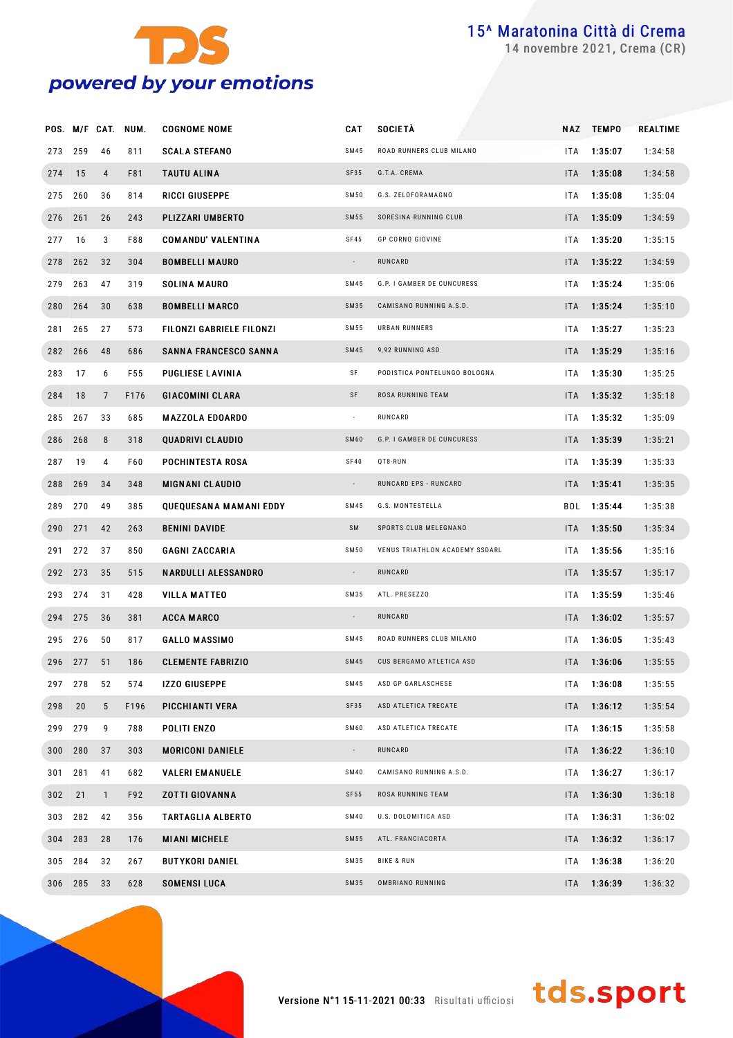# 15^ Maratonina Città di Crema

14 novembre 2021, Crema (CR)

| POS. | M/F | CAT. | NUM. | COGNOME NOME | CAT | SOCIETÀ | NAZ | TEMPO | REALTIME |
|---|---|---|---|---|---|---|---|---|---|
| 273 | 259 | 46 | 811 | SCALA STEFANO | SM45 | ROAD RUNNERS CLUB MILANO | ITA | 1:35:07 | 1:34:58 |
| 274 | 15 | 4 | F81 | TAUTU ALINA | SF35 | G.T.A. CREMA | ITA | 1:35:08 | 1:34:58 |
| 275 | 260 | 36 | 814 | RICCI GIUSEPPE | SM50 | G.S. ZELOFORAMAGNO | ITA | 1:35:08 | 1:35:04 |
| 276 | 261 | 26 | 243 | PLIZZARI UMBERTO | SM55 | SORESINA RUNNING CLUB | ITA | 1:35:09 | 1:34:59 |
| 277 | 16 | 3 | F88 | COMANDU' VALENTINA | SF45 | GP CORNO GIOVINE | ITA | 1:35:20 | 1:35:15 |
| 278 | 262 | 32 | 304 | BOMBELLI MAURO | - | RUNCARD | ITA | 1:35:22 | 1:34:59 |
| 279 | 263 | 47 | 319 | SOLINA MAURO | SM45 | G.P. I GAMBER DE CUNCURESS | ITA | 1:35:24 | 1:35:06 |
| 280 | 264 | 30 | 638 | BOMBELLI MARCO | SM35 | CAMISANO RUNNING A.S.D. | ITA | 1:35:24 | 1:35:10 |
| 281 | 265 | 27 | 573 | FILONZI GABRIELE FILONZI | SM55 | URBAN RUNNERS | ITA | 1:35:27 | 1:35:23 |
| 282 | 266 | 48 | 686 | SANNA FRANCESCO SANNA | SM45 | 9,92 RUNNING ASD | ITA | 1:35:29 | 1:35:16 |
| 283 | 17 | 6 | F55 | PUGLIESE LAVINIA | SF | PODISTICA PONTELUNGO BOLOGNA | ITA | 1:35:30 | 1:35:25 |
| 284 | 18 | 7 | F176 | GIACOMINI CLARA | SF | ROSA RUNNING TEAM | ITA | 1:35:32 | 1:35:18 |
| 285 | 267 | 33 | 685 | MAZZOLA EDOARDO | - | RUNCARD | ITA | 1:35:32 | 1:35:09 |
| 286 | 268 | 8 | 318 | QUADRIVI CLAUDIO | SM60 | G.P. I GAMBER DE CUNCURESS | ITA | 1:35:39 | 1:35:21 |
| 287 | 19 | 4 | F60 | POCHINTESTA ROSA | SF40 | QT8-RUN | ITA | 1:35:39 | 1:35:33 |
| 288 | 269 | 34 | 348 | MIGNANI CLAUDIO | - | RUNCARD EPS - RUNCARD | ITA | 1:35:41 | 1:35:35 |
| 289 | 270 | 49 | 385 | QUEQUESANA MAMANI EDDY | SM45 | G.S. MONTESTELLA | BOL | 1:35:44 | 1:35:38 |
| 290 | 271 | 42 | 263 | BENINI DAVIDE | SM | SPORTS CLUB MELEGNANO | ITA | 1:35:50 | 1:35:34 |
| 291 | 272 | 37 | 850 | GAGNI ZACCARIA | SM50 | VENUS TRIATHLON ACADEMY SSDARL | ITA | 1:35:56 | 1:35:16 |
| 292 | 273 | 35 | 515 | NARDULLI ALESSANDRO | - | RUNCARD | ITA | 1:35:57 | 1:35:17 |
| 293 | 274 | 31 | 428 | VILLA MATTEO | SM35 | ATL. PRESEZZO | ITA | 1:35:59 | 1:35:46 |
| 294 | 275 | 36 | 381 | ACCA MARCO | - | RUNCARD | ITA | 1:36:02 | 1:35:57 |
| 295 | 276 | 50 | 817 | GALLO MASSIMO | SM45 | ROAD RUNNERS CLUB MILANO | ITA | 1:36:05 | 1:35:43 |
| 296 | 277 | 51 | 186 | CLEMENTE FABRIZIO | SM45 | CUS BERGAMO ATLETICA ASD | ITA | 1:36:06 | 1:35:55 |
| 297 | 278 | 52 | 574 | IZZO GIUSEPPE | SM45 | ASD GP GARLASCHESE | ITA | 1:36:08 | 1:35:55 |
| 298 | 20 | 5 | F196 | PICCHIANTI VERA | SF35 | ASD ATLETICA TRECATE | ITA | 1:36:12 | 1:35:54 |
| 299 | 279 | 9 | 788 | POLITI ENZO | SM60 | ASD ATLETICA TRECATE | ITA | 1:36:15 | 1:35:58 |
| 300 | 280 | 37 | 303 | MORICONI DANIELE | - | RUNCARD | ITA | 1:36:22 | 1:36:10 |
| 301 | 281 | 41 | 682 | VALERI EMANUELE | SM40 | CAMISANO RUNNING A.S.D. | ITA | 1:36:27 | 1:36:17 |
| 302 | 21 | 1 | F92 | ZOTTI GIOVANNA | SF55 | ROSA RUNNING TEAM | ITA | 1:36:30 | 1:36:18 |
| 303 | 282 | 42 | 356 | TARTAGLIA ALBERTO | SM40 | U.S. DOLOMITICA ASD | ITA | 1:36:31 | 1:36:02 |
| 304 | 283 | 28 | 176 | MIANI MICHELE | SM55 | ATL. FRANCIACORTA | ITA | 1:36:32 | 1:36:17 |
| 305 | 284 | 32 | 267 | BUTYKORI DANIEL | SM35 | BIKE & RUN | ITA | 1:36:38 | 1:36:20 |
| 306 | 285 | 33 | 628 | SOMENSI LUCA | SM35 | OMBRIANO RUNNING | ITA | 1:36:39 | 1:36:32 |

Versione N°1 15-11-2021 00:33 Risultati ufficiosi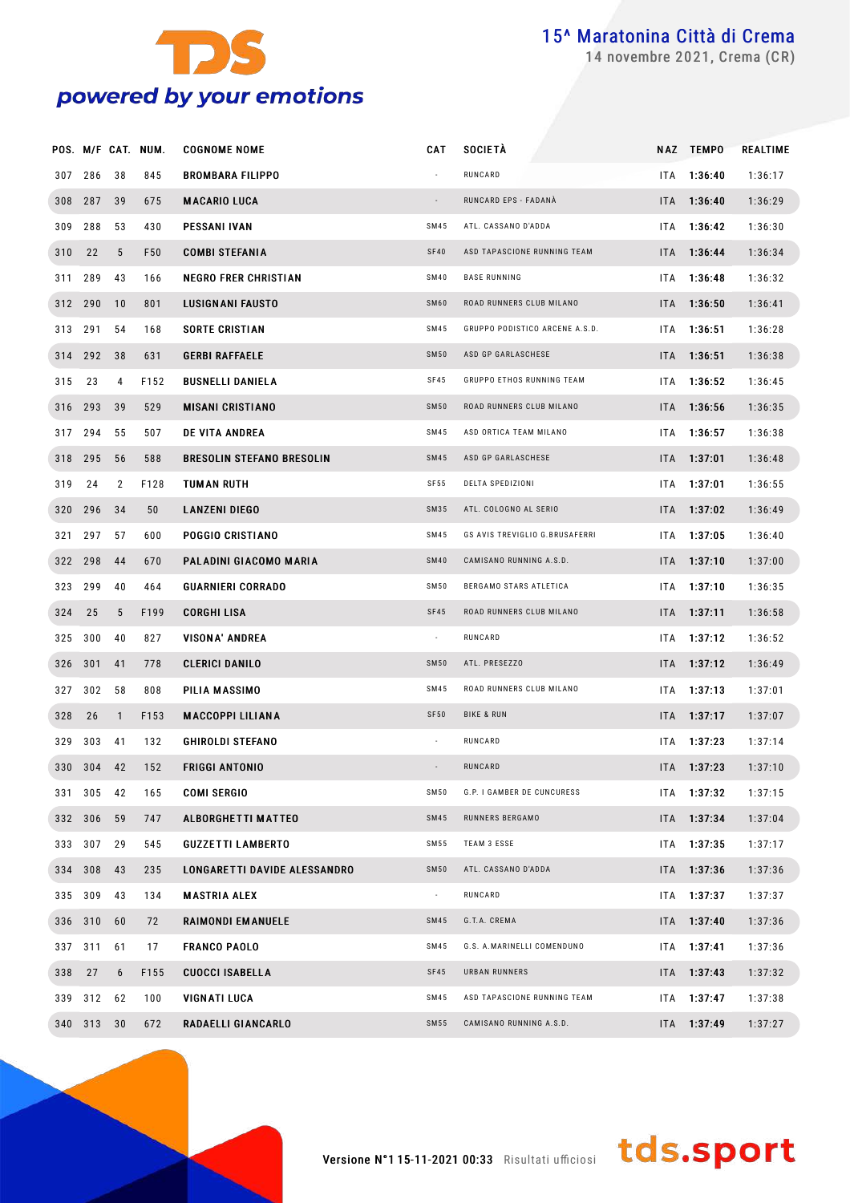# 15^ Maratonina Città di Crema

14 novembre 2021, Crema (CR)

| POS. | M/F | CAT. | NUM. | COGNOME NOME | CAT | SOCIETÀ | NAZ | TEMPO | REALTIME |
|---|---|---|---|---|---|---|---|---|---|
| 307 | 286 | 38 | 845 | BROMBARA FILIPPO | - | RUNCARD | ITA | 1:36:40 | 1:36:17 |
| 308 | 287 | 39 | 675 | MACARIO LUCA | - | RUNCARD EPS - FADANÀ | ITA | 1:36:40 | 1:36:29 |
| 309 | 288 | 53 | 430 | PESSANI IVAN | SM45 | ATL. CASSANO D'ADDA | ITA | 1:36:42 | 1:36:30 |
| 310 | 22 | 5 | F50 | COMBI STEFANIA | SF40 | ASD TAPASCIONE RUNNING TEAM | ITA | 1:36:44 | 1:36:34 |
| 311 | 289 | 43 | 166 | NEGRO FRER CHRISTIAN | SM40 | BASE RUNNING | ITA | 1:36:48 | 1:36:32 |
| 312 | 290 | 10 | 801 | LUSIGNANI FAUSTO | SM60 | ROAD RUNNERS CLUB MILANO | ITA | 1:36:50 | 1:36:41 |
| 313 | 291 | 54 | 168 | SORTE CRISTIAN | SM45 | GRUPPO PODISTICO ARCENE A.S.D. | ITA | 1:36:51 | 1:36:28 |
| 314 | 292 | 38 | 631 | GERBI RAFFAELE | SM50 | ASD GP GARLASCHESE | ITA | 1:36:51 | 1:36:38 |
| 315 | 23 | 4 | F152 | BUSNELLI DANIELA | SF45 | GRUPPO ETHOS RUNNING TEAM | ITA | 1:36:52 | 1:36:45 |
| 316 | 293 | 39 | 529 | MISANI CRISTIANO | SM50 | ROAD RUNNERS CLUB MILANO | ITA | 1:36:56 | 1:36:35 |
| 317 | 294 | 55 | 507 | DE VITA ANDREA | SM45 | ASD ORTICA TEAM MILANO | ITA | 1:36:57 | 1:36:38 |
| 318 | 295 | 56 | 588 | BRESOLIN STEFANO BRESOLIN | SM45 | ASD GP GARLASCHESE | ITA | 1:37:01 | 1:36:48 |
| 319 | 24 | 2 | F128 | TUMAN RUTH | SF55 | DELTA SPEDIZIONI | ITA | 1:37:01 | 1:36:55 |
| 320 | 296 | 34 | 50 | LANZENI DIEGO | SM35 | ATL. COLOGNO AL SERIO | ITA | 1:37:02 | 1:36:49 |
| 321 | 297 | 57 | 600 | POGGIO CRISTIANO | SM45 | GS AVIS TREVIGLIO G.BRUSAFERRI | ITA | 1:37:05 | 1:36:40 |
| 322 | 298 | 44 | 670 | PALADINI GIACOMO MARIA | SM40 | CAMISANO RUNNING A.S.D. | ITA | 1:37:10 | 1:37:00 |
| 323 | 299 | 40 | 464 | GUARNIERI CORRADO | SM50 | BERGAMO STARS ATLETICA | ITA | 1:37:10 | 1:36:35 |
| 324 | 25 | 5 | F199 | CORGHI LISA | SF45 | ROAD RUNNERS CLUB MILANO | ITA | 1:37:11 | 1:36:58 |
| 325 | 300 | 40 | 827 | VISONA' ANDREA | - | RUNCARD | ITA | 1:37:12 | 1:36:52 |
| 326 | 301 | 41 | 778 | CLERICI DANILO | SM50 | ATL. PRESEZZO | ITA | 1:37:12 | 1:36:49 |
| 327 | 302 | 58 | 808 | PILIA MASSIMO | SM45 | ROAD RUNNERS CLUB MILANO | ITA | 1:37:13 | 1:37:01 |
| 328 | 26 | 1 | F153 | MACCOPPI LILIANA | SF50 | BIKE & RUN | ITA | 1:37:17 | 1:37:07 |
| 329 | 303 | 41 | 132 | GHIROLDI STEFANO | - | RUNCARD | ITA | 1:37:23 | 1:37:14 |
| 330 | 304 | 42 | 152 | FRIGGI ANTONIO | - | RUNCARD | ITA | 1:37:23 | 1:37:10 |
| 331 | 305 | 42 | 165 | COMI SERGIO | SM50 | G.P. I GAMBER DE CUNCURESS | ITA | 1:37:32 | 1:37:15 |
| 332 | 306 | 59 | 747 | ALBORGHETTI MATTEO | SM45 | RUNNERS BERGAMO | ITA | 1:37:34 | 1:37:04 |
| 333 | 307 | 29 | 545 | GUZZETTI LAMBERTO | SM55 | TEAM 3 ESSE | ITA | 1:37:35 | 1:37:17 |
| 334 | 308 | 43 | 235 | LONGARETTI DAVIDE ALESSANDRO | SM50 | ATL. CASSANO D'ADDA | ITA | 1:37:36 | 1:37:36 |
| 335 | 309 | 43 | 134 | MASTRIA ALEX | - | RUNCARD | ITA | 1:37:37 | 1:37:37 |
| 336 | 310 | 60 | 72 | RAIMONDI EMANUELE | SM45 | G.T.A. CREMA | ITA | 1:37:40 | 1:37:36 |
| 337 | 311 | 61 | 17 | FRANCO PAOLO | SM45 | G.S. A.MARINELLI COMENDUNO | ITA | 1:37:41 | 1:37:36 |
| 338 | 27 | 6 | F155 | CUOCCI ISABELLA | SF45 | URBAN RUNNERS | ITA | 1:37:43 | 1:37:32 |
| 339 | 312 | 62 | 100 | VIGNATI LUCA | SM45 | ASD TAPASCIONE RUNNING TEAM | ITA | 1:37:47 | 1:37:38 |
| 340 | 313 | 30 | 672 | RADAELLI GIANCARLO | SM55 | CAMISANO RUNNING A.S.D. | ITA | 1:37:49 | 1:37:27 |

Versione N°1 15-11-2021 00:33 Risultati ufficiosi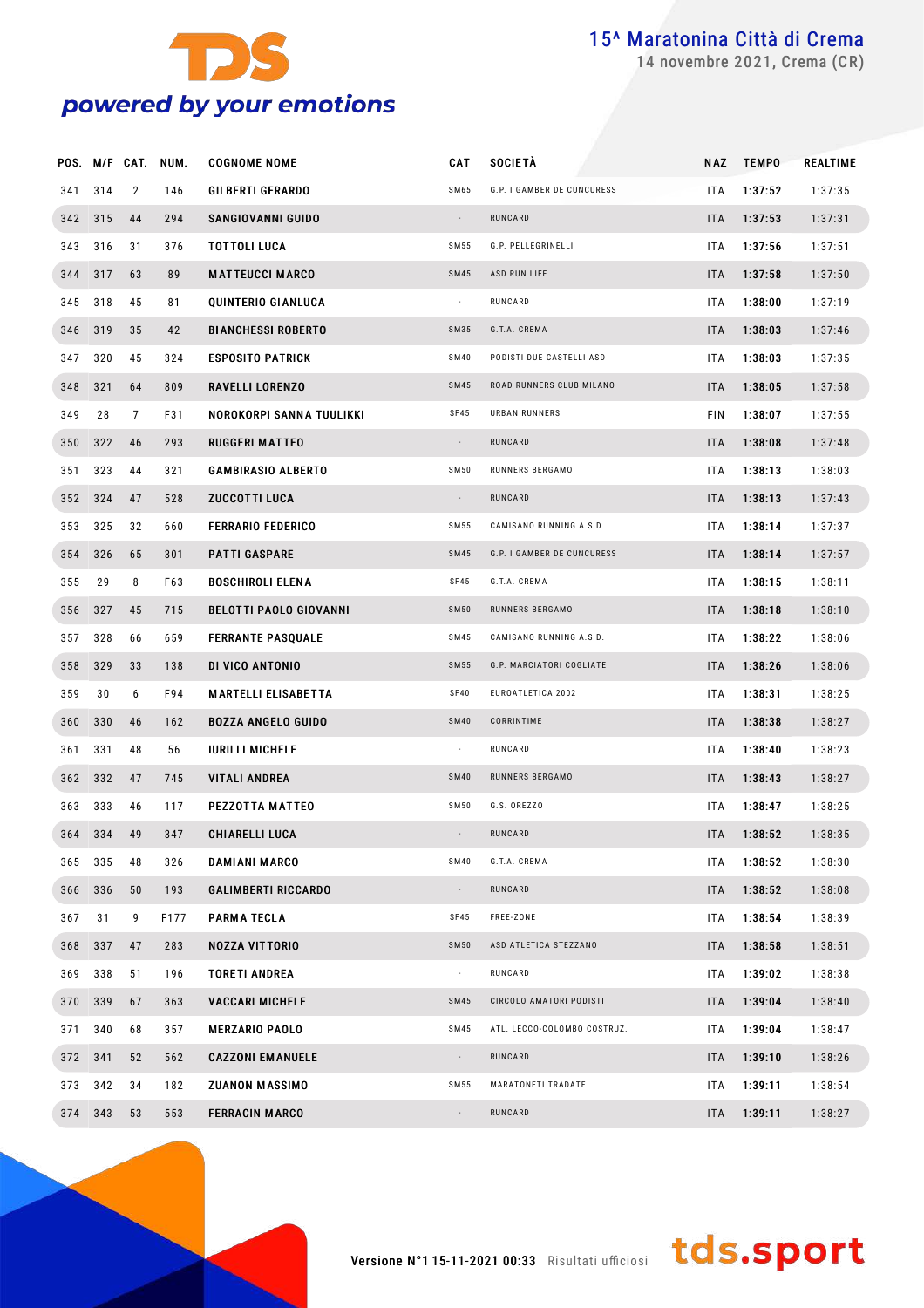# 15^ Maratonina Città di Crema

14 novembre 2021, Crema (CR)

| POS. | M/F | CAT. | NUM. | COGNOME NOME | CAT | SOCIETÀ | NAZ | TEMPO | REALTIME |
|---|---|---|---|---|---|---|---|---|---|
| 341 | 314 | 2 | 146 | GILBERTI GERARDO | SM65 | G.P. I GAMBER DE CUNCURESS | ITA | 1:37:52 | 1:37:35 |
| 342 | 315 | 44 | 294 | SANGIOVANNI GUIDO | - | RUNCARD | ITA | 1:37:53 | 1:37:31 |
| 343 | 316 | 31 | 376 | TOTTOLI LUCA | SM55 | G.P. PELLEGRINELLI | ITA | 1:37:56 | 1:37:51 |
| 344 | 317 | 63 | 89 | MATTEUCCI MARCO | SM45 | ASD RUN LIFE | ITA | 1:37:58 | 1:37:50 |
| 345 | 318 | 45 | 81 | QUINTERIO GIANLUCA | - | RUNCARD | ITA | 1:38:00 | 1:37:19 |
| 346 | 319 | 35 | 42 | BIANCHESSI ROBERTO | SM35 | G.T.A. CREMA | ITA | 1:38:03 | 1:37:46 |
| 347 | 320 | 45 | 324 | ESPOSITO PATRICK | SM40 | PODISTI DUE CASTELLI ASD | ITA | 1:38:03 | 1:37:35 |
| 348 | 321 | 64 | 809 | RAVELLI LORENZO | SM45 | ROAD RUNNERS CLUB MILANO | ITA | 1:38:05 | 1:37:58 |
| 349 | 28 | 7 | F31 | NOROKORPI SANNA TUULIKKI | SF45 | URBAN RUNNERS | FIN | 1:38:07 | 1:37:55 |
| 350 | 322 | 46 | 293 | RUGGERI MATTEO | - | RUNCARD | ITA | 1:38:08 | 1:37:48 |
| 351 | 323 | 44 | 321 | GAMBIRASIO ALBERTO | SM50 | RUNNERS BERGAMO | ITA | 1:38:13 | 1:38:03 |
| 352 | 324 | 47 | 528 | ZUCCOTTI LUCA | - | RUNCARD | ITA | 1:38:13 | 1:37:43 |
| 353 | 325 | 32 | 660 | FERRARIO FEDERICO | SM55 | CAMISANO RUNNING A.S.D. | ITA | 1:38:14 | 1:37:37 |
| 354 | 326 | 65 | 301 | PATTI GASPARE | SM45 | G.P. I GAMBER DE CUNCURESS | ITA | 1:38:14 | 1:37:57 |
| 355 | 29 | 8 | F63 | BOSCHIROLI ELENA | SF45 | G.T.A. CREMA | ITA | 1:38:15 | 1:38:11 |
| 356 | 327 | 45 | 715 | BELOTTI PAOLO GIOVANNI | SM50 | RUNNERS BERGAMO | ITA | 1:38:18 | 1:38:10 |
| 357 | 328 | 66 | 659 | FERRANTE PASQUALE | SM45 | CAMISANO RUNNING A.S.D. | ITA | 1:38:22 | 1:38:06 |
| 358 | 329 | 33 | 138 | DI VICO ANTONIO | SM55 | G.P. MARCIATORI COGLIATE | ITA | 1:38:26 | 1:38:06 |
| 359 | 30 | 6 | F94 | MARTELLI ELISABETTA | SF40 | EUROATLETICA 2002 | ITA | 1:38:31 | 1:38:25 |
| 360 | 330 | 46 | 162 | BOZZA ANGELO GUIDO | SM40 | CORRINTIME | ITA | 1:38:38 | 1:38:27 |
| 361 | 331 | 48 | 56 | IURILLI MICHELE | - | RUNCARD | ITA | 1:38:40 | 1:38:23 |
| 362 | 332 | 47 | 745 | VITALI ANDREA | SM40 | RUNNERS BERGAMO | ITA | 1:38:43 | 1:38:27 |
| 363 | 333 | 46 | 117 | PEZZOTTA MATTEO | SM50 | G.S. OREZZO | ITA | 1:38:47 | 1:38:25 |
| 364 | 334 | 49 | 347 | CHIARELLI LUCA | - | RUNCARD | ITA | 1:38:52 | 1:38:35 |
| 365 | 335 | 48 | 326 | DAMIANI MARCO | SM40 | G.T.A. CREMA | ITA | 1:38:52 | 1:38:30 |
| 366 | 336 | 50 | 193 | GALIMBERTI RICCARDO | - | RUNCARD | ITA | 1:38:52 | 1:38:08 |
| 367 | 31 | 9 | F177 | PARMA TECLA | SF45 | FREE-ZONE | ITA | 1:38:54 | 1:38:39 |
| 368 | 337 | 47 | 283 | NOZZA VITTORIO | SM50 | ASD ATLETICA STEZZANO | ITA | 1:38:58 | 1:38:51 |
| 369 | 338 | 51 | 196 | TORETI ANDREA | - | RUNCARD | ITA | 1:39:02 | 1:38:38 |
| 370 | 339 | 67 | 363 | VACCARI MICHELE | SM45 | CIRCOLO AMATORI PODISTI | ITA | 1:39:04 | 1:38:40 |
| 371 | 340 | 68 | 357 | MERZARIO PAOLO | SM45 | ATL. LECCO-COLOMBO COSTRUZ. | ITA | 1:39:04 | 1:38:47 |
| 372 | 341 | 52 | 562 | CAZZONI EMANUELE | - | RUNCARD | ITA | 1:39:10 | 1:38:26 |
| 373 | 342 | 34 | 182 | ZUANON MASSIMO | SM55 | MARATONETI TRADATE | ITA | 1:39:11 | 1:38:54 |
| 374 | 343 | 53 | 553 | FERRACIN MARCO | - | RUNCARD | ITA | 1:39:11 | 1:38:27 |

Versione N°1 15-11-2021 00:33 Risultati ufficiosi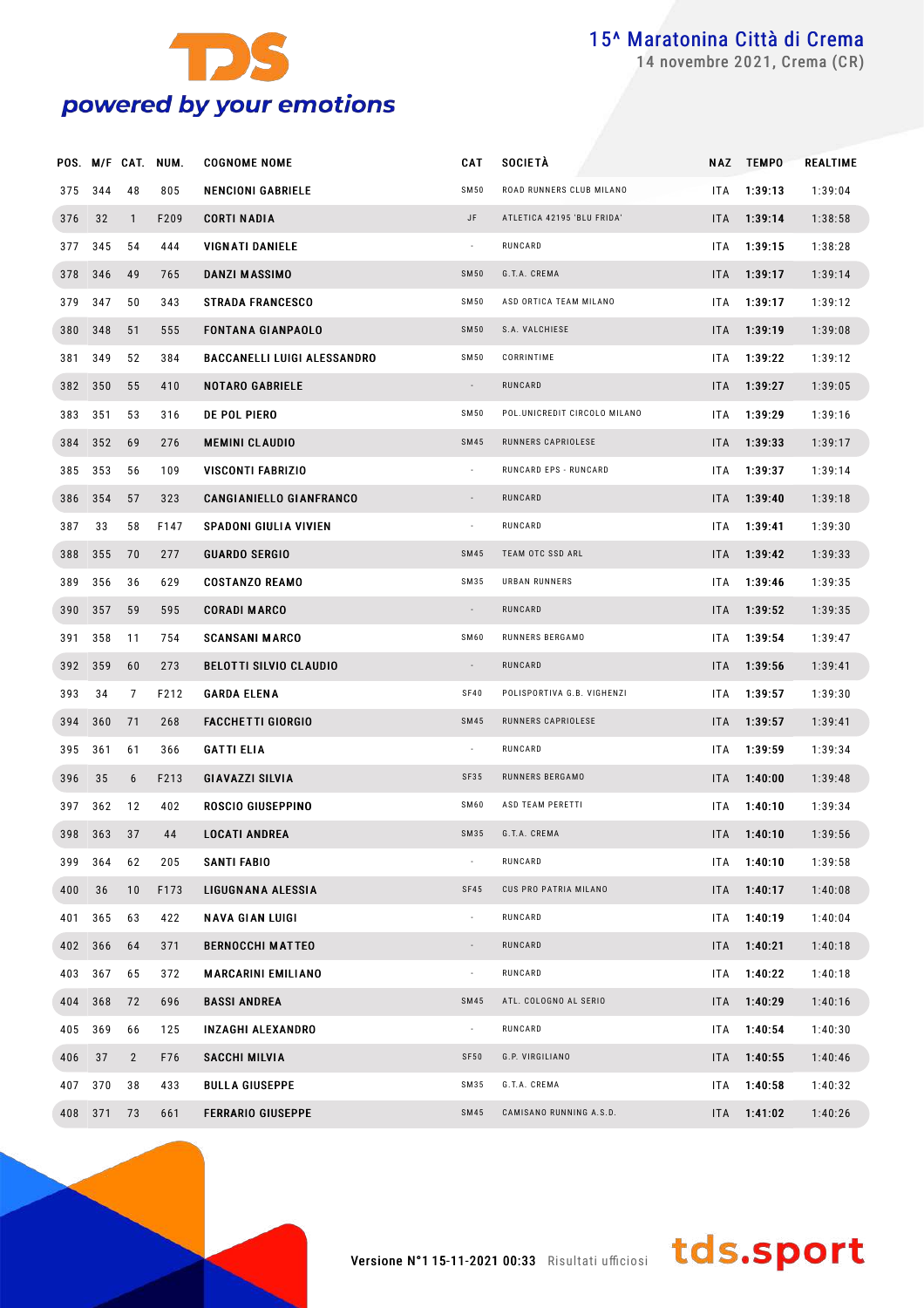# 15^ Maratonina Città di Crema

14 novembre 2021, Crema (CR)

| POS. | M/F | CAT. | NUM. | COGNOME NOME | CAT | SOCIETÀ | NAZ | TEMPO | REALTIME |
|---|---|---|---|---|---|---|---|---|---|
| 375 | 344 | 48 | 805 | NENCIONI GABRIELE | SM50 | ROAD RUNNERS CLUB MILANO | ITA | 1:39:13 | 1:39:04 |
| 376 | 32 | 1 | F209 | CORTI NADIA | JF | ATLETICA 42195 'BLU FRIDA' | ITA | 1:39:14 | 1:38:58 |
| 377 | 345 | 54 | 444 | VIGNATI DANIELE | - | RUNCARD | ITA | 1:39:15 | 1:38:28 |
| 378 | 346 | 49 | 765 | DANZI MASSIMO | SM50 | G.T.A. CREMA | ITA | 1:39:17 | 1:39:14 |
| 379 | 347 | 50 | 343 | STRADA FRANCESCO | SM50 | ASD ORTICA TEAM MILANO | ITA | 1:39:17 | 1:39:12 |
| 380 | 348 | 51 | 555 | FONTANA GIANPAOLO | SM50 | S.A. VALCHIESE | ITA | 1:39:19 | 1:39:08 |
| 381 | 349 | 52 | 384 | BACCANELLI LUIGI ALESSANDRO | SM50 | CORRINTIME | ITA | 1:39:22 | 1:39:12 |
| 382 | 350 | 55 | 410 | NOTARO GABRIELE | - | RUNCARD | ITA | 1:39:27 | 1:39:05 |
| 383 | 351 | 53 | 316 | DE POL PIERO | SM50 | POL.UNICREDIT CIRCOLO MILANO | ITA | 1:39:29 | 1:39:16 |
| 384 | 352 | 69 | 276 | MEMINI CLAUDIO | SM45 | RUNNERS CAPRIOLESE | ITA | 1:39:33 | 1:39:17 |
| 385 | 353 | 56 | 109 | VISCONTI FABRIZIO | - | RUNCARD EPS - RUNCARD | ITA | 1:39:37 | 1:39:14 |
| 386 | 354 | 57 | 323 | CANGIANIELLO GIANFRANCO | - | RUNCARD | ITA | 1:39:40 | 1:39:18 |
| 387 | 33 | 58 | F147 | SPADONI GIULIA VIVIEN | - | RUNCARD | ITA | 1:39:41 | 1:39:30 |
| 388 | 355 | 70 | 277 | GUARDO SERGIO | SM45 | TEAM OTC SSD ARL | ITA | 1:39:42 | 1:39:33 |
| 389 | 356 | 36 | 629 | COSTANZO REAMO | SM35 | URBAN RUNNERS | ITA | 1:39:46 | 1:39:35 |
| 390 | 357 | 59 | 595 | CORADI MARCO | - | RUNCARD | ITA | 1:39:52 | 1:39:35 |
| 391 | 358 | 11 | 754 | SCANSANI MARCO | SM60 | RUNNERS BERGAMO | ITA | 1:39:54 | 1:39:47 |
| 392 | 359 | 60 | 273 | BELOTTI SILVIO CLAUDIO | - | RUNCARD | ITA | 1:39:56 | 1:39:41 |
| 393 | 34 | 7 | F212 | GARDA ELENA | SF40 | POLISPORTIVA G.B. VIGHENZI | ITA | 1:39:57 | 1:39:30 |
| 394 | 360 | 71 | 268 | FACCHETTI GIORGIO | SM45 | RUNNERS CAPRIOLESE | ITA | 1:39:57 | 1:39:41 |
| 395 | 361 | 61 | 366 | GATTI ELIA | - | RUNCARD | ITA | 1:39:59 | 1:39:34 |
| 396 | 35 | 6 | F213 | GIAVAZZI SILVIA | SF35 | RUNNERS BERGAMO | ITA | 1:40:00 | 1:39:48 |
| 397 | 362 | 12 | 402 | ROSCIO GIUSEPPINO | SM60 | ASD TEAM PERETTI | ITA | 1:40:10 | 1:39:34 |
| 398 | 363 | 37 | 44 | LOCATI ANDREA | SM35 | G.T.A. CREMA | ITA | 1:40:10 | 1:39:56 |
| 399 | 364 | 62 | 205 | SANTI FABIO | - | RUNCARD | ITA | 1:40:10 | 1:39:58 |
| 400 | 36 | 10 | F173 | LIGUGNANA ALESSIA | SF45 | CUS PRO PATRIA MILANO | ITA | 1:40:17 | 1:40:08 |
| 401 | 365 | 63 | 422 | NAVA GIAN LUIGI | - | RUNCARD | ITA | 1:40:19 | 1:40:04 |
| 402 | 366 | 64 | 371 | BERNOCCHI MATTEO | - | RUNCARD | ITA | 1:40:21 | 1:40:18 |
| 403 | 367 | 65 | 372 | MARCARINI EMILIANO | - | RUNCARD | ITA | 1:40:22 | 1:40:18 |
| 404 | 368 | 72 | 696 | BASSI ANDREA | SM45 | ATL. COLOGNO AL SERIO | ITA | 1:40:29 | 1:40:16 |
| 405 | 369 | 66 | 125 | INZAGHI ALEXANDRO | - | RUNCARD | ITA | 1:40:54 | 1:40:30 |
| 406 | 37 | 2 | F76 | SACCHI MILVIA | SF50 | G.P. VIRGILIANO | ITA | 1:40:55 | 1:40:46 |
| 407 | 370 | 38 | 433 | BULLA GIUSEPPE | SM35 | G.T.A. CREMA | ITA | 1:40:58 | 1:40:32 |
| 408 | 371 | 73 | 661 | FERRARIO GIUSEPPE | SM45 | CAMISANO RUNNING A.S.D. | ITA | 1:41:02 | 1:40:26 |

Versione N°1 15-11-2021 00:33 Risultati ufficiosi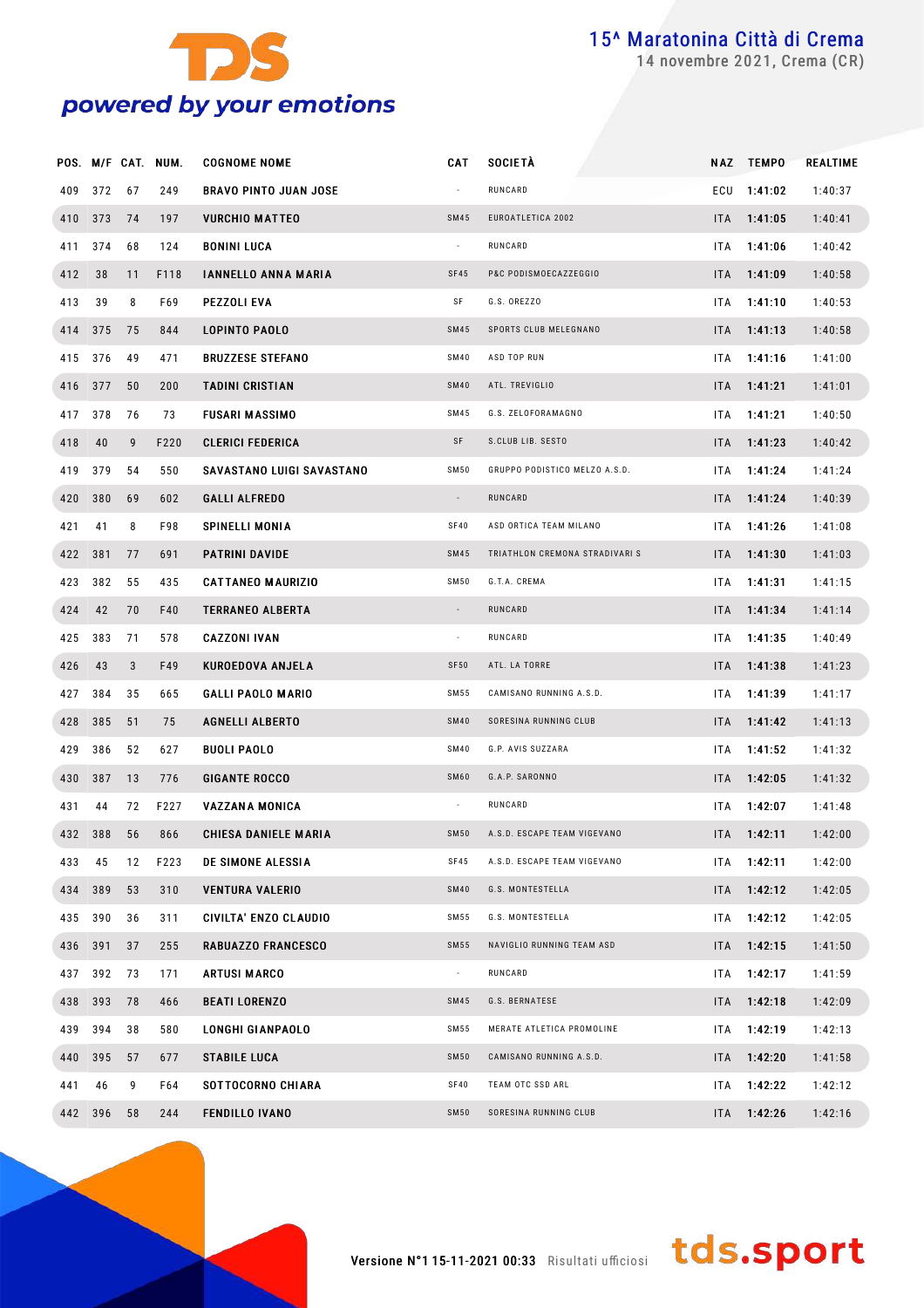# 15^ Maratonina Città di Crema

14 novembre 2021, Crema (CR)

| POS. | M/F | CAT. | NUM. | COGNOME NOME | CAT | SOCIETÀ | NAZ | TEMPO | REALTIME |
|---|---|---|---|---|---|---|---|---|---|
| 409 | 372 | 67 | 249 | BRAVO PINTO JUAN JOSE | - | RUNCARD | ECU | 1:41:02 | 1:40:37 |
| 410 | 373 | 74 | 197 | VURCHIO MATTEO | SM45 | EUROATLETICA 2002 | ITA | 1:41:05 | 1:40:41 |
| 411 | 374 | 68 | 124 | BONINI LUCA | - | RUNCARD | ITA | 1:41:06 | 1:40:42 |
| 412 | 38 | 11 | F118 | IANNELLO ANNA MARIA | SF45 | P&C PODISMOECAZZEGGIO | ITA | 1:41:09 | 1:40:58 |
| 413 | 39 | 8 | F69 | PEZZOLI EVA | SF | G.S. OREZZO | ITA | 1:41:10 | 1:40:53 |
| 414 | 375 | 75 | 844 | LOPINTO PAOLO | SM45 | SPORTS CLUB MELEGNANO | ITA | 1:41:13 | 1:40:58 |
| 415 | 376 | 49 | 471 | BRUZZESE STEFANO | SM40 | ASD TOP RUN | ITA | 1:41:16 | 1:41:00 |
| 416 | 377 | 50 | 200 | TADINI CRISTIAN | SM40 | ATL. TREVIGLIO | ITA | 1:41:21 | 1:41:01 |
| 417 | 378 | 76 | 73 | FUSARI MASSIMO | SM45 | G.S. ZELOFORAMAGNO | ITA | 1:41:21 | 1:40:50 |
| 418 | 40 | 9 | F220 | CLERICI FEDERICA | SF | S.CLUB LIB. SESTO | ITA | 1:41:23 | 1:40:42 |
| 419 | 379 | 54 | 550 | SAVASTANO LUIGI SAVASTANO | SM50 | GRUPPO PODISTICO MELZO A.S.D. | ITA | 1:41:24 | 1:41:24 |
| 420 | 380 | 69 | 602 | GALLI ALFREDO | - | RUNCARD | ITA | 1:41:24 | 1:40:39 |
| 421 | 41 | 8 | F98 | SPINELLI MONIA | SF40 | ASD ORTICA TEAM MILANO | ITA | 1:41:26 | 1:41:08 |
| 422 | 381 | 77 | 691 | PATRINI DAVIDE | SM45 | TRIATHLON CREMONA STRADIVARI S | ITA | 1:41:30 | 1:41:03 |
| 423 | 382 | 55 | 435 | CATTANEO MAURIZIO | SM50 | G.T.A. CREMA | ITA | 1:41:31 | 1:41:15 |
| 424 | 42 | 70 | F40 | TERRANEO ALBERTA | - | RUNCARD | ITA | 1:41:34 | 1:41:14 |
| 425 | 383 | 71 | 578 | CAZZONI IVAN | - | RUNCARD | ITA | 1:41:35 | 1:40:49 |
| 426 | 43 | 3 | F49 | KUROEDOVA ANJELA | SF50 | ATL. LA TORRE | ITA | 1:41:38 | 1:41:23 |
| 427 | 384 | 35 | 665 | GALLI PAOLO MARIO | SM55 | CAMISANO RUNNING A.S.D. | ITA | 1:41:39 | 1:41:17 |
| 428 | 385 | 51 | 75 | AGNELLI ALBERTO | SM40 | SORESINA RUNNING CLUB | ITA | 1:41:42 | 1:41:13 |
| 429 | 386 | 52 | 627 | BUOLI PAOLO | SM40 | G.P. AVIS SUZZARA | ITA | 1:41:52 | 1:41:32 |
| 430 | 387 | 13 | 776 | GIGANTE ROCCO | SM60 | G.A.P. SARONNO | ITA | 1:42:05 | 1:41:32 |
| 431 | 44 | 72 | F227 | VAZZANA MONICA | - | RUNCARD | ITA | 1:42:07 | 1:41:48 |
| 432 | 388 | 56 | 866 | CHIESA DANIELE MARIA | SM50 | A.S.D. ESCAPE TEAM VIGEVANO | ITA | 1:42:11 | 1:42:00 |
| 433 | 45 | 12 | F223 | DE SIMONE ALESSIA | SF45 | A.S.D. ESCAPE TEAM VIGEVANO | ITA | 1:42:11 | 1:42:00 |
| 434 | 389 | 53 | 310 | VENTURA VALERIO | SM40 | G.S. MONTESTELLA | ITA | 1:42:12 | 1:42:05 |
| 435 | 390 | 36 | 311 | CIVILTA' ENZO CLAUDIO | SM55 | G.S. MONTESTELLA | ITA | 1:42:12 | 1:42:05 |
| 436 | 391 | 37 | 255 | RABUAZZO FRANCESCO | SM55 | NAVIGLIO RUNNING TEAM ASD | ITA | 1:42:15 | 1:41:50 |
| 437 | 392 | 73 | 171 | ARTUSI MARCO | - | RUNCARD | ITA | 1:42:17 | 1:41:59 |
| 438 | 393 | 78 | 466 | BEATI LORENZO | SM45 | G.S. BERNATESE | ITA | 1:42:18 | 1:42:09 |
| 439 | 394 | 38 | 580 | LONGHI GIANPAOLO | SM55 | MERATE ATLETICA PROMOLINE | ITA | 1:42:19 | 1:42:13 |
| 440 | 395 | 57 | 677 | STABILE LUCA | SM50 | CAMISANO RUNNING A.S.D. | ITA | 1:42:20 | 1:41:58 |
| 441 | 46 | 9 | F64 | SOTTOCORNO CHIARA | SF40 | TEAM OTC SSD ARL | ITA | 1:42:22 | 1:42:12 |
| 442 | 396 | 58 | 244 | FENDILLO IVANO | SM50 | SORESINA RUNNING CLUB | ITA | 1:42:26 | 1:42:16 |

Versione N°1 15-11-2021 00:33 Risultati ufficiosi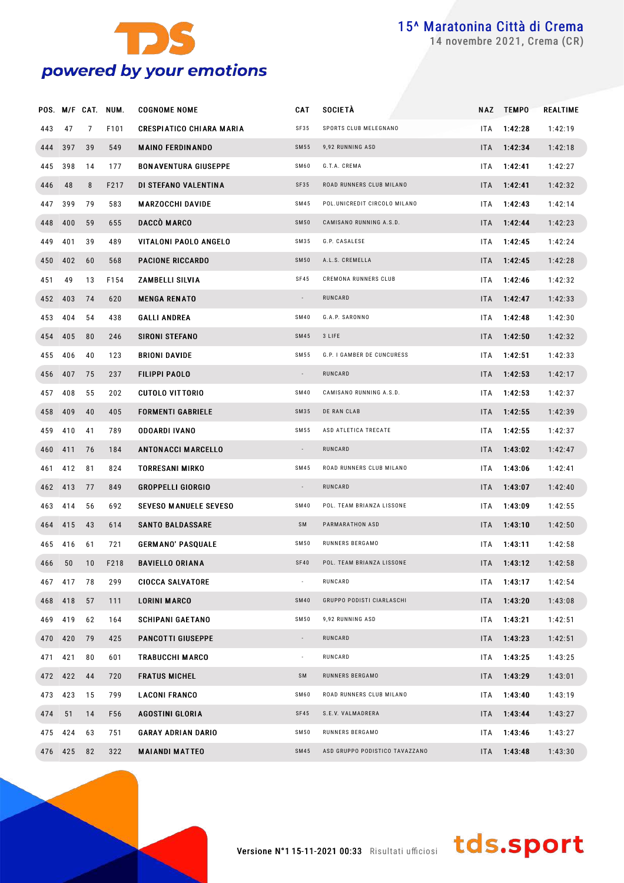# 15^ Maratonina Città di Crema

14 novembre 2021, Crema (CR)

| POS. | M/F | CAT. | NUM. | COGNOME NOME | CAT | SOCIETÀ | NAZ | TEMPO | REALTIME |
|---|---|---|---|---|---|---|---|---|---|
| 443 | 47 | 7 | F101 | CRESPIATICO CHIARA MARIA | SF35 | SPORTS CLUB MELEGNANO | ITA | 1:42:28 | 1:42:19 |
| 444 | 397 | 39 | 549 | MAINO FERDINANDO | SM55 | 9,92 RUNNING ASD | ITA | 1:42:34 | 1:42:18 |
| 445 | 398 | 14 | 177 | BONAVENTURA GIUSEPPE | SM60 | G.T.A. CREMA | ITA | 1:42:41 | 1:42:27 |
| 446 | 48 | 8 | F217 | DI STEFANO VALENTINA | SF35 | ROAD RUNNERS CLUB MILANO | ITA | 1:42:41 | 1:42:32 |
| 447 | 399 | 79 | 583 | MARZOCCHI DAVIDE | SM45 | POL.UNICREDIT CIRCOLO MILANO | ITA | 1:42:43 | 1:42:14 |
| 448 | 400 | 59 | 655 | DACCÒ MARCO | SM50 | CAMISANO RUNNING A.S.D. | ITA | 1:42:44 | 1:42:23 |
| 449 | 401 | 39 | 489 | VITALONI PAOLO ANGELO | SM35 | G.P. CASALESE | ITA | 1:42:45 | 1:42:24 |
| 450 | 402 | 60 | 568 | PACIONE RICCARDO | SM50 | A.L.S. CREMELLA | ITA | 1:42:45 | 1:42:28 |
| 451 | 49 | 13 | F154 | ZAMBELLI SILVIA | SF45 | CREMONA RUNNERS CLUB | ITA | 1:42:46 | 1:42:32 |
| 452 | 403 | 74 | 620 | MENGA RENATO | - | RUNCARD | ITA | 1:42:47 | 1:42:33 |
| 453 | 404 | 54 | 438 | GALLI ANDREA | SM40 | G.A.P. SARONNO | ITA | 1:42:48 | 1:42:30 |
| 454 | 405 | 80 | 246 | SIRONI STEFANO | SM45 | 3 LIFE | ITA | 1:42:50 | 1:42:32 |
| 455 | 406 | 40 | 123 | BRIONI DAVIDE | SM55 | G.P. I GAMBER DE CUNCURESS | ITA | 1:42:51 | 1:42:33 |
| 456 | 407 | 75 | 237 | FILIPPI PAOLO | - | RUNCARD | ITA | 1:42:53 | 1:42:17 |
| 457 | 408 | 55 | 202 | CUTOLO VITTORIO | SM40 | CAMISANO RUNNING A.S.D. | ITA | 1:42:53 | 1:42:37 |
| 458 | 409 | 40 | 405 | FORMENTI GABRIELE | SM35 | DE RAN CLAB | ITA | 1:42:55 | 1:42:39 |
| 459 | 410 | 41 | 789 | ODOARDI IVANO | SM55 | ASD ATLETICA TRECATE | ITA | 1:42:55 | 1:42:37 |
| 460 | 411 | 76 | 184 | ANTONACCI MARCELLO | - | RUNCARD | ITA | 1:43:02 | 1:42:47 |
| 461 | 412 | 81 | 824 | TORRESANI MIRKO | SM45 | ROAD RUNNERS CLUB MILANO | ITA | 1:43:06 | 1:42:41 |
| 462 | 413 | 77 | 849 | GROPPELLI GIORGIO | - | RUNCARD | ITA | 1:43:07 | 1:42:40 |
| 463 | 414 | 56 | 692 | SEVESO MANUELE SEVESO | SM40 | POL. TEAM BRIANZA LISSONE | ITA | 1:43:09 | 1:42:55 |
| 464 | 415 | 43 | 614 | SANTO BALDASSARE | SM | PARMARATHON ASD | ITA | 1:43:10 | 1:42:50 |
| 465 | 416 | 61 | 721 | GERMANO' PASQUALE | SM50 | RUNNERS BERGAMO | ITA | 1:43:11 | 1:42:58 |
| 466 | 50 | 10 | F218 | BAVIELLO ORIANA | SF40 | POL. TEAM BRIANZA LISSONE | ITA | 1:43:12 | 1:42:58 |
| 467 | 417 | 78 | 299 | CIOCCA SALVATORE | - | RUNCARD | ITA | 1:43:17 | 1:42:54 |
| 468 | 418 | 57 | 111 | LORINI MARCO | SM40 | GRUPPO PODISTI CIARLASCHI | ITA | 1:43:20 | 1:43:08 |
| 469 | 419 | 62 | 164 | SCHIPANI GAETANO | SM50 | 9,92 RUNNING ASD | ITA | 1:43:21 | 1:42:51 |
| 470 | 420 | 79 | 425 | PANCOTTI GIUSEPPE | - | RUNCARD | ITA | 1:43:23 | 1:42:51 |
| 471 | 421 | 80 | 601 | TRABUCCHI MARCO | - | RUNCARD | ITA | 1:43:25 | 1:43:25 |
| 472 | 422 | 44 | 720 | FRATUS MICHEL | SM | RUNNERS BERGAMO | ITA | 1:43:29 | 1:43:01 |
| 473 | 423 | 15 | 799 | LACONI FRANCO | SM60 | ROAD RUNNERS CLUB MILANO | ITA | 1:43:40 | 1:43:19 |
| 474 | 51 | 14 | F56 | AGOSTINI GLORIA | SF45 | S.E.V. VALMADRERA | ITA | 1:43:44 | 1:43:27 |
| 475 | 424 | 63 | 751 | GARAY ADRIAN DARIO | SM50 | RUNNERS BERGAMO | ITA | 1:43:46 | 1:43:27 |
| 476 | 425 | 82 | 322 | MAIANDI MATTEO | SM45 | ASD GRUPPO PODISTICO TAVAZZANO | ITA | 1:43:48 | 1:43:30 |

Versione N°1 15-11-2021 00:33 Risultati ufficiosi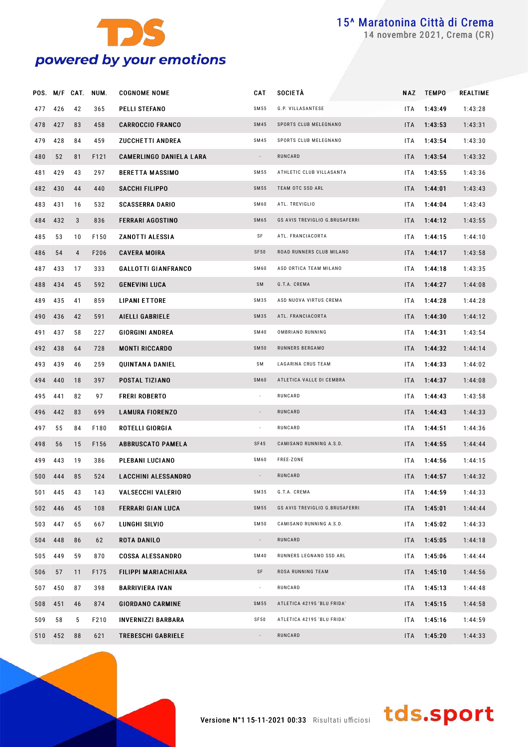# 15^ Maratonina Città di Crema

14 novembre 2021, Crema (CR)

| POS. | M/F | CAT. | NUM. | COGNOME NOME | CAT | SOCIETÀ | NAZ | TEMPO | REALTIME |
|---|---|---|---|---|---|---|---|---|---|
| 477 | 426 | 42 | 365 | PELLI STEFANO | SM55 | G.P. VILLASANTESE | ITA | 1:43:49 | 1:43:28 |
| 478 | 427 | 83 | 458 | CARROCCIO FRANCO | SM45 | SPORTS CLUB MELEGNANO | ITA | 1:43:53 | 1:43:31 |
| 479 | 428 | 84 | 459 | ZUCCHETTI ANDREA | SM45 | SPORTS CLUB MELEGNANO | ITA | 1:43:54 | 1:43:30 |
| 480 | 52 | 81 | F121 | CAMERLINGO DANIELA LARA | - | RUNCARD | ITA | 1:43:54 | 1:43:32 |
| 481 | 429 | 43 | 297 | BERETTA MASSIMO | SM55 | ATHLETIC CLUB VILLASANTA | ITA | 1:43:55 | 1:43:36 |
| 482 | 430 | 44 | 440 | SACCHI FILIPPO | SM55 | TEAM OTC SSD ARL | ITA | 1:44:01 | 1:43:43 |
| 483 | 431 | 16 | 532 | SCASSERRA DARIO | SM60 | ATL. TREVIGLIO | ITA | 1:44:04 | 1:43:43 |
| 484 | 432 | 3 | 836 | FERRARI AGOSTINO | SM65 | GS AVIS TREVIGLIO G.BRUSAFERRI | ITA | 1:44:12 | 1:43:55 |
| 485 | 53 | 10 | F150 | ZANOTTI ALESSIA | SF | ATL. FRANCIACORTA | ITA | 1:44:15 | 1:44:10 |
| 486 | 54 | 4 | F206 | CAVERA MOIRA | SF50 | ROAD RUNNERS CLUB MILANO | ITA | 1:44:17 | 1:43:58 |
| 487 | 433 | 17 | 333 | GALLOTTI GIANFRANCO | SM60 | ASD ORTICA TEAM MILANO | ITA | 1:44:18 | 1:43:35 |
| 488 | 434 | 45 | 592 | GENEVINI LUCA | SM | G.T.A. CREMA | ITA | 1:44:27 | 1:44:08 |
| 489 | 435 | 41 | 859 | LIPANI ETTORE | SM35 | ASD NUOVA VIRTUS CREMA | ITA | 1:44:28 | 1:44:28 |
| 490 | 436 | 42 | 591 | AIELLI GABRIELE | SM35 | ATL. FRANCIACORTA | ITA | 1:44:30 | 1:44:12 |
| 491 | 437 | 58 | 227 | GIORGINI ANDREA | SM40 | OMBRIANO RUNNING | ITA | 1:44:31 | 1:43:54 |
| 492 | 438 | 64 | 728 | MONTI RICCARDO | SM50 | RUNNERS BERGAMO | ITA | 1:44:32 | 1:44:14 |
| 493 | 439 | 46 | 259 | QUINTANA DANIEL | SM | LAGARINA CRUS TEAM | ITA | 1:44:33 | 1:44:02 |
| 494 | 440 | 18 | 397 | POSTAL TIZIANO | SM60 | ATLETICA VALLE DI CEMBRA | ITA | 1:44:37 | 1:44:08 |
| 495 | 441 | 82 | 97 | FRERI ROBERTO | - | RUNCARD | ITA | 1:44:43 | 1:43:58 |
| 496 | 442 | 83 | 699 | LAMURA FIORENZO | - | RUNCARD | ITA | 1:44:43 | 1:44:33 |
| 497 | 55 | 84 | F180 | ROTELLI GIORGIA | - | RUNCARD | ITA | 1:44:51 | 1:44:36 |
| 498 | 56 | 15 | F156 | ABBRUSCATO PAMELA | SF45 | CAMISANO RUNNING A.S.D. | ITA | 1:44:55 | 1:44:44 |
| 499 | 443 | 19 | 386 | PLEBANI LUCIANO | SM60 | FREE-ZONE | ITA | 1:44:56 | 1:44:15 |
| 500 | 444 | 85 | 524 | LACCHINI ALESSANDRO | - | RUNCARD | ITA | 1:44:57 | 1:44:32 |
| 501 | 445 | 43 | 143 | VALSECCHI VALERIO | SM35 | G.T.A. CREMA | ITA | 1:44:59 | 1:44:33 |
| 502 | 446 | 45 | 108 | FERRARI GIAN LUCA | SM55 | GS AVIS TREVIGLIO G.BRUSAFERRI | ITA | 1:45:01 | 1:44:44 |
| 503 | 447 | 65 | 667 | LUNGHI SILVIO | SM50 | CAMISANO RUNNING A.S.D. | ITA | 1:45:02 | 1:44:33 |
| 504 | 448 | 86 | 62 | ROTA DANILO | - | RUNCARD | ITA | 1:45:05 | 1:44:18 |
| 505 | 449 | 59 | 870 | COSSA ALESSANDRO | SM40 | RUNNERS LEGNANO SSD ARL | ITA | 1:45:06 | 1:44:44 |
| 506 | 57 | 11 | F175 | FILIPPI MARIACHIARA | SF | ROSA RUNNING TEAM | ITA | 1:45:10 | 1:44:56 |
| 507 | 450 | 87 | 398 | BARRIVIERA IVAN | - | RUNCARD | ITA | 1:45:13 | 1:44:48 |
| 508 | 451 | 46 | 874 | GIORDANO CARMINE | SM55 | ATLETICA 42195 'BLU FRIDA' | ITA | 1:45:15 | 1:44:58 |
| 509 | 58 | 5 | F210 | INVERNIZZI BARBARA | SF50 | ATLETICA 42195 'BLU FRIDA' | ITA | 1:45:16 | 1:44:59 |
| 510 | 452 | 88 | 621 | TREBESCHI GABRIELE | - | RUNCARD | ITA | 1:45:20 | 1:44:33 |

Versione N°1 15-11-2021 00:33 Risultati ufficiosi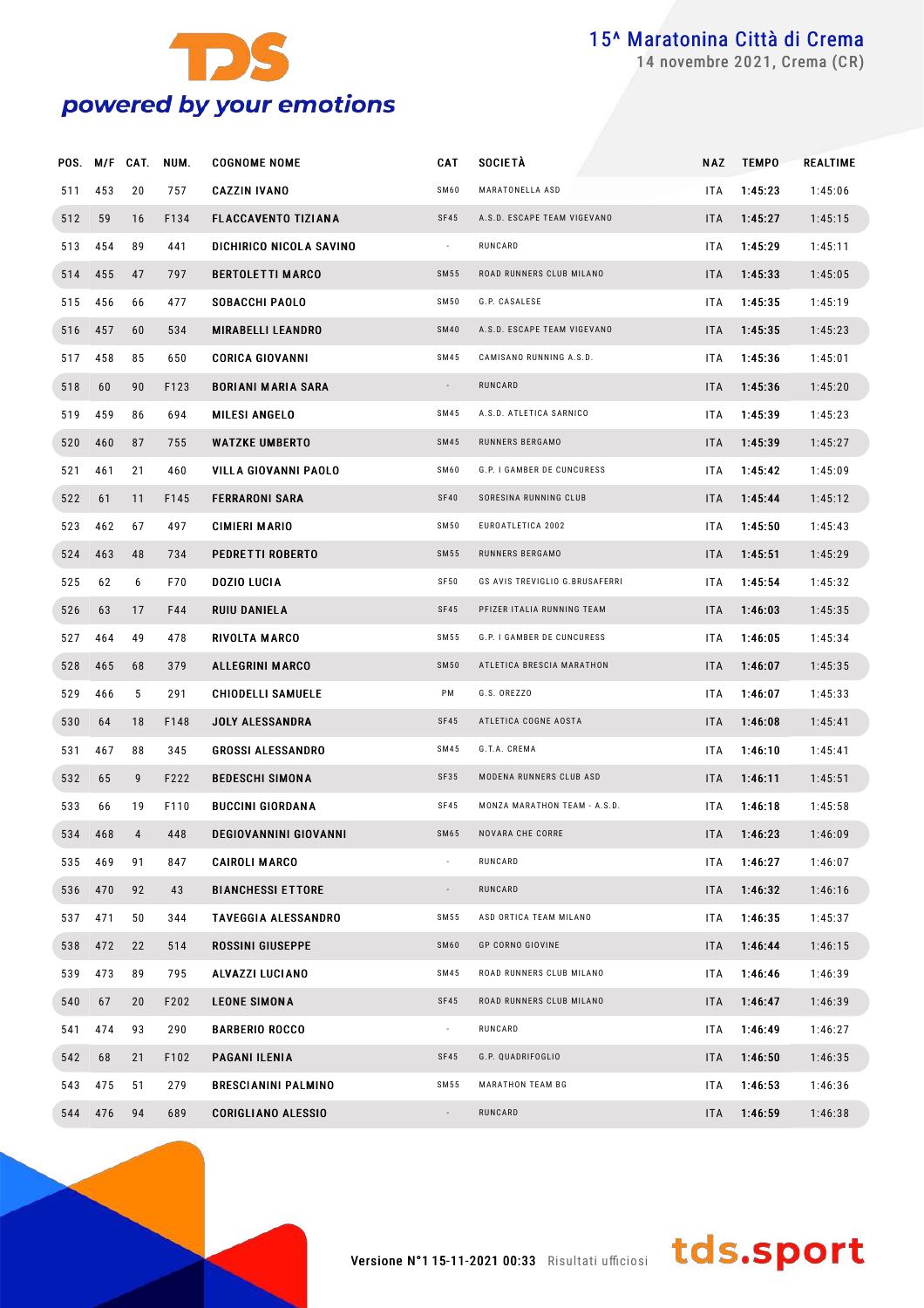# 15^ Maratonina Città di Crema

14 novembre 2021, Crema (CR)

| POS. | M/F | CAT. | NUM. | COGNOME NOME | CAT | SOCIETÀ | NAZ | TEMPO | REALTIME |
|---|---|---|---|---|---|---|---|---|---|
| 511 | 453 | 20 | 757 | CAZZIN IVANO | SM60 | MARATONELLA ASD | ITA | 1:45:23 | 1:45:06 |
| 512 | 59 | 16 | F134 | FLACCAVENTO TIZIANA | SF45 | A.S.D. ESCAPE TEAM VIGEVANO | ITA | 1:45:27 | 1:45:15 |
| 513 | 454 | 89 | 441 | DICHIRICO NICOLA SAVINO | - | RUNCARD | ITA | 1:45:29 | 1:45:11 |
| 514 | 455 | 47 | 797 | BERTOLETTI MARCO | SM55 | ROAD RUNNERS CLUB MILANO | ITA | 1:45:33 | 1:45:05 |
| 515 | 456 | 66 | 477 | SOBACCHI PAOLO | SM50 | G.P. CASALESE | ITA | 1:45:35 | 1:45:19 |
| 516 | 457 | 60 | 534 | MIRABELLI LEANDRO | SM40 | A.S.D. ESCAPE TEAM VIGEVANO | ITA | 1:45:35 | 1:45:23 |
| 517 | 458 | 85 | 650 | CORICA GIOVANNI | SM45 | CAMISANO RUNNING A.S.D. | ITA | 1:45:36 | 1:45:01 |
| 518 | 60 | 90 | F123 | BORIANI MARIA SARA | - | RUNCARD | ITA | 1:45:36 | 1:45:20 |
| 519 | 459 | 86 | 694 | MILESI ANGELO | SM45 | A.S.D. ATLETICA SARNICO | ITA | 1:45:39 | 1:45:23 |
| 520 | 460 | 87 | 755 | WATZKE UMBERTO | SM45 | RUNNERS BERGAMO | ITA | 1:45:39 | 1:45:27 |
| 521 | 461 | 21 | 460 | VILLA GIOVANNI PAOLO | SM60 | G.P. I GAMBER DE CUNCURESS | ITA | 1:45:42 | 1:45:09 |
| 522 | 61 | 11 | F145 | FERRARONI SARA | SF40 | SORESINA RUNNING CLUB | ITA | 1:45:44 | 1:45:12 |
| 523 | 462 | 67 | 497 | CIMIERI MARIO | SM50 | EUROATLETICA 2002 | ITA | 1:45:50 | 1:45:43 |
| 524 | 463 | 48 | 734 | PEDRETTI ROBERTO | SM55 | RUNNERS BERGAMO | ITA | 1:45:51 | 1:45:29 |
| 525 | 62 | 6 | F70 | DOZIO LUCIA | SF50 | GS AVIS TREVIGLIO G.BRUSAFERRI | ITA | 1:45:54 | 1:45:32 |
| 526 | 63 | 17 | F44 | RUIU DANIELA | SF45 | PFIZER ITALIA RUNNING TEAM | ITA | 1:46:03 | 1:45:35 |
| 527 | 464 | 49 | 478 | RIVOLTA MARCO | SM55 | G.P. I GAMBER DE CUNCURESS | ITA | 1:46:05 | 1:45:34 |
| 528 | 465 | 68 | 379 | ALLEGRINI MARCO | SM50 | ATLETICA BRESCIA MARATHON | ITA | 1:46:07 | 1:45:35 |
| 529 | 466 | 5 | 291 | CHIODELLI SAMUELE | PM | G.S. OREZZO | ITA | 1:46:07 | 1:45:33 |
| 530 | 64 | 18 | F148 | JOLY ALESSANDRA | SF45 | ATLETICA COGNE AOSTA | ITA | 1:46:08 | 1:45:41 |
| 531 | 467 | 88 | 345 | GROSSI ALESSANDRO | SM45 | G.T.A. CREMA | ITA | 1:46:10 | 1:45:41 |
| 532 | 65 | 9 | F222 | BEDESCHI SIMONA | SF35 | MODENA RUNNERS CLUB ASD | ITA | 1:46:11 | 1:45:51 |
| 533 | 66 | 19 | F110 | BUCCINI GIORDANA | SF45 | MONZA MARATHON TEAM - A.S.D. | ITA | 1:46:18 | 1:45:58 |
| 534 | 468 | 4 | 448 | DEGIOVANNINI GIOVANNI | SM65 | NOVARA CHE CORRE | ITA | 1:46:23 | 1:46:09 |
| 535 | 469 | 91 | 847 | CAIROLI MARCO | - | RUNCARD | ITA | 1:46:27 | 1:46:07 |
| 536 | 470 | 92 | 43 | BIANCHESSI ETTORE | - | RUNCARD | ITA | 1:46:32 | 1:46:16 |
| 537 | 471 | 50 | 344 | TAVEGGIA ALESSANDRO | SM55 | ASD ORTICA TEAM MILANO | ITA | 1:46:35 | 1:45:37 |
| 538 | 472 | 22 | 514 | ROSSINI GIUSEPPE | SM60 | GP CORNO GIOVINE | ITA | 1:46:44 | 1:46:15 |
| 539 | 473 | 89 | 795 | ALVAZZI LUCIANO | SM45 | ROAD RUNNERS CLUB MILANO | ITA | 1:46:46 | 1:46:39 |
| 540 | 67 | 20 | F202 | LEONE SIMONA | SF45 | ROAD RUNNERS CLUB MILANO | ITA | 1:46:47 | 1:46:39 |
| 541 | 474 | 93 | 290 | BARBERIO ROCCO | - | RUNCARD | ITA | 1:46:49 | 1:46:27 |
| 542 | 68 | 21 | F102 | PAGANI ILENIA | SF45 | G.P. QUADRIFOGLIO | ITA | 1:46:50 | 1:46:35 |
| 543 | 475 | 51 | 279 | BRESCIANINI PALMINO | SM55 | MARATHON TEAM BG | ITA | 1:46:53 | 1:46:36 |
| 544 | 476 | 94 | 689 | CORIGLIANO ALESSIO | - | RUNCARD | ITA | 1:46:59 | 1:46:38 |

Versione N°1 15-11-2021 00:33 Risultati ufficiosi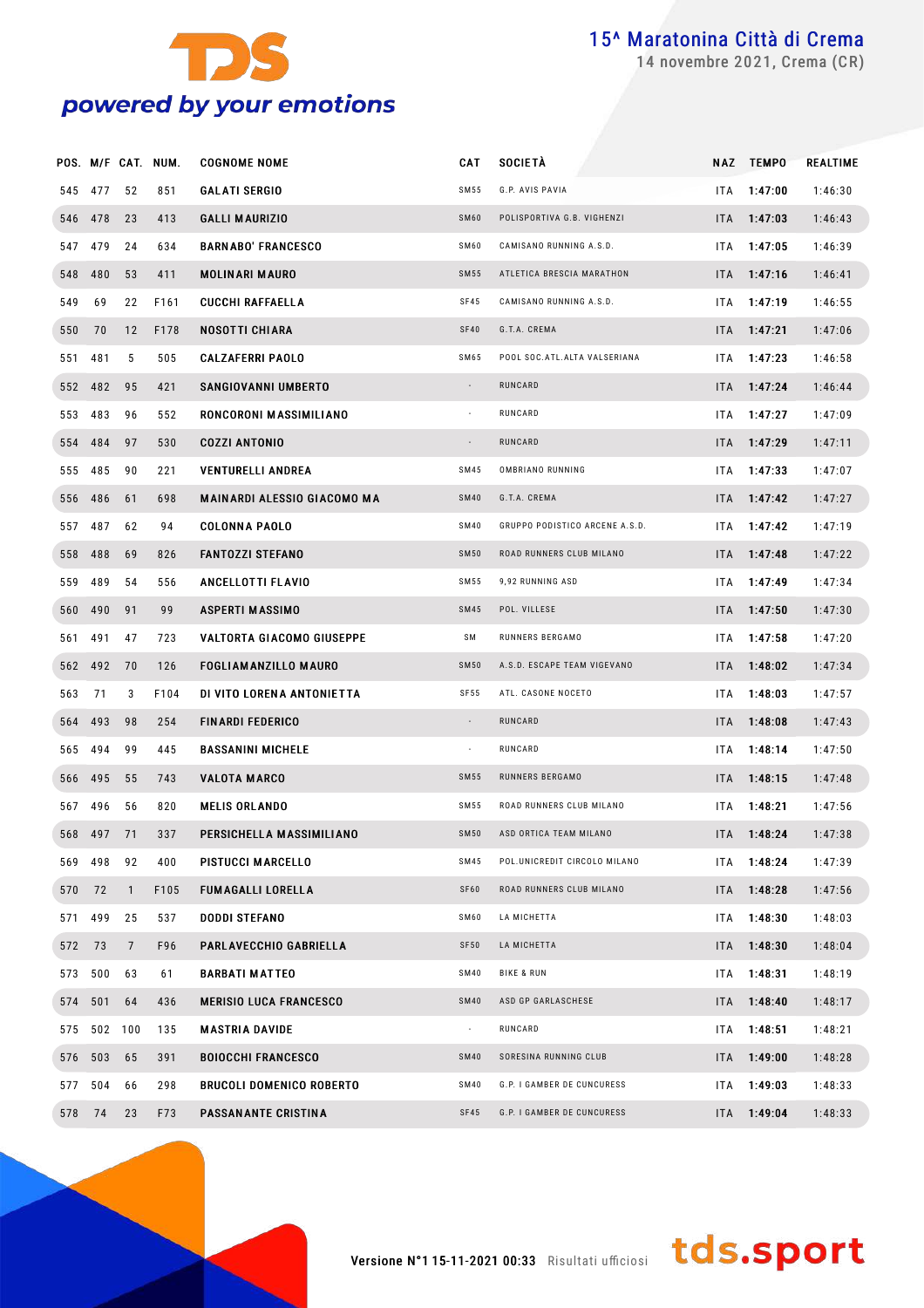# 15^ Maratonina Città di Crema

14 novembre 2021, Crema (CR)

| POS. | M/F | CAT. | NUM. | COGNOME NOME | CAT | SOCIETÀ | NAZ | TEMPO | REALTIME |
|---|---|---|---|---|---|---|---|---|---|
| 545 | 477 | 52 | 851 | GALATI SERGIO | SM55 | G.P. AVIS PAVIA | ITA | 1:47:00 | 1:46:30 |
| 546 | 478 | 23 | 413 | GALLI MAURIZIO | SM60 | POLISPORTIVA G.B. VIGHENZI | ITA | 1:47:03 | 1:46:43 |
| 547 | 479 | 24 | 634 | BARNABO' FRANCESCO | SM60 | CAMISANO RUNNING A.S.D. | ITA | 1:47:05 | 1:46:39 |
| 548 | 480 | 53 | 411 | MOLINARI MAURO | SM55 | ATLETICA BRESCIA MARATHON | ITA | 1:47:16 | 1:46:41 |
| 549 | 69 | 22 | F161 | CUCCHI RAFFAELLA | SF45 | CAMISANO RUNNING A.S.D. | ITA | 1:47:19 | 1:46:55 |
| 550 | 70 | 12 | F178 | NOSOTTI CHIARA | SF40 | G.T.A. CREMA | ITA | 1:47:21 | 1:47:06 |
| 551 | 481 | 5 | 505 | CALZAFERRI PAOLO | SM65 | POOL SOC.ATL.ALTA VALSERIANA | ITA | 1:47:23 | 1:46:58 |
| 552 | 482 | 95 | 421 | SANGIOVANNI UMBERTO | - | RUNCARD | ITA | 1:47:24 | 1:46:44 |
| 553 | 483 | 96 | 552 | RONCORONI MASSIMILIANO | - | RUNCARD | ITA | 1:47:27 | 1:47:09 |
| 554 | 484 | 97 | 530 | COZZI ANTONIO | - | RUNCARD | ITA | 1:47:29 | 1:47:11 |
| 555 | 485 | 90 | 221 | VENTURELLI ANDREA | SM45 | OMBRIANO RUNNING | ITA | 1:47:33 | 1:47:07 |
| 556 | 486 | 61 | 698 | MAINARDI ALESSIO GIACOMO MA | SM40 | G.T.A. CREMA | ITA | 1:47:42 | 1:47:27 |
| 557 | 487 | 62 | 94 | COLONNA PAOLO | SM40 | GRUPPO PODISTICO ARCENE A.S.D. | ITA | 1:47:42 | 1:47:19 |
| 558 | 488 | 69 | 826 | FANTOZZI STEFANO | SM50 | ROAD RUNNERS CLUB MILANO | ITA | 1:47:48 | 1:47:22 |
| 559 | 489 | 54 | 556 | ANCELLOTTI FLAVIO | SM55 | 9,92 RUNNING ASD | ITA | 1:47:49 | 1:47:34 |
| 560 | 490 | 91 | 99 | ASPERTI MASSIMO | SM45 | POL. VILLESE | ITA | 1:47:50 | 1:47:30 |
| 561 | 491 | 47 | 723 | VALTORTA GIACOMO GIUSEPPE | SM | RUNNERS BERGAMO | ITA | 1:47:58 | 1:47:20 |
| 562 | 492 | 70 | 126 | FOGLIAMANZILLO MAURO | SM50 | A.S.D. ESCAPE TEAM VIGEVANO | ITA | 1:48:02 | 1:47:34 |
| 563 | 71 | 3 | F104 | DI VITO LORENA ANTONIETTA | SF55 | ATL. CASONE NOCETO | ITA | 1:48:03 | 1:47:57 |
| 564 | 493 | 98 | 254 | FINARDI FEDERICO | - | RUNCARD | ITA | 1:48:08 | 1:47:43 |
| 565 | 494 | 99 | 445 | BASSANINI MICHELE | - | RUNCARD | ITA | 1:48:14 | 1:47:50 |
| 566 | 495 | 55 | 743 | VALOTA MARCO | SM55 | RUNNERS BERGAMO | ITA | 1:48:15 | 1:47:48 |
| 567 | 496 | 56 | 820 | MELIS ORLANDO | SM55 | ROAD RUNNERS CLUB MILANO | ITA | 1:48:21 | 1:47:56 |
| 568 | 497 | 71 | 337 | PERSICHELLA MASSIMILIANO | SM50 | ASD ORTICA TEAM MILANO | ITA | 1:48:24 | 1:47:38 |
| 569 | 498 | 92 | 400 | PISTUCCI MARCELLO | SM45 | POL.UNICREDIT CIRCOLO MILANO | ITA | 1:48:24 | 1:47:39 |
| 570 | 72 | 1 | F105 | FUMAGALLI LORELLA | SF60 | ROAD RUNNERS CLUB MILANO | ITA | 1:48:28 | 1:47:56 |
| 571 | 499 | 25 | 537 | DODDI STEFANO | SM60 | LA MICHETTA | ITA | 1:48:30 | 1:48:03 |
| 572 | 73 | 7 | F96 | PARLAVECCHIO GABRIELLA | SF50 | LA MICHETTA | ITA | 1:48:30 | 1:48:04 |
| 573 | 500 | 63 | 61 | BARBATI MATTEO | SM40 | BIKE & RUN | ITA | 1:48:31 | 1:48:19 |
| 574 | 501 | 64 | 436 | MERISIO LUCA FRANCESCO | SM40 | ASD GP GARLASCHESE | ITA | 1:48:40 | 1:48:17 |
| 575 | 502 | 100 | 135 | MASTRIA DAVIDE | - | RUNCARD | ITA | 1:48:51 | 1:48:21 |
| 576 | 503 | 65 | 391 | BOIOCCHI FRANCESCO | SM40 | SORESINA RUNNING CLUB | ITA | 1:49:00 | 1:48:28 |
| 577 | 504 | 66 | 298 | BRUCOLI DOMENICO ROBERTO | SM40 | G.P. I GAMBER DE CUNCURESS | ITA | 1:49:03 | 1:48:33 |
| 578 | 74 | 23 | F73 | PASSANANTE CRISTINA | SF45 | G.P. I GAMBER DE CUNCURESS | ITA | 1:49:04 | 1:48:33 |

Versione N°1 15-11-2021 00:33 Risultati ufficiosi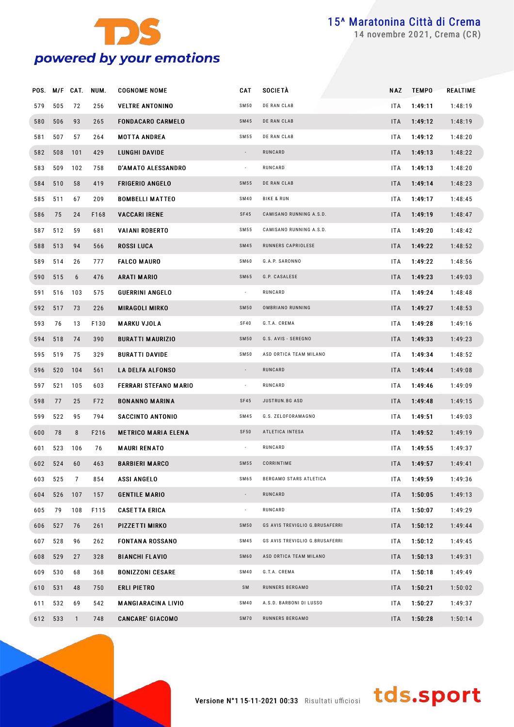# 15^ Maratonina Città di Crema

14 novembre 2021, Crema (CR)

| POS. | M/F | CAT. | NUM. | COGNOME NOME | CAT | SOCIETÀ | NAZ | TEMPO | REALTIME |
|---|---|---|---|---|---|---|---|---|---|
| 579 | 505 | 72 | 256 | VELTRE ANTONINO | SM50 | DE RAN CLAB | ITA | 1:49:11 | 1:48:19 |
| 580 | 506 | 93 | 265 | FONDACARO CARMELO | SM45 | DE RAN CLAB | ITA | 1:49:12 | 1:48:19 |
| 581 | 507 | 57 | 264 | MOTTA ANDREA | SM55 | DE RAN CLAB | ITA | 1:49:12 | 1:48:20 |
| 582 | 508 | 101 | 429 | LUNGHI DAVIDE | - | RUNCARD | ITA | 1:49:13 | 1:48:22 |
| 583 | 509 | 102 | 758 | D'AMATO ALESSANDRO | - | RUNCARD | ITA | 1:49:13 | 1:48:20 |
| 584 | 510 | 58 | 419 | FRIGERIO ANGELO | SM55 | DE RAN CLAB | ITA | 1:49:14 | 1:48:23 |
| 585 | 511 | 67 | 209 | BOMBELLI MATTEO | SM40 | BIKE & RUN | ITA | 1:49:17 | 1:48:45 |
| 586 | 75 | 24 | F168 | VACCARI IRENE | SF45 | CAMISANO RUNNING A.S.D. | ITA | 1:49:19 | 1:48:47 |
| 587 | 512 | 59 | 681 | VAIANI ROBERTO | SM55 | CAMISANO RUNNING A.S.D. | ITA | 1:49:20 | 1:48:42 |
| 588 | 513 | 94 | 566 | ROSSI LUCA | SM45 | RUNNERS CAPRIOLESE | ITA | 1:49:22 | 1:48:52 |
| 589 | 514 | 26 | 777 | FALCO MAURO | SM60 | G.A.P. SARONNO | ITA | 1:49:22 | 1:48:56 |
| 590 | 515 | 6 | 476 | ARATI MARIO | SM65 | G.P. CASALESE | ITA | 1:49:23 | 1:49:03 |
| 591 | 516 | 103 | 575 | GUERRINI ANGELO | - | RUNCARD | ITA | 1:49:24 | 1:48:48 |
| 592 | 517 | 73 | 226 | MIRAGOLI MIRKO | SM50 | OMBRIANO RUNNING | ITA | 1:49:27 | 1:48:53 |
| 593 | 76 | 13 | F130 | MARKU VJOLA | SF40 | G.T.A. CREMA | ITA | 1:49:28 | 1:49:16 |
| 594 | 518 | 74 | 390 | BURATTI MAURIZIO | SM50 | G.S. AVIS - SEREGNO | ITA | 1:49:33 | 1:49:23 |
| 595 | 519 | 75 | 329 | BURATTI DAVIDE | SM50 | ASD ORTICA TEAM MILANO | ITA | 1:49:34 | 1:48:52 |
| 596 | 520 | 104 | 561 | LA DELFA ALFONSO | - | RUNCARD | ITA | 1:49:44 | 1:49:08 |
| 597 | 521 | 105 | 603 | FERRARI STEFANO MARIO | - | RUNCARD | ITA | 1:49:46 | 1:49:09 |
| 598 | 77 | 25 | F72 | BONANNO MARINA | SF45 | JUSTRUN.BG ASD | ITA | 1:49:48 | 1:49:15 |
| 599 | 522 | 95 | 794 | SACCINTO ANTONIO | SM45 | G.S. ZELOFORAMAGNO | ITA | 1:49:51 | 1:49:03 |
| 600 | 78 | 8 | F216 | METRICO MARIA ELENA | SF50 | ATLETICA INTESA | ITA | 1:49:52 | 1:49:19 |
| 601 | 523 | 106 | 76 | MAURI RENATO | - | RUNCARD | ITA | 1:49:55 | 1:49:37 |
| 602 | 524 | 60 | 463 | BARBIERI MARCO | SM55 | CORRINTIME | ITA | 1:49:57 | 1:49:41 |
| 603 | 525 | 7 | 854 | ASSI ANGELO | SM65 | BERGAMO STARS ATLETICA | ITA | 1:49:59 | 1:49:36 |
| 604 | 526 | 107 | 157 | GENTILE MARIO | - | RUNCARD | ITA | 1:50:05 | 1:49:13 |
| 605 | 79 | 108 | F115 | CASETTA ERICA | - | RUNCARD | ITA | 1:50:07 | 1:49:29 |
| 606 | 527 | 76 | 261 | PIZZETTI MIRKO | SM50 | GS AVIS TREVIGLIO G.BRUSAFERRI | ITA | 1:50:12 | 1:49:44 |
| 607 | 528 | 96 | 262 | FONTANA ROSSANO | SM45 | GS AVIS TREVIGLIO G.BRUSAFERRI | ITA | 1:50:12 | 1:49:45 |
| 608 | 529 | 27 | 328 | BIANCHI FLAVIO | SM60 | ASD ORTICA TEAM MILANO | ITA | 1:50:13 | 1:49:31 |
| 609 | 530 | 68 | 368 | BONIZZONI CESARE | SM40 | G.T.A. CREMA | ITA | 1:50:18 | 1:49:49 |
| 610 | 531 | 48 | 750 | ERLI PIETRO | SM | RUNNERS BERGAMO | ITA | 1:50:21 | 1:50:02 |
| 611 | 532 | 69 | 542 | MANGIARACINA LIVIO | SM40 | A.S.D. BARBONI DI LUSSO | ITA | 1:50:27 | 1:49:37 |
| 612 | 533 | 1 | 748 | CANCARE' GIACOMO | SM70 | RUNNERS BERGAMO | ITA | 1:50:28 | 1:50:14 |

Versione N°1 15-11-2021 00:33 Risultati ufficiosi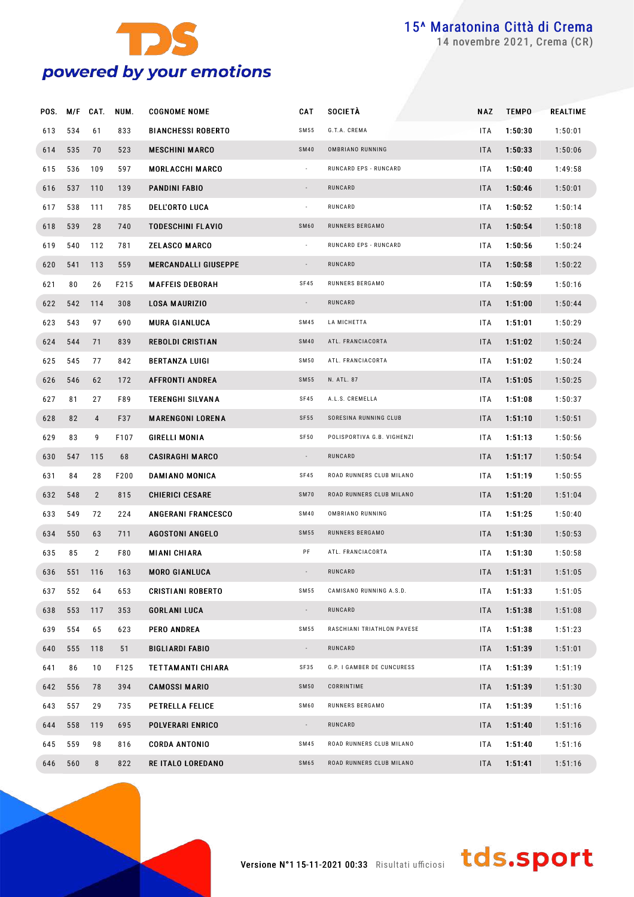# 15^ Maratonina Città di Crema

14 novembre 2021, Crema (CR)

| POS. | M/F | CAT. | NUM. | COGNOME NOME | CAT | SOCIETÀ | NAZ | TEMPO | REALTIME |
|---|---|---|---|---|---|---|---|---|---|
| 613 | 534 | 61 | 833 | BIANCHESSI ROBERTO | SM55 | G.T.A. CREMA | ITA | **1:50:30** | 1:50:01 |
| 614 | 535 | 70 | 523 | MESCHINI MARCO | SM40 | OMBRIANO RUNNING | ITA | **1:50:33** | 1:50:06 |
| 615 | 536 | 109 | 597 | MORLACCHI MARCO | - | RUNCARD EPS - RUNCARD | ITA | **1:50:40** | 1:49:58 |
| 616 | 537 | 110 | 139 | PANDINI FABIO | - | RUNCARD | ITA | **1:50:46** | 1:50:01 |
| 617 | 538 | 111 | 785 | DELL'ORTO LUCA | - | RUNCARD | ITA | **1:50:52** | 1:50:14 |
| 618 | 539 | 28 | 740 | TODESCHINI FLAVIO | SM60 | RUNNERS BERGAMO | ITA | **1:50:54** | 1:50:18 |
| 619 | 540 | 112 | 781 | ZELASCO MARCO | - | RUNCARD EPS - RUNCARD | ITA | **1:50:56** | 1:50:24 |
| 620 | 541 | 113 | 559 | MERCANDALLI GIUSEPPE | - | RUNCARD | ITA | **1:50:58** | 1:50:22 |
| 621 | 80 | 26 | F215 | MAFFEIS DEBORAH | SF45 | RUNNERS BERGAMO | ITA | **1:50:59** | 1:50:16 |
| 622 | 542 | 114 | 308 | LOSA MAURIZIO | - | RUNCARD | ITA | **1:51:00** | 1:50:44 |
| 623 | 543 | 97 | 690 | MURA GIANLUCA | SM45 | LA MICHETTA | ITA | **1:51:01** | 1:50:29 |
| 624 | 544 | 71 | 839 | REBOLDI CRISTIAN | SM40 | ATL. FRANCIACORTA | ITA | **1:51:02** | 1:50:24 |
| 625 | 545 | 77 | 842 | BERTANZA LUIGI | SM50 | ATL. FRANCIACORTA | ITA | **1:51:02** | 1:50:24 |
| 626 | 546 | 62 | 172 | AFFRONTI ANDREA | SM55 | N. ATL. 87 | ITA | **1:51:05** | 1:50:25 |
| 627 | 81 | 27 | F89 | TERENGHI SILVANA | SF45 | A.L.S. CREMELLA | ITA | **1:51:08** | 1:50:37 |
| 628 | 82 | 4 | F37 | MARENGONI LORENA | SF55 | SORESINA RUNNING CLUB | ITA | **1:51:10** | 1:50:51 |
| 629 | 83 | 9 | F107 | GIRELLI MONIA | SF50 | POLISPORTIVA G.B. VIGHENZI | ITA | **1:51:13** | 1:50:56 |
| 630 | 547 | 115 | 68 | CASIRAGHI MARCO | - | RUNCARD | ITA | **1:51:17** | 1:50:54 |
| 631 | 84 | 28 | F200 | DAMIANO MONICA | SF45 | ROAD RUNNERS CLUB MILANO | ITA | **1:51:19** | 1:50:55 |
| 632 | 548 | 2 | 815 | CHIERICI CESARE | SM70 | ROAD RUNNERS CLUB MILANO | ITA | **1:51:20** | 1:51:04 |
| 633 | 549 | 72 | 224 | ANGERANI FRANCESCO | SM40 | OMBRIANO RUNNING | ITA | **1:51:25** | 1:50:40 |
| 634 | 550 | 63 | 711 | AGOSTONI ANGELO | SM55 | RUNNERS BERGAMO | ITA | **1:51:30** | 1:50:53 |
| 635 | 85 | 2 | F80 | MIANI CHIARA | PF | ATL. FRANCIACORTA | ITA | **1:51:30** | 1:50:58 |
| 636 | 551 | 116 | 163 | MORO GIANLUCA | - | RUNCARD | ITA | **1:51:31** | 1:51:05 |
| 637 | 552 | 64 | 653 | CRISTIANI ROBERTO | SM55 | CAMISANO RUNNING A.S.D. | ITA | **1:51:33** | 1:51:05 |
| 638 | 553 | 117 | 353 | GORLANI LUCA | - | RUNCARD | ITA | **1:51:38** | 1:51:08 |
| 639 | 554 | 65 | 623 | PERO ANDREA | SM55 | RASCHIANI TRIATHLON PAVESE | ITA | **1:51:38** | 1:51:23 |
| 640 | 555 | 118 | 51 | BIGLIARDI FABIO | - | RUNCARD | ITA | **1:51:39** | 1:51:01 |
| 641 | 86 | 10 | F125 | TETTAMANTI CHIARA | SF35 | G.P. I GAMBER DE CUNCURESS | ITA | **1:51:39** | 1:51:19 |
| 642 | 556 | 78 | 394 | CAMOSSI MARIO | SM50 | CORRINTIME | ITA | **1:51:39** | 1:51:30 |
| 643 | 557 | 29 | 735 | PETRELLA FELICE | SM60 | RUNNERS BERGAMO | ITA | **1:51:39** | 1:51:16 |
| 644 | 558 | 119 | 695 | POLVERARI ENRICO | - | RUNCARD | ITA | **1:51:40** | 1:51:16 |
| 645 | 559 | 98 | 816 | CORDA ANTONIO | SM45 | ROAD RUNNERS CLUB MILANO | ITA | **1:51:40** | 1:51:16 |
| 646 | 560 | 8 | 822 | RE ITALO LOREDANO | SM65 | ROAD RUNNERS CLUB MILANO | ITA | **1:51:41** | 1:51:16 |

Versione N°1 15-11-2021 00:33 Risultati ufficiosi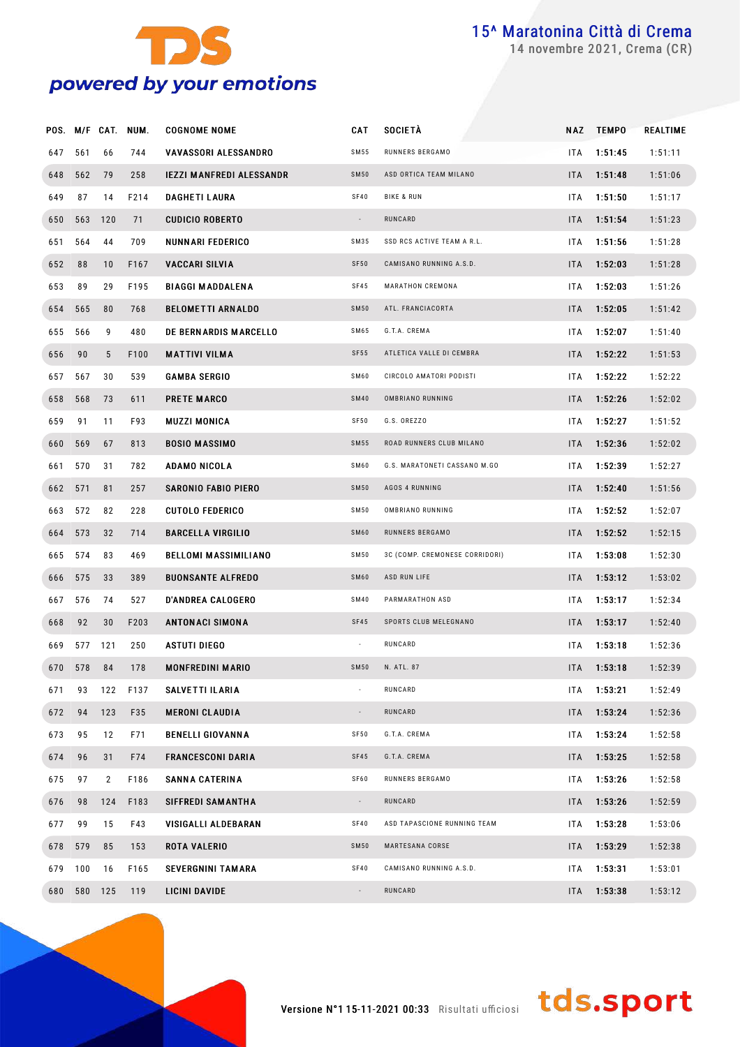# 15^ Maratonina Città di Crema

14 novembre 2021, Crema (CR)

| POS. | M/F | CAT. | NUM. | COGNOME NOME | CAT | SOCIETÀ | NAZ | TEMPO | REALTIME |
|---|---|---|---|---|---|---|---|---|---|
| 647 | 561 | 66 | 744 | VAVASSORI ALESSANDRO | SM55 | RUNNERS BERGAMO | ITA | 1:51:45 | 1:51:11 |
| 648 | 562 | 79 | 258 | IEZZI MANFREDI ALESSANDR | SM50 | ASD ORTICA TEAM MILANO | ITA | 1:51:48 | 1:51:06 |
| 649 | 87 | 14 | F214 | DAGHETI LAURA | SF40 | BIKE & RUN | ITA | 1:51:50 | 1:51:17 |
| 650 | 563 | 120 | 71 | CUDICIO ROBERTO | - | RUNCARD | ITA | 1:51:54 | 1:51:23 |
| 651 | 564 | 44 | 709 | NUNNARI FEDERICO | SM35 | SSD RCS ACTIVE TEAM A R.L. | ITA | 1:51:56 | 1:51:28 |
| 652 | 88 | 10 | F167 | VACCARI SILVIA | SF50 | CAMISANO RUNNING A.S.D. | ITA | 1:52:03 | 1:51:28 |
| 653 | 89 | 29 | F195 | BIAGGI MADDALENA | SF45 | MARATHON CREMONA | ITA | 1:52:03 | 1:51:26 |
| 654 | 565 | 80 | 768 | BELOMETTI ARNALDO | SM50 | ATL. FRANCIACORTA | ITA | 1:52:05 | 1:51:42 |
| 655 | 566 | 9 | 480 | DE BERNARDIS MARCELLO | SM65 | G.T.A. CREMA | ITA | 1:52:07 | 1:51:40 |
| 656 | 90 | 5 | F100 | MATTIVI VILMA | SF55 | ATLETICA VALLE DI CEMBRA | ITA | 1:52:22 | 1:51:53 |
| 657 | 567 | 30 | 539 | GAMBA SERGIO | SM60 | CIRCOLO AMATORI PODISTI | ITA | 1:52:22 | 1:52:22 |
| 658 | 568 | 73 | 611 | PRETE MARCO | SM40 | OMBRIANO RUNNING | ITA | 1:52:26 | 1:52:02 |
| 659 | 91 | 11 | F93 | MUZZI MONICA | SF50 | G.S. OREZZO | ITA | 1:52:27 | 1:51:52 |
| 660 | 569 | 67 | 813 | BOSIO MASSIMO | SM55 | ROAD RUNNERS CLUB MILANO | ITA | 1:52:36 | 1:52:02 |
| 661 | 570 | 31 | 782 | ADAMO NICOLA | SM60 | G.S. MARATONETI CASSANO M.GO | ITA | 1:52:39 | 1:52:27 |
| 662 | 571 | 81 | 257 | SARONIO FABIO PIERO | SM50 | AGOS 4 RUNNING | ITA | 1:52:40 | 1:51:56 |
| 663 | 572 | 82 | 228 | CUTOLO FEDERICO | SM50 | OMBRIANO RUNNING | ITA | 1:52:52 | 1:52:07 |
| 664 | 573 | 32 | 714 | BARCELLA VIRGILIO | SM60 | RUNNERS BERGAMO | ITA | 1:52:52 | 1:52:15 |
| 665 | 574 | 83 | 469 | BELLOMI MASSIMILIANO | SM50 | 3C (COMP. CREMONESE CORRIDORI) | ITA | 1:53:08 | 1:52:30 |
| 666 | 575 | 33 | 389 | BUONSANTE ALFREDO | SM60 | ASD RUN LIFE | ITA | 1:53:12 | 1:53:02 |
| 667 | 576 | 74 | 527 | D'ANDREA CALOGERO | SM40 | PARMARATHON ASD | ITA | 1:53:17 | 1:52:34 |
| 668 | 92 | 30 | F203 | ANTONACI SIMONA | SF45 | SPORTS CLUB MELEGNANO | ITA | 1:53:17 | 1:52:40 |
| 669 | 577 | 121 | 250 | ASTUTI DIEGO | - | RUNCARD | ITA | 1:53:18 | 1:52:36 |
| 670 | 578 | 84 | 178 | MONFREDINI MARIO | SM50 | N. ATL. 87 | ITA | 1:53:18 | 1:52:39 |
| 671 | 93 | 122 | F137 | SALVETTI ILARIA | - | RUNCARD | ITA | 1:53:21 | 1:52:49 |
| 672 | 94 | 123 | F35 | MERONI CLAUDIA | - | RUNCARD | ITA | 1:53:24 | 1:52:36 |
| 673 | 95 | 12 | F71 | BENELLI GIOVANNA | SF50 | G.T.A. CREMA | ITA | 1:53:24 | 1:52:58 |
| 674 | 96 | 31 | F74 | FRANCESCONI DARIA | SF45 | G.T.A. CREMA | ITA | 1:53:25 | 1:52:58 |
| 675 | 97 | 2 | F186 | SANNA CATERINA | SF60 | RUNNERS BERGAMO | ITA | 1:53:26 | 1:52:58 |
| 676 | 98 | 124 | F183 | SIFFREDI SAMANTHA | - | RUNCARD | ITA | 1:53:26 | 1:52:59 |
| 677 | 99 | 15 | F43 | VISIGALLI ALDEBARAN | SF40 | ASD TAPASCIONE RUNNING TEAM | ITA | 1:53:28 | 1:53:06 |
| 678 | 579 | 85 | 153 | ROTA VALERIO | SM50 | MARTESANA CORSE | ITA | 1:53:29 | 1:52:38 |
| 679 | 100 | 16 | F165 | SEVERGNINI TAMARA | SF40 | CAMISANO RUNNING A.S.D. | ITA | 1:53:31 | 1:53:01 |
| 680 | 580 | 125 | 119 | LICINI DAVIDE | - | RUNCARD | ITA | 1:53:38 | 1:53:12 |

Versione N°1 15-11-2021 00:33 Risultati ufficiosi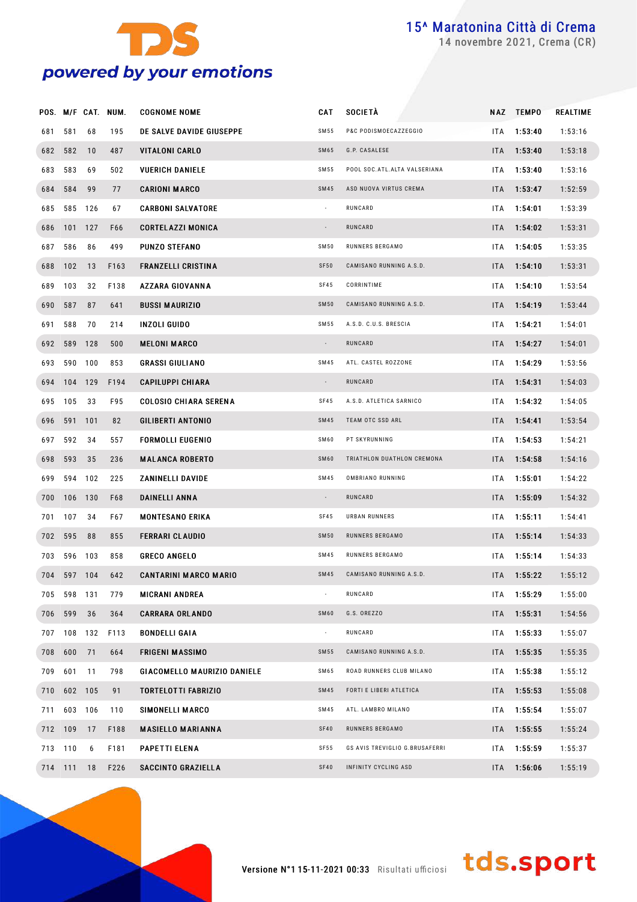# 15^ Maratonina Città di Crema

14 novembre 2021, Crema (CR)

| POS. | M/F | CAT. | NUM. | COGNOME NOME | CAT | SOCIETÀ | NAZ | TEMPO | REALTIME |
|---|---|---|---|---|---|---|---|---|---|
| 681 | 581 | 68 | 195 | DE SALVE DAVIDE GIUSEPPE | SM55 | P&C PODISMOECAZZEGGIO | ITA | 1:53:40 | 1:53:16 |
| 682 | 582 | 10 | 487 | VITALONI CARLO | SM65 | G.P. CASALESE | ITA | 1:53:40 | 1:53:18 |
| 683 | 583 | 69 | 502 | VUERICH DANIELE | SM55 | POOL SOC.ATL.ALTA VALSERIANA | ITA | 1:53:40 | 1:53:16 |
| 684 | 584 | 99 | 77 | CARIONI MARCO | SM45 | ASD NUOVA VIRTUS CREMA | ITA | 1:53:47 | 1:52:59 |
| 685 | 585 | 126 | 67 | CARBONI SALVATORE | - | RUNCARD | ITA | 1:54:01 | 1:53:39 |
| 686 | 101 | 127 | F66 | CORTELAZZI MONICA | - | RUNCARD | ITA | 1:54:02 | 1:53:31 |
| 687 | 586 | 86 | 499 | PUNZO STEFANO | SM50 | RUNNERS BERGAMO | ITA | 1:54:05 | 1:53:35 |
| 688 | 102 | 13 | F163 | FRANZELLI CRISTINA | SF50 | CAMISANO RUNNING A.S.D. | ITA | 1:54:10 | 1:53:31 |
| 689 | 103 | 32 | F138 | AZZARA GIOVANNA | SF45 | CORRINTIME | ITA | 1:54:10 | 1:53:54 |
| 690 | 587 | 87 | 641 | BUSSI MAURIZIO | SM50 | CAMISANO RUNNING A.S.D. | ITA | 1:54:19 | 1:53:44 |
| 691 | 588 | 70 | 214 | INZOLI GUIDO | SM55 | A.S.D. C.U.S. BRESCIA | ITA | 1:54:21 | 1:54:01 |
| 692 | 589 | 128 | 500 | MELONI MARCO | - | RUNCARD | ITA | 1:54:27 | 1:54:01 |
| 693 | 590 | 100 | 853 | GRASSI GIULIANO | SM45 | ATL. CASTEL ROZZONE | ITA | 1:54:29 | 1:53:56 |
| 694 | 104 | 129 | F194 | CAPILUPPI CHIARA | - | RUNCARD | ITA | 1:54:31 | 1:54:03 |
| 695 | 105 | 33 | F95 | COLOSIO CHIARA SERENA | SF45 | A.S.D. ATLETICA SARNICO | ITA | 1:54:32 | 1:54:05 |
| 696 | 591 | 101 | 82 | GILIBERTI ANTONIO | SM45 | TEAM OTC SSD ARL | ITA | 1:54:41 | 1:53:54 |
| 697 | 592 | 34 | 557 | FORMOLLI EUGENIO | SM60 | PT SKYRUNNING | ITA | 1:54:53 | 1:54:21 |
| 698 | 593 | 35 | 236 | MALANCA ROBERTO | SM60 | TRIATHLON DUATHLON CREMONA | ITA | 1:54:58 | 1:54:16 |
| 699 | 594 | 102 | 225 | ZANINELLI DAVIDE | SM45 | OMBRIANO RUNNING | ITA | 1:55:01 | 1:54:22 |
| 700 | 106 | 130 | F68 | DAINELLI ANNA | - | RUNCARD | ITA | 1:55:09 | 1:54:32 |
| 701 | 107 | 34 | F67 | MONTESANO ERIKA | SF45 | URBAN RUNNERS | ITA | 1:55:11 | 1:54:41 |
| 702 | 595 | 88 | 855 | FERRARI CLAUDIO | SM50 | RUNNERS BERGAMO | ITA | 1:55:14 | 1:54:33 |
| 703 | 596 | 103 | 858 | GRECO ANGELO | SM45 | RUNNERS BERGAMO | ITA | 1:55:14 | 1:54:33 |
| 704 | 597 | 104 | 642 | CANTARINI MARCO MARIO | SM45 | CAMISANO RUNNING A.S.D. | ITA | 1:55:22 | 1:55:12 |
| 705 | 598 | 131 | 779 | MICRANI ANDREA | - | RUNCARD | ITA | 1:55:29 | 1:55:00 |
| 706 | 599 | 36 | 364 | CARRARA ORLANDO | SM60 | G.S. OREZZO | ITA | 1:55:31 | 1:54:56 |
| 707 | 108 | 132 | F113 | BONDELLI GAIA | - | RUNCARD | ITA | 1:55:33 | 1:55:07 |
| 708 | 600 | 71 | 664 | FRIGENI MASSIMO | SM55 | CAMISANO RUNNING A.S.D. | ITA | 1:55:35 | 1:55:35 |
| 709 | 601 | 11 | 798 | GIACOMELLO MAURIZIO DANIELE | SM65 | ROAD RUNNERS CLUB MILANO | ITA | 1:55:38 | 1:55:12 |
| 710 | 602 | 105 | 91 | TORTELOTTI FABRIZIO | SM45 | FORTI E LIBERI ATLETICA | ITA | 1:55:53 | 1:55:08 |
| 711 | 603 | 106 | 110 | SIMONELLI MARCO | SM45 | ATL. LAMBRO MILANO | ITA | 1:55:54 | 1:55:07 |
| 712 | 109 | 17 | F188 | MASIELLO MARIANNA | SF40 | RUNNERS BERGAMO | ITA | 1:55:55 | 1:55:24 |
| 713 | 110 | 6 | F181 | PAPETTI ELENA | SF55 | GS AVIS TREVIGLIO G.BRUSAFERRI | ITA | 1:55:59 | 1:55:37 |
| 714 | 111 | 18 | F226 | SACCINTO GRAZIELLA | SF40 | INFINITY CYCLING ASD | ITA | 1:56:06 | 1:55:19 |

Versione N°1 15-11-2021 00:33 Risultati ufficiosi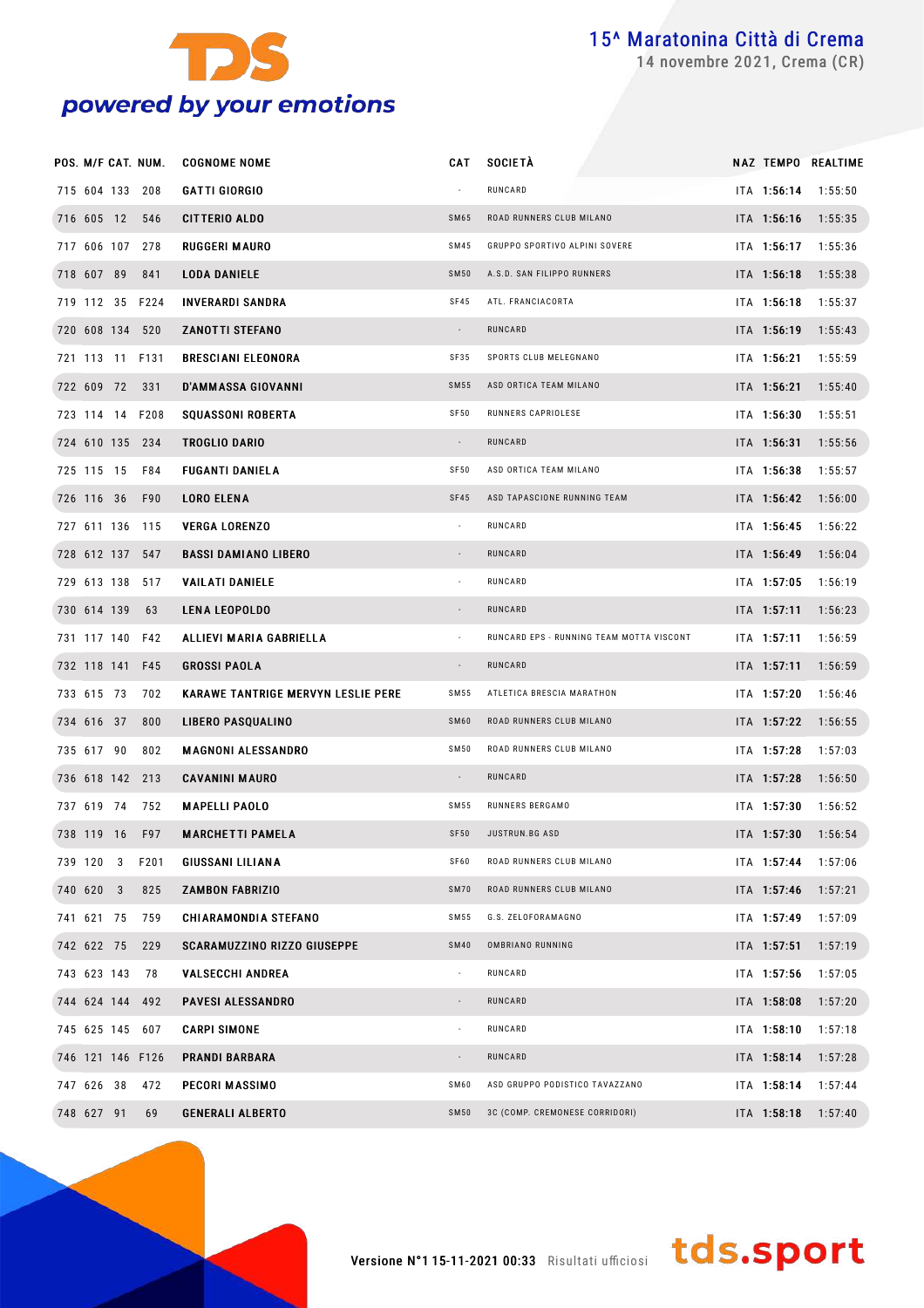# 15^ Maratonina Città di Crema

14 novembre 2021, Crema (CR)

| POS. | M/F | CAT. | NUM. | COGNOME NOME | CAT | SOCIETÀ | NAZ | TEMPO | REALTIME |
|---|---|---|---|---|---|---|---|---|---|
| 715 | 604 | 133 | 208 | GATTI GIORGIO | - | RUNCARD | ITA | 1:56:14 | 1:55:50 |
| 716 | 605 | 12 | 546 | CITTERIO ALDO | SM65 | ROAD RUNNERS CLUB MILANO | ITA | 1:56:16 | 1:55:35 |
| 717 | 606 | 107 | 278 | RUGGERI MAURO | SM45 | GRUPPO SPORTIVO ALPINI SOVERE | ITA | 1:56:17 | 1:55:36 |
| 718 | 607 | 89 | 841 | LODA DANIELE | SM50 | A.S.D. SAN FILIPPO RUNNERS | ITA | 1:56:18 | 1:55:38 |
| 719 | 112 | 35 | F224 | INVERARDI SANDRA | SF45 | ATL. FRANCIACORTA | ITA | 1:56:18 | 1:55:37 |
| 720 | 608 | 134 | 520 | ZANOTTI STEFANO | - | RUNCARD | ITA | 1:56:19 | 1:55:43 |
| 721 | 113 | 11 | F131 | BRESCIANI ELEONORA | SF35 | SPORTS CLUB MELEGNANO | ITA | 1:56:21 | 1:55:59 |
| 722 | 609 | 72 | 331 | D'AMMASSA GIOVANNI | SM55 | ASD ORTICA TEAM MILANO | ITA | 1:56:21 | 1:55:40 |
| 723 | 114 | 14 | F208 | SQUASSONI ROBERTA | SF50 | RUNNERS CAPRIOLESE | ITA | 1:56:30 | 1:55:51 |
| 724 | 610 | 135 | 234 | TROGLIO DARIO | - | RUNCARD | ITA | 1:56:31 | 1:55:56 |
| 725 | 115 | 15 | F84 | FUGANTI DANIELA | SF50 | ASD ORTICA TEAM MILANO | ITA | 1:56:38 | 1:55:57 |
| 726 | 116 | 36 | F90 | LORO ELENA | SF45 | ASD TAPASCIONE RUNNING TEAM | ITA | 1:56:42 | 1:56:00 |
| 727 | 611 | 136 | 115 | VERGA LORENZO | - | RUNCARD | ITA | 1:56:45 | 1:56:22 |
| 728 | 612 | 137 | 547 | BASSI DAMIANO LIBERO | - | RUNCARD | ITA | 1:56:49 | 1:56:04 |
| 729 | 613 | 138 | 517 | VAILATI DANIELE | - | RUNCARD | ITA | 1:57:05 | 1:56:19 |
| 730 | 614 | 139 | 63 | LENA LEOPOLDO | - | RUNCARD | ITA | 1:57:11 | 1:56:23 |
| 731 | 117 | 140 | F42 | ALLIEVI MARIA GABRIELLA | - | RUNCARD EPS - RUNNING TEAM MOTTA VISCONT | ITA | 1:57:11 | 1:56:59 |
| 732 | 118 | 141 | F45 | GROSSI PAOLA | - | RUNCARD | ITA | 1:57:11 | 1:56:59 |
| 733 | 615 | 73 | 702 | KARAWE TANTRIGE MERVYN LESLIE PERE | SM55 | ATLETICA BRESCIA MARATHON | ITA | 1:57:20 | 1:56:46 |
| 734 | 616 | 37 | 800 | LIBERO PASQUALINO | SM60 | ROAD RUNNERS CLUB MILANO | ITA | 1:57:22 | 1:56:55 |
| 735 | 617 | 90 | 802 | MAGNONI ALESSANDRO | SM50 | ROAD RUNNERS CLUB MILANO | ITA | 1:57:28 | 1:57:03 |
| 736 | 618 | 142 | 213 | CAVANINI MAURO | - | RUNCARD | ITA | 1:57:28 | 1:56:50 |
| 737 | 619 | 74 | 752 | MAPELLI PAOLO | SM55 | RUNNERS BERGAMO | ITA | 1:57:30 | 1:56:52 |
| 738 | 119 | 16 | F97 | MARCHETTI PAMELA | SF50 | JUSTRUN.BG ASD | ITA | 1:57:30 | 1:56:54 |
| 739 | 120 | 3 | F201 | GIUSSANI LILIANA | SF60 | ROAD RUNNERS CLUB MILANO | ITA | 1:57:44 | 1:57:06 |
| 740 | 620 | 3 | 825 | ZAMBON FABRIZIO | SM70 | ROAD RUNNERS CLUB MILANO | ITA | 1:57:46 | 1:57:21 |
| 741 | 621 | 75 | 759 | CHIARAMONDIA STEFANO | SM55 | G.S. ZELOFORAMAGNO | ITA | 1:57:49 | 1:57:09 |
| 742 | 622 | 75 | 229 | SCARAMUZZINO RIZZO GIUSEPPE | SM40 | OMBRIANO RUNNING | ITA | 1:57:51 | 1:57:19 |
| 743 | 623 | 143 | 78 | VALSECCHI ANDREA | - | RUNCARD | ITA | 1:57:56 | 1:57:05 |
| 744 | 624 | 144 | 492 | PAVESI ALESSANDRO | - | RUNCARD | ITA | 1:58:08 | 1:57:20 |
| 745 | 625 | 145 | 607 | CARPI SIMONE | - | RUNCARD | ITA | 1:58:10 | 1:57:18 |
| 746 | 121 | 146 | F126 | PRANDI BARBARA | - | RUNCARD | ITA | 1:58:14 | 1:57:28 |
| 747 | 626 | 38 | 472 | PECORI MASSIMO | SM60 | ASD GRUPPO PODISTICO TAVAZZANO | ITA | 1:58:14 | 1:57:44 |
| 748 | 627 | 91 | 69 | GENERALI ALBERTO | SM50 | 3C (COMP. CREMONESE CORRIDORI) | ITA | 1:58:18 | 1:57:40 |

Versione N°1 15-11-2021 00:33 Risultati ufficiosi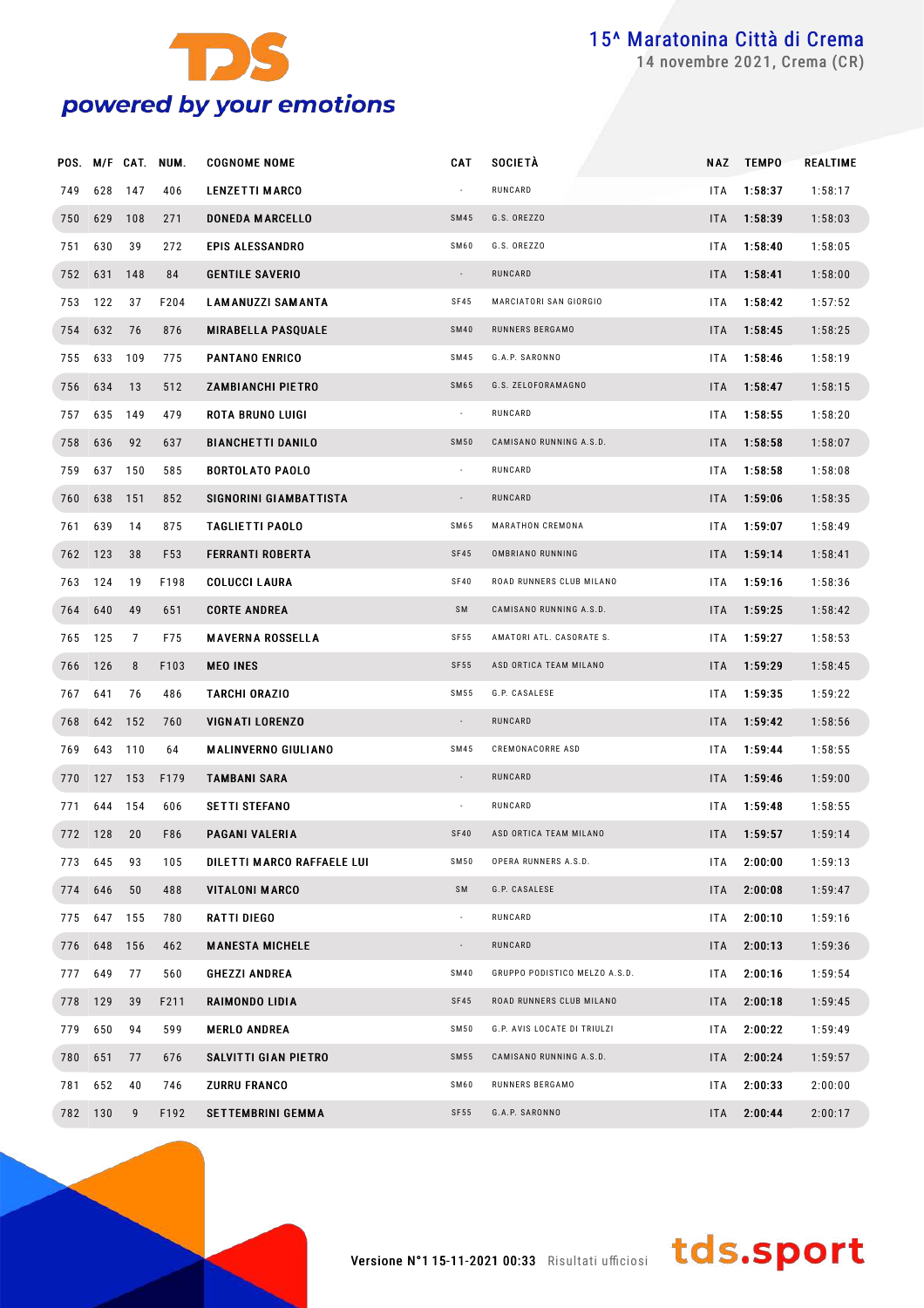# 15^ Maratonina Città di Crema

14 novembre 2021, Crema (CR)

| POS. | M/F | CAT. | NUM. | COGNOME NOME | CAT | SOCIETÀ | NAZ | TEMPO | REALTIME |
|---|---|---|---|---|---|---|---|---|---|
| 749 | 628 | 147 | 406 | LENZETTI MARCO | - | RUNCARD | ITA | 1:58:37 | 1:58:17 |
| 750 | 629 | 108 | 271 | DONEDA MARCELLO | SM45 | G.S. OREZZO | ITA | 1:58:39 | 1:58:03 |
| 751 | 630 | 39 | 272 | EPIS ALESSANDRO | SM60 | G.S. OREZZO | ITA | 1:58:40 | 1:58:05 |
| 752 | 631 | 148 | 84 | GENTILE SAVERIO | - | RUNCARD | ITA | 1:58:41 | 1:58:00 |
| 753 | 122 | 37 | F204 | LAMANUZZI SAMANTA | SF45 | MARCIATORI SAN GIORGIO | ITA | 1:58:42 | 1:57:52 |
| 754 | 632 | 76 | 876 | MIRABELLA PASQUALE | SM40 | RUNNERS BERGAMO | ITA | 1:58:45 | 1:58:25 |
| 755 | 633 | 109 | 775 | PANTANO ENRICO | SM45 | G.A.P. SARONNO | ITA | 1:58:46 | 1:58:19 |
| 756 | 634 | 13 | 512 | ZAMBIANCHI PIETRO | SM65 | G.S. ZELOFORAMAGNO | ITA | 1:58:47 | 1:58:15 |
| 757 | 635 | 149 | 479 | ROTA BRUNO LUIGI | - | RUNCARD | ITA | 1:58:55 | 1:58:20 |
| 758 | 636 | 92 | 637 | BIANCHETTI DANILO | SM50 | CAMISANO RUNNING A.S.D. | ITA | 1:58:58 | 1:58:07 |
| 759 | 637 | 150 | 585 | BORTOLATO PAOLO | - | RUNCARD | ITA | 1:58:58 | 1:58:08 |
| 760 | 638 | 151 | 852 | SIGNORINI GIAMBATTISTA | - | RUNCARD | ITA | 1:59:06 | 1:58:35 |
| 761 | 639 | 14 | 875 | TAGLIETTI PAOLO | SM65 | MARATHON CREMONA | ITA | 1:59:07 | 1:58:49 |
| 762 | 123 | 38 | F53 | FERRANTI ROBERTA | SF45 | OMBRIANO RUNNING | ITA | 1:59:14 | 1:58:41 |
| 763 | 124 | 19 | F198 | COLUCCI LAURA | SF40 | ROAD RUNNERS CLUB MILANO | ITA | 1:59:16 | 1:58:36 |
| 764 | 640 | 49 | 651 | CORTE ANDREA | SM | CAMISANO RUNNING A.S.D. | ITA | 1:59:25 | 1:58:42 |
| 765 | 125 | 7 | F75 | MAVERNA ROSSELLA | SF55 | AMATORI ATL. CASORATE S. | ITA | 1:59:27 | 1:58:53 |
| 766 | 126 | 8 | F103 | MEO INES | SF55 | ASD ORTICA TEAM MILANO | ITA | 1:59:29 | 1:58:45 |
| 767 | 641 | 76 | 486 | TARCHI ORAZIO | SM55 | G.P. CASALESE | ITA | 1:59:35 | 1:59:22 |
| 768 | 642 | 152 | 760 | VIGNATI LORENZO | - | RUNCARD | ITA | 1:59:42 | 1:58:56 |
| 769 | 643 | 110 | 64 | MALINVERNO GIULIANO | SM45 | CREMONACORRE ASD | ITA | 1:59:44 | 1:58:55 |
| 770 | 127 | 153 | F179 | TAMBANI SARA | - | RUNCARD | ITA | 1:59:46 | 1:59:00 |
| 771 | 644 | 154 | 606 | SETTI STEFANO | - | RUNCARD | ITA | 1:59:48 | 1:58:55 |
| 772 | 128 | 20 | F86 | PAGANI VALERIA | SF40 | ASD ORTICA TEAM MILANO | ITA | 1:59:57 | 1:59:14 |
| 773 | 645 | 93 | 105 | DILETTI MARCO RAFFAELE LUI | SM50 | OPERA RUNNERS A.S.D. | ITA | 2:00:00 | 1:59:13 |
| 774 | 646 | 50 | 488 | VITALONI MARCO | SM | G.P. CASALESE | ITA | 2:00:08 | 1:59:47 |
| 775 | 647 | 155 | 780 | RATTI DIEGO | - | RUNCARD | ITA | 2:00:10 | 1:59:16 |
| 776 | 648 | 156 | 462 | MANESTA MICHELE | - | RUNCARD | ITA | 2:00:13 | 1:59:36 |
| 777 | 649 | 77 | 560 | GHEZZI ANDREA | SM40 | GRUPPO PODISTICO MELZO A.S.D. | ITA | 2:00:16 | 1:59:54 |
| 778 | 129 | 39 | F211 | RAIMONDO LIDIA | SF45 | ROAD RUNNERS CLUB MILANO | ITA | 2:00:18 | 1:59:45 |
| 779 | 650 | 94 | 599 | MERLO ANDREA | SM50 | G.P. AVIS LOCATE DI TRIULZI | ITA | 2:00:22 | 1:59:49 |
| 780 | 651 | 77 | 676 | SALVITTI GIAN PIETRO | SM55 | CAMISANO RUNNING A.S.D. | ITA | 2:00:24 | 1:59:57 |
| 781 | 652 | 40 | 746 | ZURRU FRANCO | SM60 | RUNNERS BERGAMO | ITA | 2:00:33 | 2:00:00 |
| 782 | 130 | 9 | F192 | SETTEMBRINI GEMMA | SF55 | G.A.P. SARONNO | ITA | 2:00:44 | 2:00:17 |

Versione N°1 15-11-2021 00:33 Risultati ufficiosi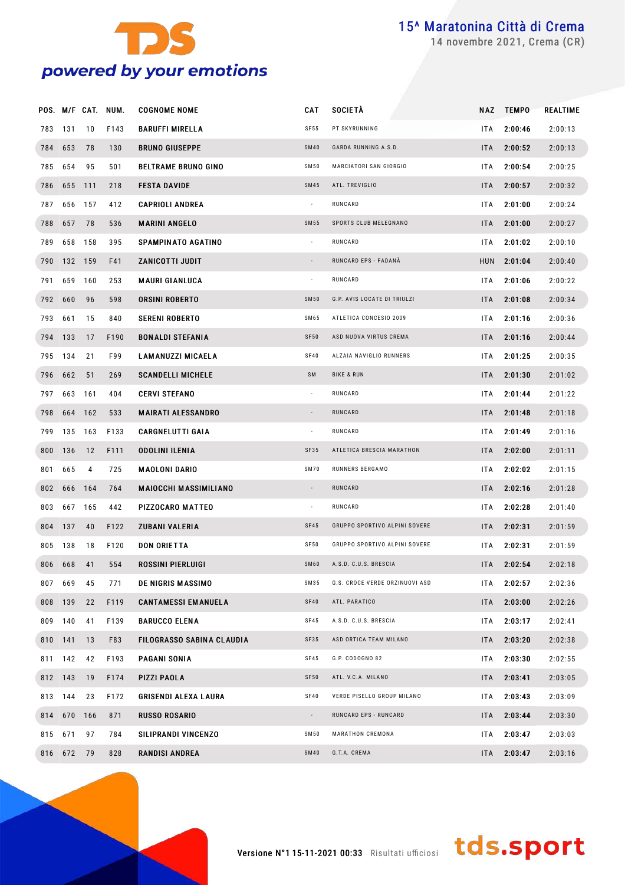# 15^ Maratonina Città di Crema

14 novembre 2021, Crema (CR)

| POS. | M/F | CAT. | NUM. | COGNOME NOME | CAT | SOCIETÀ | NAZ | TEMPO | REALTIME |
|---|---|---|---|---|---|---|---|---|---|
| 783 | 131 | 10 | F143 | BARUFFI MIRELLA | SF55 | PT SKYRUNNING | ITA | 2:00:46 | 2:00:13 |
| 784 | 653 | 78 | 130 | BRUNO GIUSEPPE | SM40 | GARDA RUNNING A.S.D. | ITA | 2:00:52 | 2:00:13 |
| 785 | 654 | 95 | 501 | BELTRAME BRUNO GINO | SM50 | MARCIATORI SAN GIORGIO | ITA | 2:00:54 | 2:00:25 |
| 786 | 655 | 111 | 218 | FESTA DAVIDE | SM45 | ATL. TREVIGLIO | ITA | 2:00:57 | 2:00:32 |
| 787 | 656 | 157 | 412 | CAPRIOLI ANDREA | - | RUNCARD | ITA | 2:01:00 | 2:00:24 |
| 788 | 657 | 78 | 536 | MARINI ANGELO | SM55 | SPORTS CLUB MELEGNANO | ITA | 2:01:00 | 2:00:27 |
| 789 | 658 | 158 | 395 | SPAMPINATO AGATINO | - | RUNCARD | ITA | 2:01:02 | 2:00:10 |
| 790 | 132 | 159 | F41 | ZANICOTTI JUDIT | - | RUNCARD EPS - FADANÀ | HUN | 2:01:04 | 2:00:40 |
| 791 | 659 | 160 | 253 | MAURI GIANLUCA | - | RUNCARD | ITA | 2:01:06 | 2:00:22 |
| 792 | 660 | 96 | 598 | ORSINI ROBERTO | SM50 | G.P. AVIS LOCATE DI TRIULZI | ITA | 2:01:08 | 2:00:34 |
| 793 | 661 | 15 | 840 | SERENI ROBERTO | SM65 | ATLETICA CONCESIO 2009 | ITA | 2:01:16 | 2:00:36 |
| 794 | 133 | 17 | F190 | BONALDI STEFANIA | SF50 | ASD NUOVA VIRTUS CREMA | ITA | 2:01:16 | 2:00:44 |
| 795 | 134 | 21 | F99 | LAMANUZZI MICAELA | SF40 | ALZAIA NAVIGLIO RUNNERS | ITA | 2:01:25 | 2:00:35 |
| 796 | 662 | 51 | 269 | SCANDELLI MICHELE | SM | BIKE & RUN | ITA | 2:01:30 | 2:01:02 |
| 797 | 663 | 161 | 404 | CERVI STEFANO | - | RUNCARD | ITA | 2:01:44 | 2:01:22 |
| 798 | 664 | 162 | 533 | MAIRATI ALESSANDRO | - | RUNCARD | ITA | 2:01:48 | 2:01:18 |
| 799 | 135 | 163 | F133 | CARGNELUTTI GAIA | - | RUNCARD | ITA | 2:01:49 | 2:01:16 |
| 800 | 136 | 12 | F111 | ODOLINI ILENIA | SF35 | ATLETICA BRESCIA MARATHON | ITA | 2:02:00 | 2:01:11 |
| 801 | 665 | 4 | 725 | MAOLONI DARIO | SM70 | RUNNERS BERGAMO | ITA | 2:02:02 | 2:01:15 |
| 802 | 666 | 164 | 764 | MAIOCCHI MASSIMILIANO | - | RUNCARD | ITA | 2:02:16 | 2:01:28 |
| 803 | 667 | 165 | 442 | PIZZOCARO MATTEO | - | RUNCARD | ITA | 2:02:28 | 2:01:40 |
| 804 | 137 | 40 | F122 | ZUBANI VALERIA | SF45 | GRUPPO SPORTIVO ALPINI SOVERE | ITA | 2:02:31 | 2:01:59 |
| 805 | 138 | 18 | F120 | DON ORIETTA | SF50 | GRUPPO SPORTIVO ALPINI SOVERE | ITA | 2:02:31 | 2:01:59 |
| 806 | 668 | 41 | 554 | ROSSINI PIERLUIGI | SM60 | A.S.D. C.U.S. BRESCIA | ITA | 2:02:54 | 2:02:18 |
| 807 | 669 | 45 | 771 | DE NIGRIS MASSIMO | SM35 | G.S. CROCE VERDE ORZINUOVI ASD | ITA | 2:02:57 | 2:02:36 |
| 808 | 139 | 22 | F119 | CANTAMESSI EMANUELA | SF40 | ATL. PARATICO | ITA | 2:03:00 | 2:02:26 |
| 809 | 140 | 41 | F139 | BARUCCO ELENA | SF45 | A.S.D. C.U.S. BRESCIA | ITA | 2:03:17 | 2:02:41 |
| 810 | 141 | 13 | F83 | FILOGRASSO SABINA CLAUDIA | SF35 | ASD ORTICA TEAM MILANO | ITA | 2:03:20 | 2:02:38 |
| 811 | 142 | 42 | F193 | PAGANI SONIA | SF45 | G.P. CODOGNO 82 | ITA | 2:03:30 | 2:02:55 |
| 812 | 143 | 19 | F174 | PIZZI PAOLA | SF50 | ATL. V.C.A. MILANO | ITA | 2:03:41 | 2:03:05 |
| 813 | 144 | 23 | F172 | GRISENDI ALEXA LAURA | SF40 | VERDE PISELLO GROUP MILANO | ITA | 2:03:43 | 2:03:09 |
| 814 | 670 | 166 | 871 | RUSSO ROSARIO | - | RUNCARD EPS - RUNCARD | ITA | 2:03:44 | 2:03:30 |
| 815 | 671 | 97 | 784 | SILIPRANDI VINCENZO | SM50 | MARATHON CREMONA | ITA | 2:03:47 | 2:03:03 |
| 816 | 672 | 79 | 828 | RANDISI ANDREA | SM40 | G.T.A. CREMA | ITA | 2:03:47 | 2:03:16 |

Versione N°1 15-11-2021 00:33 Risultati ufficiosi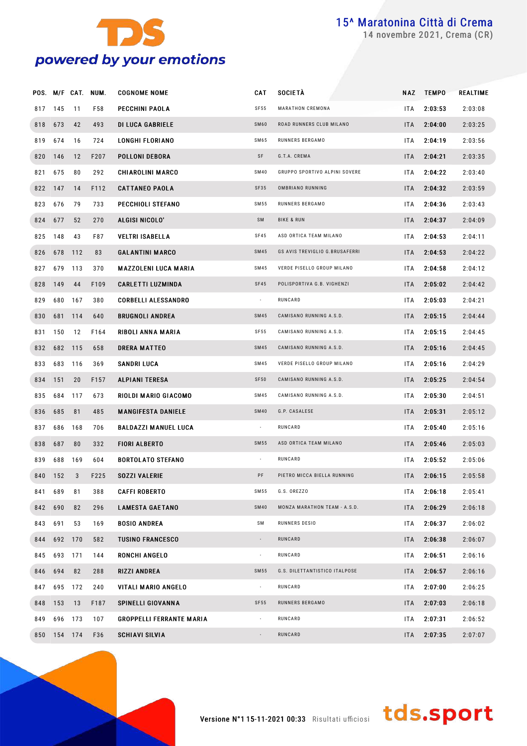# 15^ Maratonina Città di Crema

14 novembre 2021, Crema (CR)

| POS. | M/F | CAT. | NUM. | COGNOME NOME | CAT | SOCIETÀ | NAZ | TEMPO | REALTIME |
|---|---|---|---|---|---|---|---|---|---|
| 817 | 145 | 11 | F58 | PECCHINI PAOLA | SF55 | MARATHON CREMONA | ITA | 2:03:53 | 2:03:08 |
| 818 | 673 | 42 | 493 | DI LUCA GABRIELE | SM60 | ROAD RUNNERS CLUB MILANO | ITA | 2:04:00 | 2:03:25 |
| 819 | 674 | 16 | 724 | LONGHI FLORIANO | SM65 | RUNNERS BERGAMO | ITA | 2:04:19 | 2:03:56 |
| 820 | 146 | 12 | F207 | POLLONI DEBORA | SF | G.T.A. CREMA | ITA | 2:04:21 | 2:03:35 |
| 821 | 675 | 80 | 292 | CHIAROLINI MARCO | SM40 | GRUPPO SPORTIVO ALPINI SOVERE | ITA | 2:04:22 | 2:03:40 |
| 822 | 147 | 14 | F112 | CATTANEO PAOLA | SF35 | OMBRIANO RUNNING | ITA | 2:04:32 | 2:03:59 |
| 823 | 676 | 79 | 733 | PECCHIOLI STEFANO | SM55 | RUNNERS BERGAMO | ITA | 2:04:36 | 2:03:43 |
| 824 | 677 | 52 | 270 | ALGISI NICOLO' | SM | BIKE & RUN | ITA | 2:04:37 | 2:04:09 |
| 825 | 148 | 43 | F87 | VELTRI ISABELLA | SF45 | ASD ORTICA TEAM MILANO | ITA | 2:04:53 | 2:04:11 |
| 826 | 678 | 112 | 83 | GALANTINI MARCO | SM45 | GS AVIS TREVIGLIO G.BRUSAFERRI | ITA | 2:04:53 | 2:04:22 |
| 827 | 679 | 113 | 370 | MAZZOLENI LUCA MARIA | SM45 | VERDE PISELLO GROUP MILANO | ITA | 2:04:58 | 2:04:12 |
| 828 | 149 | 44 | F109 | CARLETTI LUZMINDA | SF45 | POLISPORTIVA G.B. VIGHENZI | ITA | 2:05:02 | 2:04:42 |
| 829 | 680 | 167 | 380 | CORBELLI ALESSANDRO | - | RUNCARD | ITA | 2:05:03 | 2:04:21 |
| 830 | 681 | 114 | 640 | BRUGNOLI ANDREA | SM45 | CAMISANO RUNNING A.S.D. | ITA | 2:05:15 | 2:04:44 |
| 831 | 150 | 12 | F164 | RIBOLI ANNA MARIA | SF55 | CAMISANO RUNNING A.S.D. | ITA | 2:05:15 | 2:04:45 |
| 832 | 682 | 115 | 658 | DRERA MATTEO | SM45 | CAMISANO RUNNING A.S.D. | ITA | 2:05:16 | 2:04:45 |
| 833 | 683 | 116 | 369 | SANDRI LUCA | SM45 | VERDE PISELLO GROUP MILANO | ITA | 2:05:16 | 2:04:29 |
| 834 | 151 | 20 | F157 | ALPIANI TERESA | SF50 | CAMISANO RUNNING A.S.D. | ITA | 2:05:25 | 2:04:54 |
| 835 | 684 | 117 | 673 | RIOLDI MARIO GIACOMO | SM45 | CAMISANO RUNNING A.S.D. | ITA | 2:05:30 | 2:04:51 |
| 836 | 685 | 81 | 485 | MANGIFESTA DANIELE | SM40 | G.P. CASALESE | ITA | 2:05:31 | 2:05:12 |
| 837 | 686 | 168 | 706 | BALDAZZI MANUEL LUCA | - | RUNCARD | ITA | 2:05:40 | 2:05:16 |
| 838 | 687 | 80 | 332 | FIORI ALBERTO | SM55 | ASD ORTICA TEAM MILANO | ITA | 2:05:46 | 2:05:03 |
| 839 | 688 | 169 | 604 | BORTOLATO STEFANO | - | RUNCARD | ITA | 2:05:52 | 2:05:06 |
| 840 | 152 | 3 | F225 | SOZZI VALERIE | PF | PIETRO MICCA BIELLA RUNNING | ITA | 2:06:15 | 2:05:58 |
| 841 | 689 | 81 | 388 | CAFFI ROBERTO | SM55 | G.S. OREZZO | ITA | 2:06:18 | 2:05:41 |
| 842 | 690 | 82 | 296 | LAMESTA GAETANO | SM40 | MONZA MARATHON TEAM - A.S.D. | ITA | 2:06:29 | 2:06:18 |
| 843 | 691 | 53 | 169 | BOSIO ANDREA | SM | RUNNERS DESIO | ITA | 2:06:37 | 2:06:02 |
| 844 | 692 | 170 | 582 | TUSINO FRANCESCO | - | RUNCARD | ITA | 2:06:38 | 2:06:07 |
| 845 | 693 | 171 | 144 | RONCHI ANGELO | - | RUNCARD | ITA | 2:06:51 | 2:06:16 |
| 846 | 694 | 82 | 288 | RIZZI ANDREA | SM55 | G.S. DILETTANTISTICO ITALPOSE | ITA | 2:06:57 | 2:06:16 |
| 847 | 695 | 172 | 240 | VITALI MARIO ANGELO | - | RUNCARD | ITA | 2:07:00 | 2:06:25 |
| 848 | 153 | 13 | F187 | SPINELLI GIOVANNA | SF55 | RUNNERS BERGAMO | ITA | 2:07:03 | 2:06:18 |
| 849 | 696 | 173 | 107 | GROPPELLI FERRANTE MARIA | - | RUNCARD | ITA | 2:07:31 | 2:06:52 |
| 850 | 154 | 174 | F36 | SCHIAVI SILVIA | - | RUNCARD | ITA | 2:07:35 | 2:07:07 |

Versione N°1 15-11-2021 00:33 Risultati ufficiosi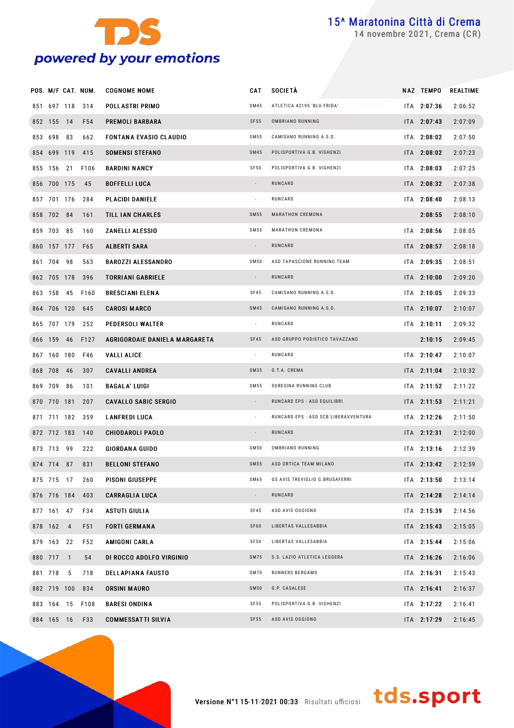# 15^ Maratonina Città di Crema

14 novembre 2021, Crema (CR)

| POS. | M/F | CAT. | NUM. | COGNOME NOME | CAT | SOCIETÀ | NAZ | TEMPO | REALTIME |
|---|---|---|---|---|---|---|---|---|---|
| 851 | 697 | 118 | 314 | POLLASTRI PRIMO | SM45 | ATLETICA 42195 'BLU FRIDA' | ITA | **2:07:36** | 2:06:52 |
| 852 | 155 | 14 | F54 | PREMOLI BARBARA | SF55 | OMBRIANO RUNNING | ITA | **2:07:43** | 2:07:09 |
| 853 | 698 | 83 | 662 | FONTANA EVASIO CLAUDIO | SM55 | CAMISANO RUNNING A.S.D. | ITA | **2:08:02** | 2:07:50 |
| 854 | 699 | 119 | 415 | SOMENSI STEFANO | SM45 | POLISPORTIVA G.B. VIGHENZI | ITA | **2:08:02** | 2:07:23 |
| 855 | 156 | 21 | F106 | BARDINI NANCY | SF50 | POLISPORTIVA G.B. VIGHENZI | ITA | **2:08:03** | 2:07:25 |
| 856 | 700 | 175 | 45 | BOFFELLI LUCA | - | RUNCARD | ITA | **2:08:32** | 2:07:38 |
| 857 | 701 | 176 | 284 | PLACIDI DANIELE | - | RUNCARD | ITA | **2:08:40** | 2:08:13 |
| 858 | 702 | 84 | 161 | TILL IAN CHARLES | SM55 | MARATHON CREMONA | | **2:08:55** | 2:08:10 |
| 859 | 703 | 85 | 160 | ZANELLI ALESSIO | SM55 | MARATHON CREMONA | ITA | **2:08:56** | 2:08:05 |
| 860 | 157 | 177 | F65 | ALBERTI SARA | - | RUNCARD | ITA | **2:08:57** | 2:08:18 |
| 861 | 704 | 98 | 563 | BAROZZI ALESSANDRO | SM50 | ASD TAPASCIONE RUNNING TEAM | ITA | **2:09:35** | 2:08:51 |
| 862 | 705 | 178 | 396 | TORRIANI GABRIELE | - | RUNCARD | ITA | **2:10:00** | 2:09:20 |
| 863 | 158 | 45 | F160 | BRESCIANI ELENA | SF45 | CAMISANO RUNNING A.S.D. | ITA | **2:10:05** | 2:09:33 |
| 864 | 706 | 120 | 645 | CAROSI MARCO | SM45 | CAMISANO RUNNING A.S.D. | ITA | **2:10:07** | 2:10:07 |
| 865 | 707 | 179 | 252 | PEDERSOLI WALTER | - | RUNCARD | ITA | **2:10:11** | 2:09:32 |
| 866 | 159 | 46 | F127 | AGRIGOROAIE DANIELA MARGARETA | SF45 | ASD GRUPPO PODISTICO TAVAZZANO | | **2:10:15** | 2:09:45 |
| 867 | 160 | 180 | F46 | VALLI ALICE | - | RUNCARD | ITA | **2:10:47** | 2:10:07 |
| 868 | 708 | 46 | 307 | CAVALLI ANDREA | SM35 | G.T.A. CREMA | ITA | **2:11:04** | 2:10:32 |
| 869 | 709 | 86 | 101 | BAGALA' LUIGI | SM55 | SORESINA RUNNING CLUB | ITA | **2:11:52** | 2:11:22 |
| 870 | 710 | 181 | 207 | CAVALLO SABIC SERGIO | - | RUNCARD EPS - ASD EQUILIBRI | ITA | **2:11:53** | 2:11:21 |
| 871 | 711 | 182 | 359 | LANFREDI LUCA | - | RUNCARD EPS - ASD SCB LIBERAVVENTURA | ITA | **2:12:26** | 2:11:50 |
| 872 | 712 | 183 | 140 | CHIODAROLI PAOLO | - | RUNCARD | ITA | **2:12:31** | 2:12:00 |
| 873 | 713 | 99 | 222 | GIORDANA GUIDO | SM50 | OMBRIANO RUNNING | ITA | **2:13:16** | 2:12:39 |
| 874 | 714 | 87 | 831 | BELLONI STEFANO | SM55 | ASD ORTICA TEAM MILANO | ITA | **2:13:42** | 2:12:59 |
| 875 | 715 | 17 | 260 | PISONI GIUSEPPE | SM65 | GS AVIS TREVIGLIO G.BRUSAFERRI | ITA | **2:13:50** | 2:13:14 |
| 876 | 716 | 184 | 403 | CARRAGLIA LUCA | - | RUNCARD | ITA | **2:14:28** | 2:14:14 |
| 877 | 161 | 47 | F34 | ASTUTI GIULIA | SF45 | ASD AVIS OGGIONO | ITA | **2:15:39** | 2:14:56 |
| 878 | 162 | 4 | F51 | FORTI GERMANA | SF60 | LIBERTAS VALLESABBIA | ITA | **2:15:43** | 2:15:05 |
| 879 | 163 | 22 | F52 | AMIGONI CARLA | SF50 | LIBERTAS VALLESABBIA | ITA | **2:15:44** | 2:15:06 |
| 880 | 717 | 1 | 54 | DI ROCCO ADOLFO VIRGINIO | SM75 | S.S. LAZIO ATLETICA LEGGERA | ITA | **2:16:26** | 2:16:06 |
| 881 | 718 | 5 | 718 | DELLAPIANA FAUSTO | SM70 | RUNNERS BERGAMO | ITA | **2:16:31** | 2:15:43 |
| 882 | 719 | 100 | 834 | ORSINI MAURO | SM50 | G.P. CASALESE | ITA | **2:16:41** | 2:16:37 |
| 883 | 164 | 15 | F108 | BARESI ONDINA | SF55 | POLISPORTIVA G.B. VIGHENZI | ITA | **2:17:22** | 2:16:41 |
| 884 | 165 | 16 | F33 | COMMESSATTI SILVIA | SF55 | ASD AVIS OGGIONO | ITA | **2:17:29** | 2:16:45 |

Versione N°1 15-11-2021 00:33 Risultati ufficiosi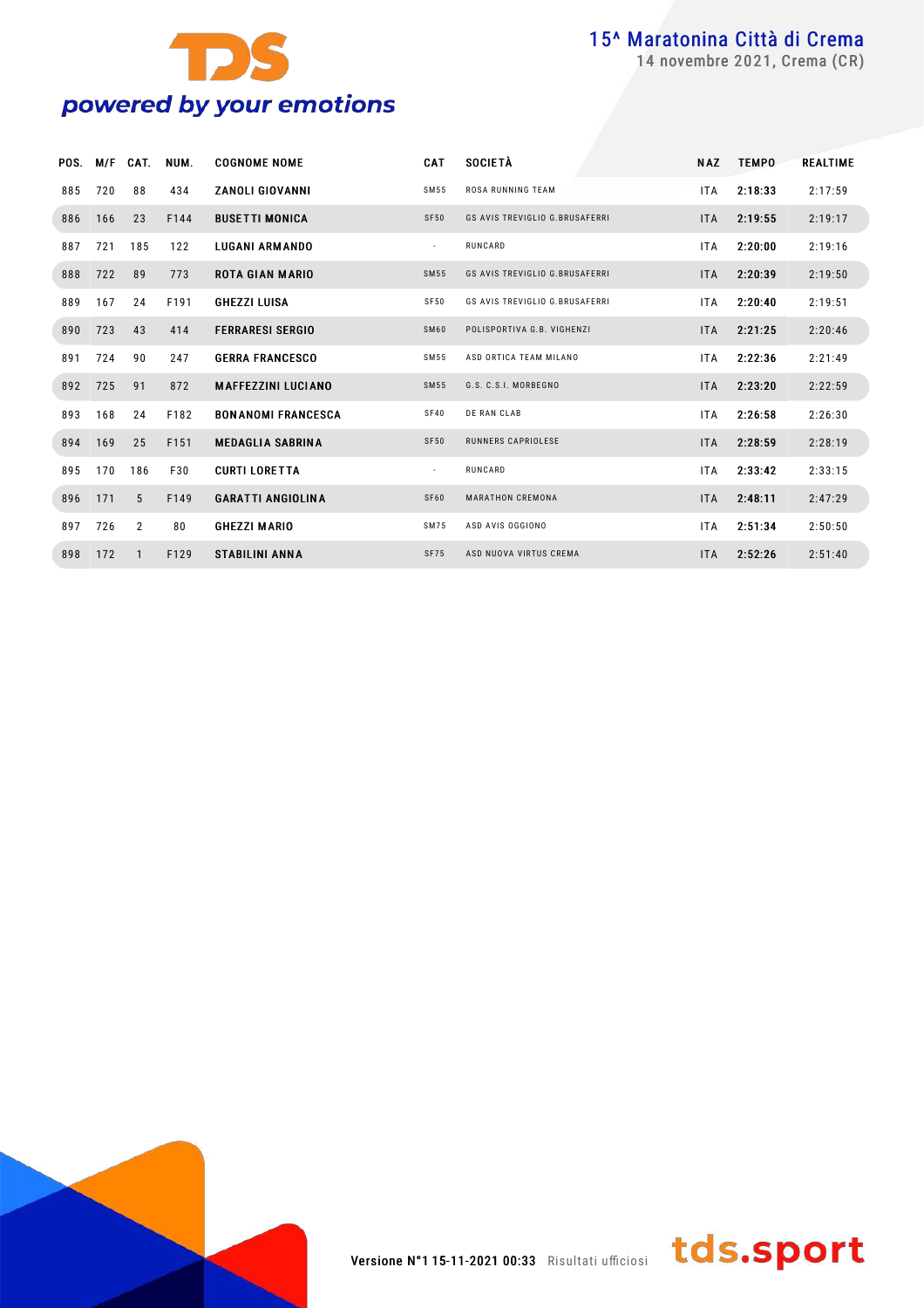# 15^ Maratonina Città di Crema

14 novembre 2021, Crema (CR)

| POS. | M/F | CAT. | NUM. | COGNOME NOME | CAT | SOCIETÀ | NAZ | TEMPO | REALTIME |
|---|---|---|---|---|---|---|---|---|---|
| 885 | 720 | 88 | 434 | **ZANOLI GIOVANNI** | SM55 | ROSA RUNNING TEAM | ITA | **2:18:33** | 2:17:59 |
| 886 | 166 | 23 | F144 | **BUSETTI MONICA** | SF50 | GS AVIS TREVIGLIO G.BRUSAFERRI | ITA | **2:19:55** | 2:19:17 |
| 887 | 721 | 185 | 122 | **LUGANI ARMANDO** | - | RUNCARD | ITA | **2:20:00** | 2:19:16 |
| 888 | 722 | 89 | 773 | **ROTA GIAN MARIO** | SM55 | GS AVIS TREVIGLIO G.BRUSAFERRI | ITA | **2:20:39** | 2:19:50 |
| 889 | 167 | 24 | F191 | **GHEZZI LUISA** | SF50 | GS AVIS TREVIGLIO G.BRUSAFERRI | ITA | **2:20:40** | 2:19:51 |
| 890 | 723 | 43 | 414 | **FERRARESI SERGIO** | SM60 | POLISPORTIVA G.B. VIGHENZI | ITA | **2:21:25** | 2:20:46 |
| 891 | 724 | 90 | 247 | **GERRA FRANCESCO** | SM55 | ASD ORTICA TEAM MILANO | ITA | **2:22:36** | 2:21:49 |
| 892 | 725 | 91 | 872 | **MAFFEZZINI LUCIANO** | SM55 | G.S. C.S.I. MORBEGNO | ITA | **2:23:20** | 2:22:59 |
| 893 | 168 | 24 | F182 | **BONANOMI FRANCESCA** | SF40 | DE RAN CLAB | ITA | **2:26:58** | 2:26:30 |
| 894 | 169 | 25 | F151 | **MEDAGLIA SABRINA** | SF50 | RUNNERS CAPRIOLESE | ITA | **2:28:59** | 2:28:19 |
| 895 | 170 | 186 | F30 | **CURTI LORETTA** | - | RUNCARD | ITA | **2:33:42** | 2:33:15 |
| 896 | 171 | 5 | F149 | **GARATTI ANGIOLINA** | SF60 | MARATHON CREMONA | ITA | **2:48:11** | 2:47:29 |
| 897 | 726 | 2 | 80 | **GHEZZI MARIO** | SM75 | ASD AVIS OGGIONO | ITA | **2:51:34** | 2:50:50 |
| 898 | 172 | 1 | F129 | **STABILINI ANNA** | SF75 | ASD NUOVA VIRTUS CREMA | ITA | **2:52:26** | 2:51:40 |

Versione N°1 15-11-2021 00:33 Risultati ufficiosi